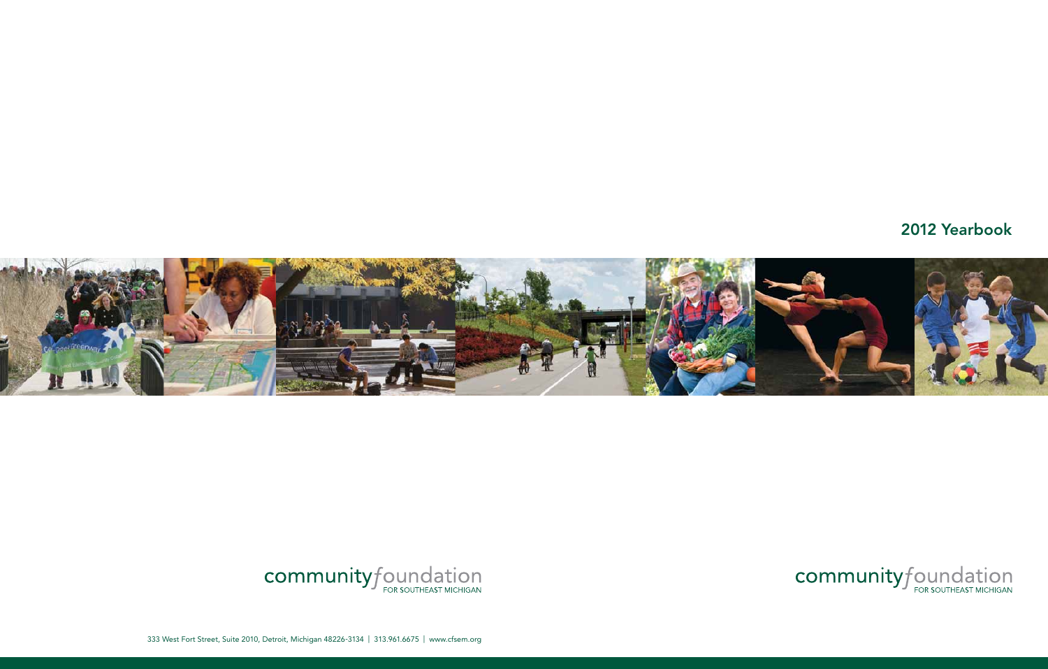# 2012 Yearbook

community*f*oundation
FOR SOUTHEAST MICHIGAN

community*f*oundation
FOR SOUTHEAST MICHIGAN

333 West Fort Street, Suite 2010, Detroit, Michigan 48226-3134 | 313.961.6675 | www.cfsem.org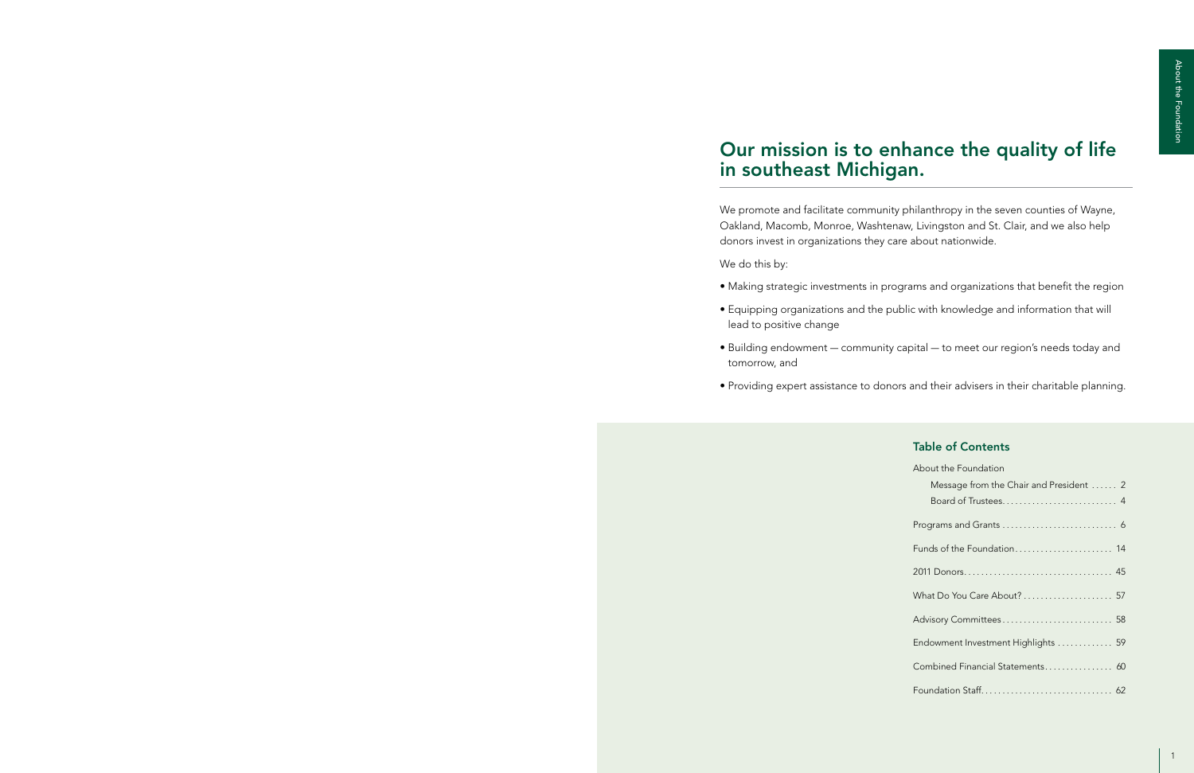# Our mission is to enhance the quality of life in southeast Michigan.

We promote and facilitate community philanthropy in the seven counties of Wayne, Oakland, Macomb, Monroe, Washtenaw, Livingston and St. Clair, and we also help donors invest in organizations they care about nationwide.

We do this by:

- Making strategic investments in programs and organizations that benefit the region
- Equipping organizations and the public with knowledge and information that will lead to positive change
- Building endowment — community capital — to meet our region's needs today and tomorrow, and
- Providing expert assistance to donors and their advisers in their charitable planning.

## Table of Contents

About the Foundation
- Message from the Chair and President ...... 2
- Board of Trustees.......................... 4

Programs and Grants .......................... 6

Funds of the Foundation....................... 14

2011 Donors.................................. 45

What Do You Care About? ..................... 57

Advisory Committees.......................... 58

Endowment Investment Highlights ............. 59

Combined Financial Statements................ 60

Foundation Staff............................. 62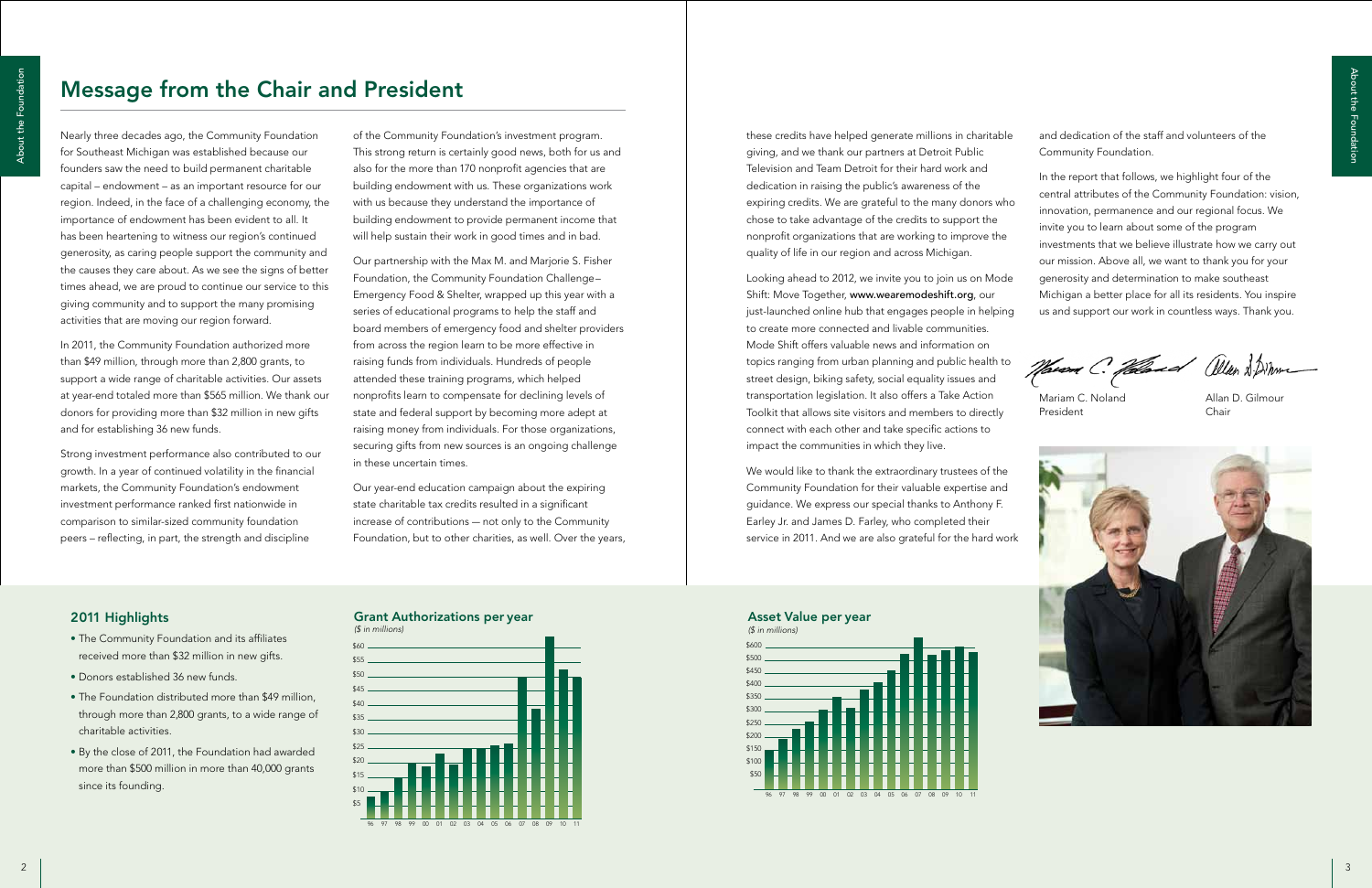# Message from the Chair and President

Nearly three decades ago, the Community Foundation for Southeast Michigan was established because our founders saw the need to build permanent charitable capital – endowment – as an important resource for our region. Indeed, in the face of a challenging economy, the importance of endowment has been evident to all. It has been heartening to witness our region's continued generosity, as caring people support the community and the causes they care about. As we see the signs of better times ahead, we are proud to continue our service to this giving community and to support the many promising activities that are moving our region forward.

In 2011, the Community Foundation authorized more than $49 million, through more than 2,800 grants, to support a wide range of charitable activities. Our assets at year-end totaled more than $565 million. We thank our donors for providing more than $32 million in new gifts and for establishing 36 new funds.

Strong investment performance also contributed to our growth. In a year of continued volatility in the financial markets, the Community Foundation's endowment investment performance ranked first nationwide in comparison to similar-sized community foundation peers – reflecting, in part, the strength and discipline of the Community Foundation's investment program. This strong return is certainly good news, both for us and also for the more than 170 nonprofit agencies that are building endowment with us. These organizations work with us because they understand the importance of building endowment to provide permanent income that will help sustain their work in good times and in bad.

Our partnership with the Max M. and Marjorie S. Fisher Foundation, the Community Foundation Challenge– Emergency Food & Shelter, wrapped up this year with a series of educational programs to help the staff and board members of emergency food and shelter providers from across the region learn to be more effective in raising funds from individuals. Hundreds of people attended these training programs, which helped nonprofits learn to compensate for declining levels of state and federal support by becoming more adept at raising money from individuals. For those organizations, securing gifts from new sources is an ongoing challenge in these uncertain times.

Our year-end education campaign about the expiring state charitable tax credits resulted in a significant increase of contributions — not only to the Community Foundation, but to other charities, as well. Over the years, these credits have helped generate millions in charitable giving, and we thank our partners at Detroit Public Television and Team Detroit for their hard work and dedication in raising the public's awareness of the expiring credits. We are grateful to the many donors who chose to take advantage of the credits to support the nonprofit organizations that are working to improve the quality of life in our region and across Michigan.

Looking ahead to 2012, we invite you to join us on Mode Shift: Move Together, www.wearemodeshift.org, our just-launched online hub that engages people in helping to create more connected and livable communities. Mode Shift offers valuable news and information on topics ranging from urban planning and public health to street design, biking safety, social equality issues and transportation legislation. It also offers a Take Action Toolkit that allows site visitors and members to directly connect with each other and take specific actions to impact the communities in which they live.

We would like to thank the extraordinary trustees of the Community Foundation for their valuable expertise and guidance. We express our special thanks to Anthony F. Earley Jr. and James D. Farley, who completed their service in 2011. And we are also grateful for the hard work and dedication of the staff and volunteers of the Community Foundation.

In the report that follows, we highlight four of the central attributes of the Community Foundation: vision, innovation, permanence and our regional focus. We invite you to learn about some of the program investments that we believe illustrate how we carry out our mission. Above all, we want to thank you for your generosity and determination to make southeast Michigan a better place for all its residents. You inspire us and support our work in countless ways. Thank you.

Mariam C. Noland
President

Allan D. Gilmour
Chair

## 2011 Highlights

- The Community Foundation and its affiliates received more than $32 million in new gifts.
- Donors established 36 new funds.
- The Foundation distributed more than $49 million, through more than 2,800 grants, to a wide range of charitable activities.
- By the close of 2011, the Foundation had awarded more than $500 million in more than 40,000 grants since its founding.

## Grant Authorizations per year

*($ in millions)*

## Asset Value per year

*($ in millions)*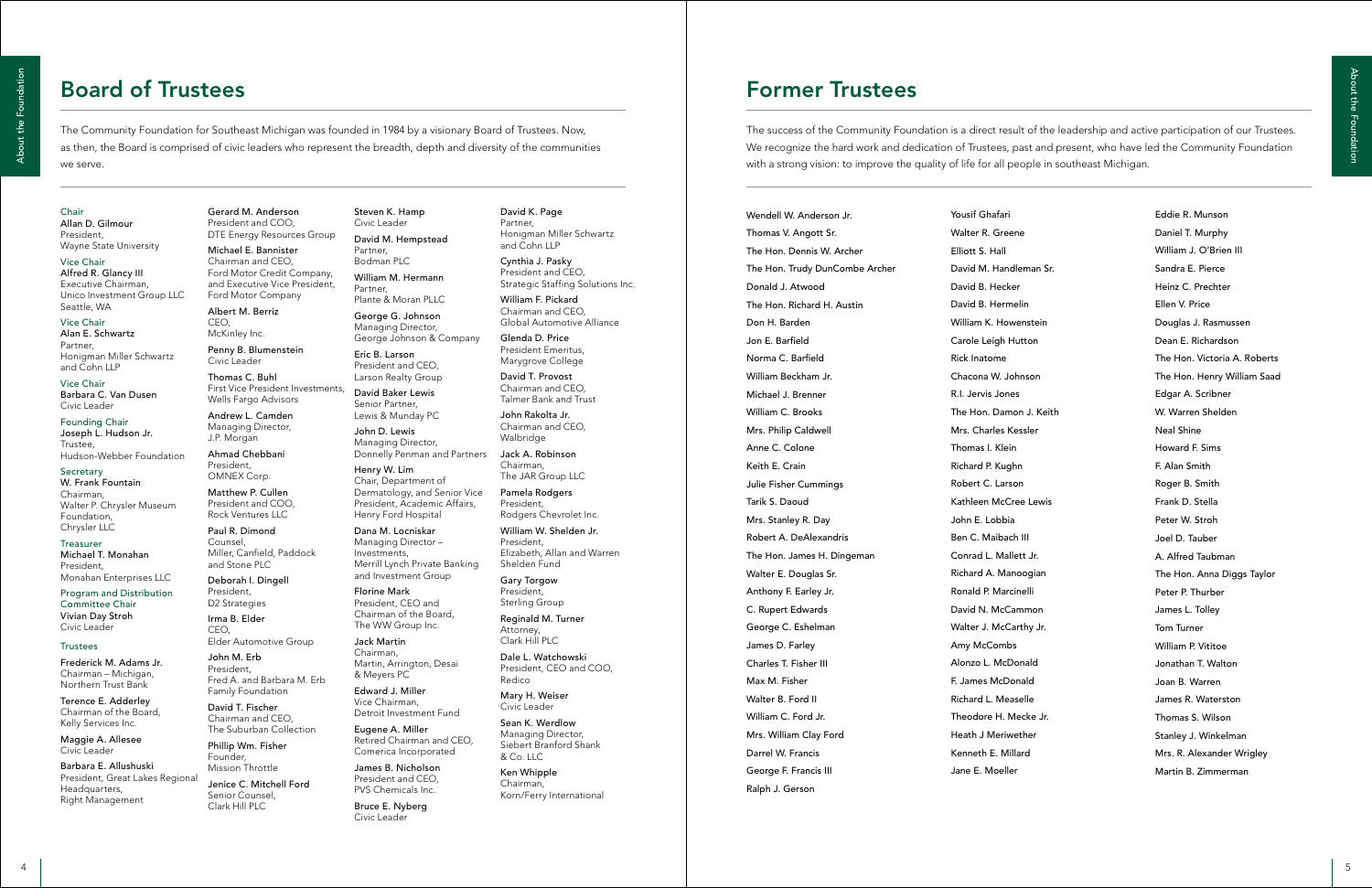# Board of Trustees

The Community Foundation for Southeast Michigan was founded in 1984 by a visionary Board of Trustees. Now, as then, the Board is comprised of civic leaders who represent the breadth, depth and diversity of the communities we serve.

Chair
**Allan D. Gilmour**
President,
Wayne State University

Vice Chair
**Alfred R. Glancy III**
Executive Chairman,
Unico Investment Group LLC
Seattle, WA

Vice Chair
**Alan E. Schwartz**
Partner,
Honigman Miller Schwartz and Cohn LLP

Vice Chair
**Barbara C. Van Dusen**
Civic Leader

Founding Chair
**Joseph L. Hudson Jr.**
Trustee,
Hudson-Webber Foundation

Secretary
**W. Frank Fountain**
Chairman,
Walter P. Chrysler Museum Foundation,
Chrysler LLC

Treasurer
**Michael T. Monahan**
President,
Monahan Enterprises LLC

Program and Distribution Committee Chair
**Vivian Day Stroh**
Civic Leader

Trustees

**Frederick M. Adams Jr.**
Chairman – Michigan,
Northern Trust Bank

**Terence E. Adderley**
Chairman of the Board,
Kelly Services Inc.

**Maggie A. Allesee**
Civic Leader

**Barbara E. Allushuski**
President, Great Lakes Regional Headquarters,
Right Management

**Gerard M. Anderson**
President and COO,
DTE Energy Resources Group

**Michael E. Bannister**
Chairman and CEO,
Ford Motor Credit Company,
and Executive Vice President,
Ford Motor Company

**Albert M. Berriz**
CEO,
McKinley Inc.

**Penny B. Blumenstein**
Civic Leader

**Thomas C. Buhl**
First Vice President Investments,
Wells Fargo Advisors

**Andrew L. Camden**
Managing Director,
J.P. Morgan

**Ahmad Chebbani**
President,
OMNEX Corp.

**Matthew P. Cullen**
President and COO,
Rock Ventures LLC

**Paul R. Dimond**
Counsel,
Miller, Canfield, Paddock and Stone PLC

**Deborah I. Dingell**
President,
D2 Strategies

**Irma B. Elder**
CEO,
Elder Automotive Group

**John M. Erb**
President,
Fred A. and Barbara M. Erb Family Foundation

**David T. Fischer**
Chairman and CEO,
The Suburban Collection

**Phillip Wm. Fisher**
Founder,
Mission Throttle

**Jenice C. Mitchell Ford**
Senior Counsel,
Clark Hill PLC

**Steven K. Hamp**
Civic Leader

**David M. Hempstead**
Partner,
Bodman PLC

**William M. Hermann**
Partner,
Plante & Moran PLLC

**George G. Johnson**
Managing Director,
George Johnson & Company

**Eric B. Larson**
President and CEO,
Larson Realty Group

**David Baker Lewis**
Senior Partner,
Lewis & Munday PC

**John D. Lewis**
Managing Director,
Donnelly Penman and Partners

**Henry W. Lim**
Chair, Department of Dermatology, and Senior Vice President, Academic Affairs,
Henry Ford Hospital

**Dana M. Locniskar**
Managing Director – Investments,
Merrill Lynch Private Banking and Investment Group

**Florine Mark**
President, CEO and Chairman of the Board,
The WW Group Inc.

**Jack Martin**
Chairman,
Martin, Arrington, Desai & Meyers PC

**Edward J. Miller**
Vice Chairman,
Detroit Investment Fund

**Eugene A. Miller**
Retired Chairman and CEO,
Comerica Incorporated

**James B. Nicholson**
President and CEO,
PVS Chemicals Inc.

**Bruce E. Nyberg**
Civic Leader

**David K. Page**
Partner,
Honigman Miller Schwartz and Cohn LLP

**Cynthia J. Pasky**
President and CEO,
Strategic Staffing Solutions Inc.

**William F. Pickard**
Chairman and CEO,
Global Automotive Alliance

**Glenda D. Price**
President Emeritus,
Marygrove College

**David T. Provost**
Chairman and CEO,
Talmer Bank and Trust

**John Rakolta Jr.**
Chairman and CEO,
Walbridge

**Jack A. Robinson**
Chairman,
The JAR Group LLC

**Pamela Rodgers**
President,
Rodgers Chevrolet Inc.

**William W. Shelden Jr.**
President,
Elizabeth, Allan and Warren Shelden Fund

**Gary Torgow**
President,
Sterling Group

**Reginald M. Turner**
Attorney,
Clark Hill PLC

**Dale L. Watchowski**
President, CEO and COO,
Redico

**Mary H. Weiser**
Civic Leader

**Sean K. Werdlow**
Managing Director,
Siebert Branford Shank & Co. LLC

**Ken Whipple**
Chairman,
Korn/Ferry International

# Former Trustees

The success of the Community Foundation is a direct result of the leadership and active participation of our Trustees. We recognize the hard work and dedication of Trustees, past and present, who have led the Community Foundation with a strong vision: to improve the quality of life for all people in southeast Michigan.

Wendell W. Anderson Jr.
Thomas V. Angott Sr.
The Hon. Dennis W. Archer
The Hon. Trudy DunCombe Archer
Donald J. Atwood
The Hon. Richard H. Austin
Don H. Barden
Jon E. Barfield
Norma C. Barfield
William Beckham Jr.
Michael J. Brenner
William C. Brooks
Mrs. Philip Caldwell
Anne C. Colone
Keith E. Crain
Julie Fisher Cummings
Tarik S. Daoud
Mrs. Stanley R. Day
Robert A. DeAlexandris
The Hon. James H. Dingeman
Walter E. Douglas Sr.
Anthony F. Earley Jr.
C. Rupert Edwards
George C. Eshelman
James D. Farley
Charles T. Fisher III
Max M. Fisher
Walter B. Ford II
William C. Ford Jr.
Mrs. William Clay Ford
Darrel W. Francis
George F. Francis III
Ralph J. Gerson
Yousif Ghafari
Walter R. Greene
Elliott S. Hall
David M. Handleman Sr.
David B. Hecker
David B. Hermelin
William K. Howenstein
Carole Leigh Hutton
Rick Inatome
Chacona W. Johnson
R.I. Jervis Jones
The Hon. Damon J. Keith
Mrs. Charles Kessler
Thomas I. Klein
Richard P. Kughn
Robert C. Larson
Kathleen McCree Lewis
John E. Lobbia
Ben C. Maibach III
Conrad L. Mallett Jr.
Richard A. Manoogian
Ronald P. Marcinelli
David N. McCammon
Walter J. McCarthy Jr.
Amy McCombs
Alonzo L. McDonald
F. James McDonald
Richard L. Measelle
Theodore H. Mecke Jr.
Heath J Meriwether
Kenneth E. Millard
Jane E. Moeller
Eddie R. Munson
Daniel T. Murphy
William J. O'Brien III
Sandra E. Pierce
Heinz C. Prechter
Ellen V. Price
Douglas J. Rasmussen
Dean E. Richardson
The Hon. Victoria A. Roberts
The Hon. Henry William Saad
Edgar A. Scribner
W. Warren Shelden
Neal Shine
Howard F. Sims
F. Alan Smith
Roger B. Smith
Frank D. Stella
Peter W. Stroh
Joel D. Tauber
A. Alfred Taubman
The Hon. Anna Diggs Taylor
Peter P. Thurber
James L. Tolley
Tom Turner
William P. Vititoe
Jonathan T. Walton
Joan B. Warren
James R. Waterston
Thomas S. Wilson
Stanley J. Winkelman
Mrs. R. Alexander Wrigley
Martin B. Zimmerman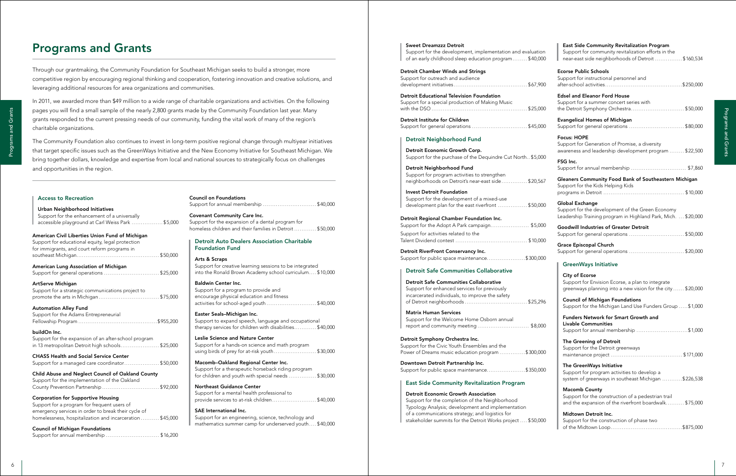# Programs and Grants

Through our grantmaking, the Community Foundation for Southeast Michigan seeks to build a stronger, more competitive region by encouraging regional thinking and cooperation, fostering innovation and creative solutions, and leveraging additional resources for area organizations and communities.

In 2011, we awarded more than $49 million to a wide range of charitable organizations and activities. On the following pages you will find a small sample of the nearly 2,800 grants made by the Community Foundation last year. Many grants responded to the current pressing needs of our community, funding the vital work of many of the region's charitable organizations.

The Community Foundation also continues to invest in long-term positive regional change through multiyear initiatives that target specific issues such as the GreenWays Initiative and the New Economy Initiative for Southeast Michigan. We bring together dollars, knowledge and expertise from local and national sources to strategically focus on challenges and opportunities in the region.

### Access to Recreation

**Urban Neighborhood Initiatives**
Support for the enhancement of a universally accessible playground at Carl Weiss Park ................ $5,000

**American Civil Liberties Union Fund of Michigan**
Support for educational equity, legal protection for immigrants, and court reform programs in southeast Michigan............................................ $50,000

**American Lung Association of Michigan**
Support for general operations ............................. $25,000

**ArtServe Michigan**
Support for a strategic communications project to promote the arts in Michigan................................ $75,000

**Automation Alley Fund**
Support for the Adams Entrepreneurial Fellowship Program ..........................................$955,200

**buildOn Inc.**
Support for the expansion of an after-school program in 13 metropolitan Detroit high schools..................... $25,000

**CHASS Health and Social Service Center**
Support for a managed care coordinator.................. $50,000

**Child Abuse and Neglect Council of Oakland County**
Support for the implementation of the Oakland County Prevention Partnership ............................... $92,000

**Corporation for Supportive Housing**
Support for a program for frequent users of emergency services in order to break their cycle of homelessness, hospitalization and incarceration .......... $45,000

**Council of Michigan Foundations**
Support for annual membership ............................ $16,200

**Council on Foundations**
Support for annual membership ............................ $40,000

**Covenant Community Care Inc.**
Support for the expansion of a dental program for homeless children and their families in Detroit ........... $50,000

### Detroit Auto Dealers Association Charitable Foundation Fund

**Arts & Scraps**
Support for creative learning sessions to be integrated into the Ronald Brown Academy school curriculum.... $10,000

**Baldwin Center Inc.**
Support for a program to provide and encourage physical education and fitness activities for school-aged youth .......................... $40,000

**Easter Seals–Michigan Inc.**
Support to expand speech, language and occupational therapy services for children with disabilities........... $40,000

**Leslie Science and Nature Center**
Support for a hands-on science and math program using birds of prey for at-risk youth ...................... $30,000

**Macomb–Oakland Regional Center Inc.**
Support for a therapeutic horseback riding program for children and youth with special needs .............. $30,000

**Northeast Guidance Center**
Support for a mental health professional to provide services to at-risk children....................... $40,000

**SAE International Inc.**
Support for an engineering, science, technology and mathematics summer camp for underserved youth.... $40,000

**Sweet Dreamzzz Detroit**
Support for the development, implementation and evaluation of an early childhood sleep education program........ $40,000

**Detroit Chamber Winds and Strings**
Support for outreach and audience development initiatives....................................... $67,900

**Detroit Educational Television Foundation**
Support for a special production of Making Music with the DSO .................................................. $25,000

**Detroit Institute for Children**
Support for general operations ............................. $45,000

### Detroit Neighborhood Fund

**Detroit Economic Growth Corp.**
Support for the purchase of the Dequindre Cut North.. $5,000

**Detroit Neighborhood Fund**
Support for program activities to strengthen neighborhoods on Detroit's near-east side............. $20,567

**Invest Detroit Foundation**
Support for the development of a mixed-use development plan for the east riverfront ............... $50,000

**Detroit Regional Chamber Foundation Inc.**
Support for the Adopt A Park campaign.................... $5,000
Support for activities related to the Talent Dividend contest ...................................... $10,000

**Detroit RiverFront Conservancy Inc.**
Support for public space maintenance....................$300,000

### Detroit Safe Communities Collaborative

**Detroit Safe Communities Collaborative**
Support for enhanced services for previously incarcerated individuals, to improve the safety of Detroit neighborhoods ................................. $25,296

**Matrix Human Services**
Support for the Welcome Home Osborn annual report and community meeting ........................... $8,000

**Detroit Symphony Orchestra Inc.**
Support for the Civic Youth Ensembles and the Power of Dreams music education program .............$300,000

**Downtown Detroit Partnership Inc.**
Support for public space maintenance....................$350,000

### East Side Community Revitalization Program

**Detroit Economic Growth Association**
Support for the completion of the Neighborhood Typology Analysis; development and implementation of a communications strategy; and logistics for stakeholder summits for the Detroit Works project .... $50,000

**East Side Community Revitalization Program**
Support for community revitalization efforts in the near-east side neighborhoods of Detroit ...............$160,534

**Ecorse Public Schools**
Support for instructional personnel and after-school activities.........................................$250,000

**Edsel and Eleanor Ford House**
Support for a summer concert series with the Detroit Symphony Orchestra............................ $50,000

**Evangelical Homes of Michigan**
Support for general operations ............................. $80,000

**Focus: HOPE**
Support for Generation of Promise, a diversity awareness and leadership development program ........ $22,500

**FSG Inc.**
Support for annual membership ............................. $7,860

**Gleaners Community Food Bank of Southeastern Michigan**
Support for the Kids Helping Kids programs in Detroit ........................................... $10,000

**Global Exchange**
Support for the development of the Green Economy Leadership Training program in Highland Park, Mich. ... $20,000

**Goodwill Industries of Greater Detroit**
Support for general operations ............................. $50,000

**Grace Episcopal Church**
Support for general operations ............................. $20,000

### GreenWays Initiative

**City of Ecorse**
Support for Envision Ecorse, a plan to integrate greenways planning into a new vision for the city ...... $20,000

**Council of Michigan Foundations**
Support for the Michigan Land Use Funders Group .....$1,000

**Funders Network for Smart Growth and Livable Communities**
Support for annual membership ............................$1,000

**The Greening of Detroit**
Support for the Detroit greenways maintenance project ...................................... $171,000

**The GreenWays Initiative**
Support for program activities to develop a system of greenways in southeast Michigan ...........$226,538

**Macomb County**
Support for the construction of a pedestrian trail and the expansion of the riverfront boardwalk.......... $75,000

**Midtown Detroit Inc.**
Support for the construction of phase two of the Midtown Loop......................................$875,000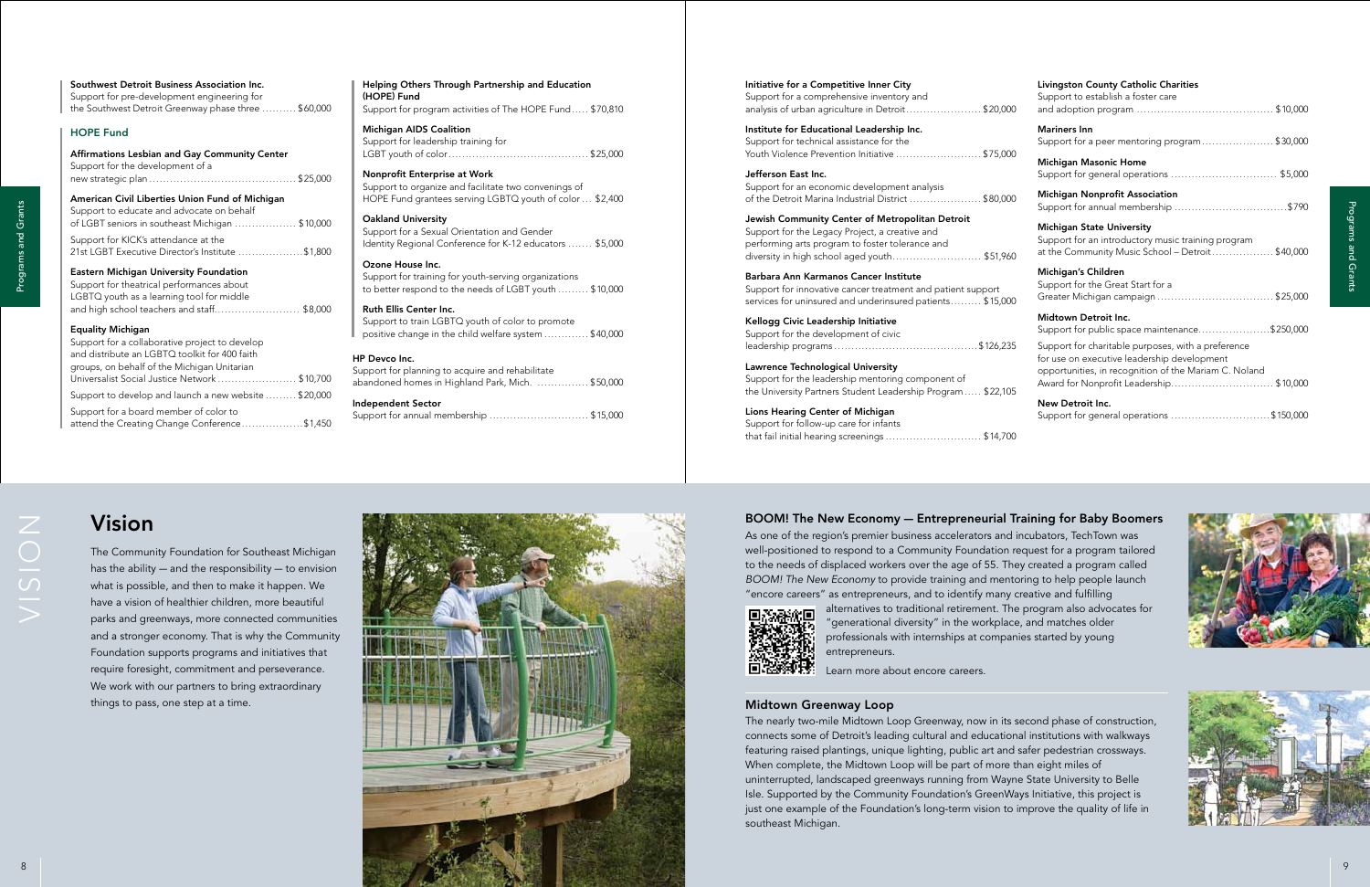**Southwest Detroit Business Association Inc.**
Support for pre-development engineering for the Southwest Detroit Greenway phase three .......... $60,000

## HOPE Fund

**Affirmations Lesbian and Gay Community Center**
Support for the development of a new strategic plan .......... $25,000

**American Civil Liberties Union Fund of Michigan**
Support to educate and advocate on behalf of LGBT seniors in southeast Michigan .......... $10,000

Support for KICK's attendance at the 21st LGBT Executive Director's Institute .......... $1,800

**Eastern Michigan University Foundation**
Support for theatrical performances about LGBTQ youth as a learning tool for middle and high school teachers and staff .......... $8,000

**Equality Michigan**
Support for a collaborative project to develop and distribute an LGBTQ toolkit for 400 faith groups, on behalf of the Michigan Unitarian Universalist Social Justice Network .......... $10,700

Support to develop and launch a new website .......... $20,000

Support for a board member of color to attend the Creating Change Conference .......... $1,450

**Helping Others Through Partnership and Education (HOPE) Fund**
Support for program activities of The HOPE Fund .......... $70,810

**Michigan AIDS Coalition**
Support for leadership training for LGBT youth of color .......... $25,000

**Nonprofit Enterprise at Work**
Support to organize and facilitate two convenings of HOPE Fund grantees serving LGBTQ youth of color .......... $2,400

**Oakland University**
Support for a Sexual Orientation and Gender Identity Regional Conference for K-12 educators .......... $5,000

**Ozone House Inc.**
Support for training for youth-serving organizations to better respond to the needs of LGBT youth .......... $10,000

**Ruth Ellis Center Inc.**
Support to train LGBTQ youth of color to promote positive change in the child welfare system .......... $40,000

**HP Devco Inc.**
Support for planning to acquire and rehabilitate abandoned homes in Highland Park, Mich. .......... $50,000

**Independent Sector**
Support for annual membership .......... $15,000

**Initiative for a Competitive Inner City**
Support for a comprehensive inventory and analysis of urban agriculture in Detroit .......... $20,000

**Institute for Educational Leadership Inc.**
Support for technical assistance for the Youth Violence Prevention Initiative .......... $75,000

**Jefferson East Inc.**
Support for an economic development analysis of the Detroit Marina Industrial District .......... $80,000

**Jewish Community Center of Metropolitan Detroit**
Support for the Legacy Project, a creative and performing arts program to foster tolerance and diversity in high school aged youth .......... $51,960

**Barbara Ann Karmanos Cancer Institute**
Support for innovative cancer treatment and patient support services for uninsured and underinsured patients .......... $15,000

**Kellogg Civic Leadership Initiative**
Support for the development of civic leadership programs .......... $126,235

**Lawrence Technological University**
Support for the leadership mentoring component of the University Partners Student Leadership Program .......... $22,105

**Lions Hearing Center of Michigan**
Support for follow-up care for infants that fail initial hearing screenings .......... $14,700

**Livingston County Catholic Charities**
Support to establish a foster care and adoption program .......... $10,000

**Mariners Inn**
Support for a peer mentoring program .......... $30,000

**Michigan Masonic Home**
Support for general operations .......... $5,000

**Michigan Nonprofit Association**
Support for annual membership .......... $790

**Michigan State University**
Support for an introductory music training program at the Community Music School – Detroit .......... $40,000

**Michigan's Children**
Support for the Great Start for a Greater Michigan campaign .......... $25,000

**Midtown Detroit Inc.**
Support for public space maintenance .......... $250,000

Support for charitable purposes, with a preference for use on executive leadership development opportunities, in recognition of the Mariam C. Noland Award for Nonprofit Leadership .......... $10,000

**New Detroit Inc.**
Support for general operations .......... $150,000

# Vision

The Community Foundation for Southeast Michigan has the ability — and the responsibility — to envision what is possible, and then to make it happen. We have a vision of healthier children, more beautiful parks and greenways, more connected communities and a stronger economy. That is why the Community Foundation supports programs and initiatives that require foresight, commitment and perseverance. We work with our partners to bring extraordinary things to pass, one step at a time.

### BOOM! The New Economy — Entrepreneurial Training for Baby Boomers

As one of the region's premier business accelerators and incubators, TechTown was well-positioned to respond to a Community Foundation request for a program tailored to the needs of displaced workers over the age of 55. They created a program called *BOOM! The New Economy* to provide training and mentoring to help people launch "encore careers" as entrepreneurs, and to identify many creative and fulfilling alternatives to traditional retirement. The program also advocates for "generational diversity" in the workplace, and matches older professionals with internships at companies started by young entrepreneurs.

Learn more about encore careers.

### Midtown Greenway Loop

The nearly two-mile Midtown Loop Greenway, now in its second phase of construction, connects some of Detroit's leading cultural and educational institutions with walkways featuring raised plantings, unique lighting, public art and safer pedestrian crossways. When complete, the Midtown Loop will be part of more than eight miles of uninterrupted, landscaped greenways running from Wayne State University to Belle Isle. Supported by the Community Foundation's GreenWays Initiative, this project is just one example of the Foundation's long-term vision to improve the quality of life in southeast Michigan.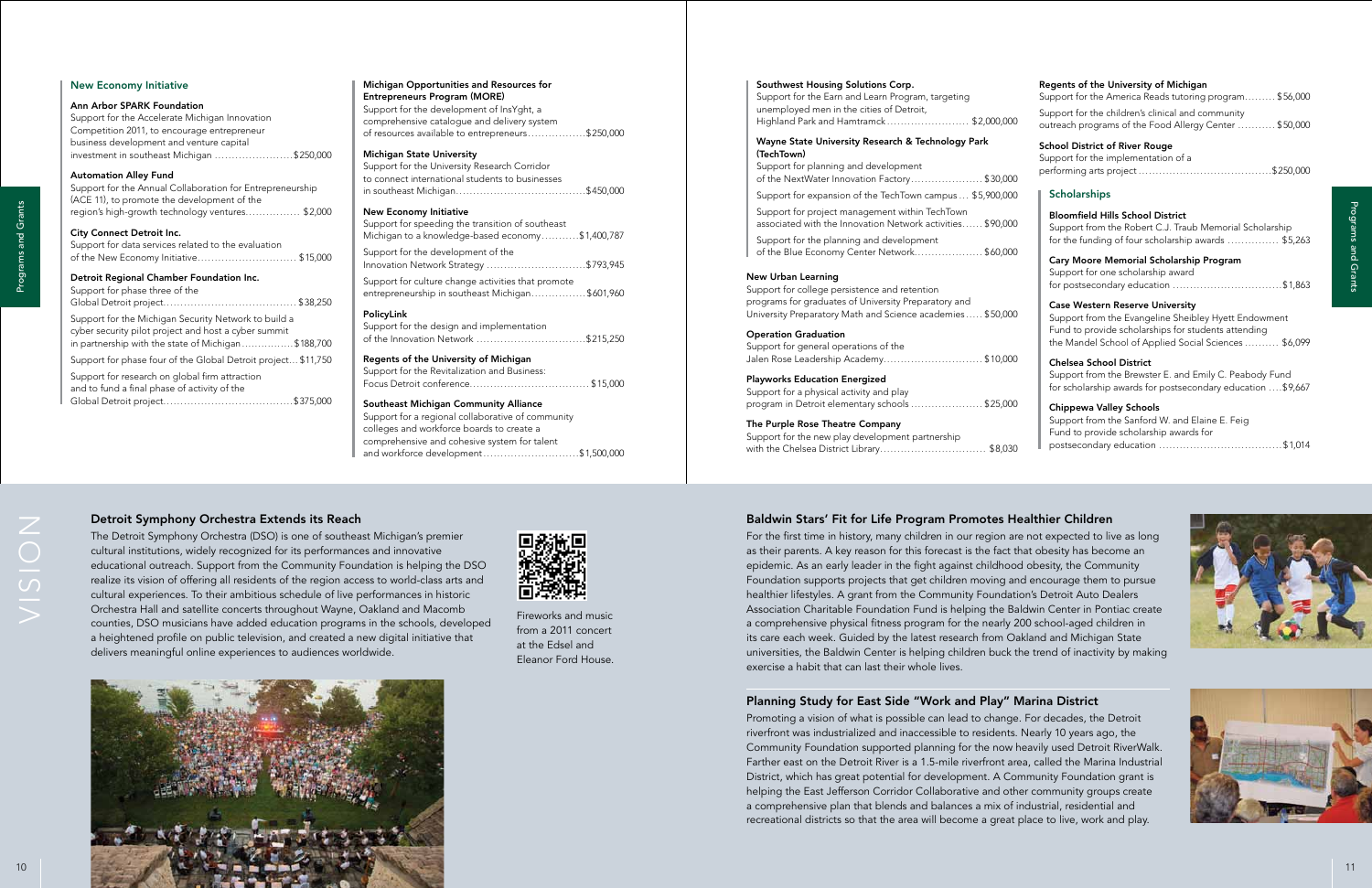## New Economy Initiative

**Ann Arbor SPARK Foundation**
Support for the Accelerate Michigan Innovation Competition 2011, to encourage entrepreneur business development and venture capital investment in southeast Michigan ....................... $250,000

**Automation Alley Fund**
Support for the Annual Collaboration for Entrepreneurship (ACE 11), to promote the development of the region's high-growth technology ventures................ $2,000

**City Connect Detroit Inc.**
Support for data services related to the evaluation of the New Economy Initiative............................ $15,000

**Detroit Regional Chamber Foundation Inc.**
Support for phase three of the Global Detroit project....................................... $38,250

Support for the Michigan Security Network to build a cyber security pilot project and host a cyber summit in partnership with the state of Michigan................ $188,700

Support for phase four of the Global Detroit project... $11,750

Support for research on global firm attraction and to fund a final phase of activity of the Global Detroit project...................................... $375,000

**Michigan Opportunities and Resources for Entrepreneurs Program (MORE)**
Support for the development of InsYght, a comprehensive catalogue and delivery system of resources available to entrepreneurs................. $250,000

**Michigan State University**
Support for the University Research Corridor to connect international students to businesses in southeast Michigan...................................... $450,000

**New Economy Initiative**
Support for speeding the transition of southeast Michigan to a knowledge-based economy........... $1,400,787

Support for the development of the Innovation Network Strategy ............................. $793,945

Support for culture change activities that promote entrepreneurship in southeast Michigan................ $601,960

**PolicyLink**
Support for the design and implementation of the Innovation Network ................................ $215,250

**Regents of the University of Michigan**
Support for the Revitalization and Business: Focus Detroit conference.................................. $15,000

**Southeast Michigan Community Alliance**
Support for a regional collaborative of community colleges and workforce boards to create a comprehensive and cohesive system for talent and workforce development............................ $1,500,000

**Southwest Housing Solutions Corp.**
Support for the Earn and Learn Program, targeting unemployed men in the cities of Detroit, Highland Park and Hamtramck........................ $2,000,000

**Wayne State University Research & Technology Park (TechTown)**
Support for planning and development of the NextWater Innovation Factory.................... $30,000

Support for expansion of the TechTown campus... $5,900,000

Support for project management within TechTown associated with the Innovation Network activities...... $90,000

Support for the planning and development of the Blue Economy Center Network.................... $60,000

**New Urban Learning**
Support for college persistence and retention programs for graduates of University Preparatory and University Preparatory Math and Science academies..... $50,000

**Operation Graduation**
Support for general operations of the Jalen Rose Leadership Academy............................. $10,000

**Playworks Education Energized**
Support for a physical activity and play program in Detroit elementary schools ..................... $25,000

**The Purple Rose Theatre Company**
Support for the new play development partnership with the Chelsea District Library.............................. $8,030

**Regents of the University of Michigan**
Support for the America Reads tutoring program......... $56,000

Support for the children's clinical and community outreach programs of the Food Allergy Center ........... $50,000

**School District of River Rouge**
Support for the implementation of a performing arts project ....................................... $250,000

## Scholarships

**Bloomfield Hills School District**
Support from the Robert C.J. Traub Memorial Scholarship for the funding of four scholarship awards ............... $5,263

**Cary Moore Memorial Scholarship Program**
Support for one scholarship award for postsecondary education ................................ $1,863

**Case Western Reserve University**
Support from the Evangeline Sheibley Hyett Endowment Fund to provide scholarships for students attending the Mandel School of Applied Social Sciences .......... $6,099

**Chelsea School District**
Support from the Brewster E. and Emily C. Peabody Fund for scholarship awards for postsecondary education .... $9,667

**Chippewa Valley Schools**
Support from the Sanford W. and Elaine E. Feig Fund to provide scholarship awards for postsecondary education ..................................... $1,014

VISION

## Detroit Symphony Orchestra Extends its Reach

The Detroit Symphony Orchestra (DSO) is one of southeast Michigan's premier cultural institutions, widely recognized for its performances and innovative educational outreach. Support from the Community Foundation is helping the DSO realize its vision of offering all residents of the region access to world-class arts and cultural experiences. To their ambitious schedule of live performances in historic Orchestra Hall and satellite concerts throughout Wayne, Oakland and Macomb counties, DSO musicians have added education programs in the schools, developed a heightened profile on public television, and created a new digital initiative that delivers meaningful online experiences to audiences worldwide.

Fireworks and music from a 2011 concert at the Edsel and Eleanor Ford House.

## Baldwin Stars' Fit for Life Program Promotes Healthier Children

For the first time in history, many children in our region are not expected to live as long as their parents. A key reason for this forecast is the fact that obesity has become an epidemic. As an early leader in the fight against childhood obesity, the Community Foundation supports projects that get children moving and encourage them to pursue healthier lifestyles. A grant from the Community Foundation's Detroit Auto Dealers Association Charitable Foundation Fund is helping the Baldwin Center in Pontiac create a comprehensive physical fitness program for the nearly 200 school-aged children in its care each week. Guided by the latest research from Oakland and Michigan State universities, the Baldwin Center is helping children buck the trend of inactivity by making exercise a habit that can last their whole lives.

## Planning Study for East Side "Work and Play" Marina District

Promoting a vision of what is possible can lead to change. For decades, the Detroit riverfront was industrialized and inaccessible to residents. Nearly 10 years ago, the Community Foundation supported planning for the now heavily used Detroit RiverWalk. Farther east on the Detroit River is a 1.5-mile riverfront area, called the Marina Industrial District, which has great potential for development. A Community Foundation grant is helping the East Jefferson Corridor Collaborative and other community groups create a comprehensive plan that blends and balances a mix of industrial, residential and recreational districts so that the area will become a great place to live, work and play.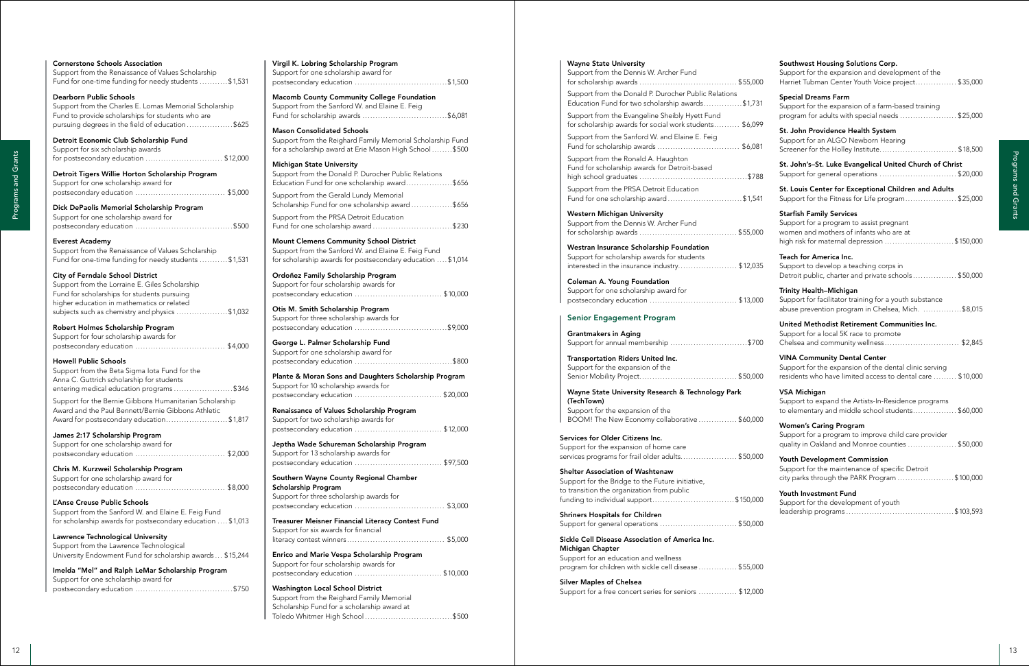**Cornerstone Schools Association**
Support from the Renaissance of Values Scholarship Fund for one-time funding for needy students ........... $1,531

**Dearborn Public Schools**
Support from the Charles E. Lomas Memorial Scholarship Fund to provide scholarships for students who are pursuing degrees in the field of education .................. $625

**Detroit Economic Club Scholarship Fund**
Support for six scholarship awards for postsecondary education .............................. $12,000

**Detroit Tigers Willie Horton Scholarship Program**
Support for one scholarship award for postsecondary education .................................. $5,000

**Dick DePaolis Memorial Scholarship Program**
Support for one scholarship award for postsecondary education ...................................... $500

**Everest Academy**
Support from the Renaissance of Values Scholarship Fund for one-time funding for needy students ........... $1,531

**City of Ferndale School District**
Support from the Lorraine E. Giles Scholarship Fund for scholarships for students pursuing higher education in mathematics or related subjects such as chemistry and physics .................... $1,032

**Robert Holmes Scholarship Program**
Support for four scholarship awards for postsecondary education .................................. $4,000

**Howell Public Schools**
Support from the Beta Sigma Iota Fund for the Anna C. Guttrich scholarship for students entering medical education programs ....................... $346

Support for the Bernie Gibbons Humanitarian Scholarship Award and the Paul Bennett/Bernie Gibbons Athletic Award for postsecondary education ........................ $1,817

**James 2:17 Scholarship Program**
Support for one scholarship award for postsecondary education .................................. $2,000

**Chris M. Kurzweil Scholarship Program**
Support for one scholarship award for postsecondary education .................................. $8,000

**L'Anse Creuse Public Schools**
Support from the Sanford W. and Elaine E. Feig Fund for scholarship awards for postsecondary education .... $1,013

**Lawrence Technological University**
Support from the Lawrence Technological University Endowment Fund for scholarship awards ... $15,244

**Imelda "Mel" and Ralph LeMar Scholarship Program**
Support for one scholarship award for postsecondary education ...................................... $750

**Virgil K. Lobring Scholarship Program**
Support for one scholarship award for postsecondary education .................................... $1,500

**Macomb County Community College Foundation**
Support from the Sanford W. and Elaine E. Feig Fund for scholarship awards ................................ $6,081

**Mason Consolidated Schools**
Support from the Reighard Family Memorial Scholarship Fund for a scholarship award at Erie Mason High School ........ $500

**Michigan State University**
Support from the Donald P. Durocher Public Relations Education Fund for one scholarship award .................. $656

Support from the Gerald Lundy Memorial Scholarship Fund for one scholarship award ............... $656

Support from the PRSA Detroit Education Fund for one scholarship award .............................. $230

**Mount Clemens Community School District**
Support from the Sanford W. and Elaine E. Feig Fund for scholarship awards for postsecondary education .... $1,014

**Ordoñez Family Scholarship Program**
Support for four scholarship awards for postsecondary education .................................. $10,000

**Otis M. Smith Scholarship Program**
Support for three scholarship awards for postsecondary education .................................... $9,000

**George L. Palmer Scholarship Fund**
Support for one scholarship award for postsecondary education ...................................... $800

**Plante & Moran Sons and Daughters Scholarship Program**
Support for 10 scholarship awards for postsecondary education .................................. $20,000

**Renaissance of Values Scholarship Program**
Support for two scholarship awards for postsecondary education .................................. $12,000

**Jeptha Wade Schureman Scholarship Program**
Support for 13 scholarship awards for postsecondary education .................................. $97,500

**Southern Wayne County Regional Chamber Scholarship Program**
Support for three scholarship awards for postsecondary education .................................... $3,000

**Treasurer Meisner Financial Literacy Contest Fund**
Support for six awards for financial literacy contest winners ...................................... $5,000

**Enrico and Marie Vespa Scholarship Program**
Support for four scholarship awards for postsecondary education .................................. $10,000

**Washington Local School District**
Support from the Reighard Family Memorial Scholarship Fund for a scholarship award at Toledo Whitmer High School .................................. $500

**Wayne State University**
Support from the Dennis W. Archer Fund for scholarship awards ...................................... $55,000

Support from the Donald P. Durocher Public Relations Education Fund for two scholarship awards ............... $1,731

Support from the Evangeline Sheibly Hyett Fund for scholarship awards for social work students .......... $6,099

Support from the Sanford W. and Elaine E. Feig Fund for scholarship awards ................................ $6,081

Support from the Ronald A. Haughton Fund for scholarship awards for Detroit-based high school graduates .......................................... $788

Support from the PRSA Detroit Education Fund for one scholarship award ............................. $1,541

**Western Michigan University**
Support from the Dennis W. Archer Fund for scholarship awards ...................................... $55,000

**Westran Insurance Scholarship Foundation**
Support for scholarship awards for students interested in the insurance industry ....................... $12,035

**Coleman A. Young Foundation**
Support for one scholarship award for postsecondary education .................................. $13,000

## Senior Engagement Program

**Grantmakers in Aging**
Support for annual membership .............................. $700

**Transportation Riders United Inc.**
Support for the expansion of the Senior Mobility Project ...................................... $50,000

**Wayne State University Research & Technology Park (TechTown)**
Support for the expansion of the BOOM! The New Economy collaborative ............... $60,000

**Services for Older Citizens Inc.**
Support for the expansion of home care services programs for frail older adults ..................... $50,000

**Shelter Association of Washtenaw**
Support for the Bridge to the Future initiative, to transition the organization from public funding to individual support ................................ $150,000

**Shriners Hospitals for Children**
Support for general operations .............................. $50,000

**Sickle Cell Disease Association of America Inc. Michigan Chapter**
Support for an education and wellness program for children with sickle cell disease ............... $55,000

**Silver Maples of Chelsea**
Support for a free concert series for seniors ............... $12,000

**Southwest Housing Solutions Corp.**
Support for the expansion and development of the Harriet Tubman Center Youth Voice project ................ $35,000

**Special Dreams Farm**
Support for the expansion of a farm-based training program for adults with special needs ...................... $25,000

**St. John Providence Health System**
Support for an ALGO Newborn Hearing Screener for the Holley Institute .............................. $18,500

**St. John's–St. Luke Evangelical United Church of Christ**
Support for general operations .............................. $20,000

**St. Louis Center for Exceptional Children and Adults**
Support for the Fitness for Life program .................... $25,000

**Starfish Family Services**
Support for a program to assist pregnant women and mothers of infants who are at high risk for maternal depression ........................... $150,000

**Teach for America Inc.**
Support to develop a teaching corps in Detroit public, charter and private schools ................. $50,000

**Trinity Health–Michigan**
Support for facilitator training for a youth substance abuse prevention program in Chelsea, Mich. ............... $8,015

**United Methodist Retirement Communities Inc.**
Support for a local 5K race to promote Chelsea and community wellness ............................. $2,845

**VINA Community Dental Center**
Support for the expansion of the dental clinic serving residents who have limited access to dental care ......... $10,000

**VSA Michigan**
Support to expand the Artists-In-Residence programs to elementary and middle school students ................. $60,000

**Women's Caring Program**
Support for a program to improve child care provider quality in Oakland and Monroe counties ................... $50,000

**Youth Development Commission**
Support for the maintenance of specific Detroit city parks through the PARK Program ....................... $100,000

**Youth Investment Fund**
Support for the development of youth leadership programs .......................................... $103,593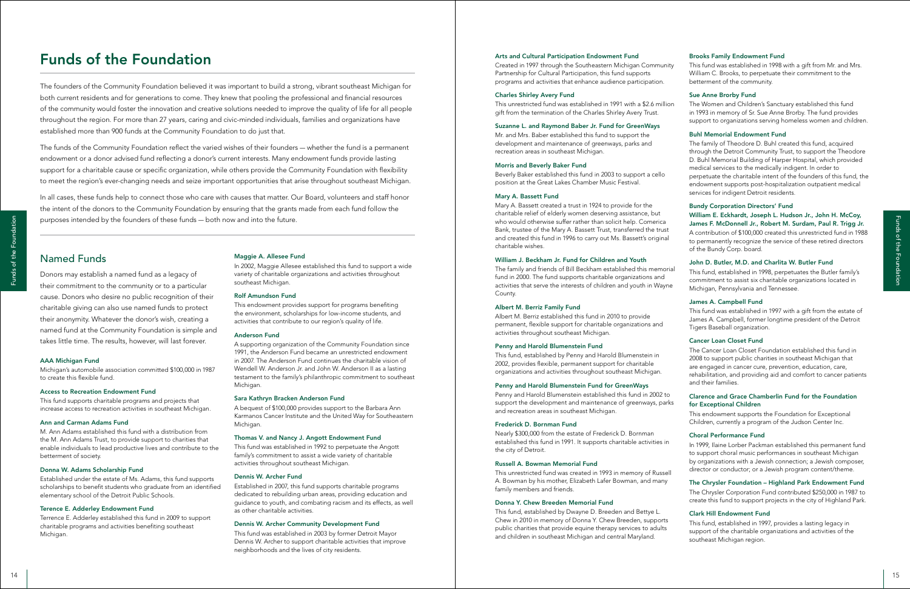# Funds of the Foundation

The founders of the Community Foundation believed it was important to build a strong, vibrant southeast Michigan for both current residents and for generations to come. They knew that pooling the professional and financial resources of the community would foster the innovation and creative solutions needed to improve the quality of life for all people throughout the region. For more than 27 years, caring and civic-minded individuals, families and organizations have established more than 900 funds at the Community Foundation to do just that.

The funds of the Community Foundation reflect the varied wishes of their founders — whether the fund is a permanent endowment or a donor advised fund reflecting a donor's current interests. Many endowment funds provide lasting support for a charitable cause or specific organization, while others provide the Community Foundation with flexibility to meet the region's ever-changing needs and seize important opportunities that arise throughout southeast Michigan.

In all cases, these funds help to connect those who care with causes that matter. Our Board, volunteers and staff honor the intent of the donors to the Community Foundation by ensuring that the grants made from each fund follow the purposes intended by the founders of these funds — both now and into the future.

## Named Funds

Donors may establish a named fund as a legacy of their commitment to the community or to a particular cause. Donors who desire no public recognition of their charitable giving can also use named funds to protect their anonymity. Whatever the donor's wish, creating a named fund at the Community Foundation is simple and takes little time. The results, however, will last forever.

#### AAA Michigan Fund

Michigan's automobile association committed $100,000 in 1987 to create this flexible fund.

#### Access to Recreation Endowment Fund

This fund supports charitable programs and projects that increase access to recreation activities in southeast Michigan.

#### Ann and Carman Adams Fund

M. Ann Adams established this fund with a distribution from the M. Ann Adams Trust, to provide support to charities that enable individuals to lead productive lives and contribute to the betterment of society.

#### Donna W. Adams Scholarship Fund

Established under the estate of Ms. Adams, this fund supports scholarships to benefit students who graduate from an identified elementary school of the Detroit Public Schools.

#### Terence E. Adderley Endowment Fund

Terrence E. Adderley established this fund in 2009 to support charitable programs and activities benefiting southeast Michigan.

#### Maggie A. Allesee Fund

In 2002, Maggie Allesee established this fund to support a wide variety of charitable organizations and activities throughout southeast Michigan.

#### Rolf Amundson Fund

This endowment provides support for programs benefiting the environment, scholarships for low-income students, and activities that contribute to our region's quality of life.

#### Anderson Fund

A supporting organization of the Community Foundation since 1991, the Anderson Fund became an unrestricted endowment in 2007. The Anderson Fund continues the charitable vision of Wendell W. Anderson Jr. and John W. Anderson II as a lasting testament to the family's philanthropic commitment to southeast Michigan.

#### Sara Kathryn Bracken Anderson Fund

A bequest of $100,000 provides support to the Barbara Ann Karmanos Cancer Institute and the United Way for Southeastern Michigan.

#### Thomas V. and Nancy J. Angott Endowment Fund

This fund was established in 1992 to perpetuate the Angott family's commitment to assist a wide variety of charitable activities throughout southeast Michigan.

#### Dennis W. Archer Fund

Established in 2007, this fund supports charitable programs dedicated to rebuilding urban areas, providing education and guidance to youth, and combating racism and its effects, as well as other charitable activities.

#### Dennis W. Archer Community Development Fund

This fund was established in 2003 by former Detroit Mayor Dennis W. Archer to support charitable activities that improve neighborhoods and the lives of city residents.

#### Arts and Cultural Participation Endowment Fund

Created in 1997 through the Southeastern Michigan Community Partnership for Cultural Participation, this fund supports programs and activities that enhance audience participation.

#### Charles Shirley Avery Fund

This unrestricted fund was established in 1991 with a $2.6 million gift from the termination of the Charles Shirley Avery Trust.

#### Suzanne L. and Raymond Baber Jr. Fund for GreenWays

Mr. and Mrs. Baber established this fund to support the development and maintenance of greenways, parks and recreation areas in southeast Michigan.

#### Morris and Beverly Baker Fund

Beverly Baker established this fund in 2003 to support a cello position at the Great Lakes Chamber Music Festival.

#### Mary A. Bassett Fund

Mary A. Bassett created a trust in 1924 to provide for the charitable relief of elderly women deserving assistance, but who would otherwise suffer rather than solicit help. Comerica Bank, trustee of the Mary A. Bassett Trust, transferred the trust and created this fund in 1996 to carry out Ms. Bassett's original charitable wishes.

#### William J. Beckham Jr. Fund for Children and Youth

The family and friends of Bill Beckham established this memorial fund in 2000. The fund supports charitable organizations and activities that serve the interests of children and youth in Wayne County.

#### Albert M. Berriz Family Fund

Albert M. Berriz established this fund in 2010 to provide permanent, flexible support for charitable organizations and activities throughout southeast Michigan.

#### Penny and Harold Blumenstein Fund

This fund, established by Penny and Harold Blumenstein in 2002, provides flexible, permanent support for charitable organizations and activities throughout southeast Michigan.

#### Penny and Harold Blumenstein Fund for GreenWays

Penny and Harold Blumenstein established this fund in 2002 to support the development and maintenance of greenways, parks and recreation areas in southeast Michigan.

#### Frederick D. Bornman Fund

Nearly $300,000 from the estate of Frederick D. Bornman established this fund in 1991. It supports charitable activities in the city of Detroit.

#### Russell A. Bowman Memorial Fund

This unrestricted fund was created in 1993 in memory of Russell A. Bowman by his mother, Elizabeth Lafer Bowman, and many family members and friends.

#### Donna Y. Chew Breeden Memorial Fund

This fund, established by Dwayne D. Breeden and Bettye L. Chew in 2010 in memory of Donna Y. Chew Breeden, supports public charities that provide equine therapy services to adults and children in southeast Michigan and central Maryland.

#### Brooks Family Endowment Fund

This fund was established in 1998 with a gift from Mr. and Mrs. William C. Brooks, to perpetuate their commitment to the betterment of the community.

#### Sue Anne Brorby Fund

The Women and Children's Sanctuary established this fund in 1993 in memory of Sr. Sue Anne Brorby. The fund provides support to organizations serving homeless women and children.

#### Buhl Memorial Endowment Fund

The family of Theodore D. Buhl created this fund, acquired through the Detroit Community Trust, to support the Theodore D. Buhl Memorial Building of Harper Hospital, which provided medical services to the medically indigent. In order to perpetuate the charitable intent of the founders of this fund, the endowment supports post-hospitalization outpatient medical services for indigent Detroit residents.

#### Bundy Corporation Directors' Fund

#### William E. Eckhardt, Joseph L. Hudson Jr., John H. McCoy, James F. McDonnell Jr., Robert M. Surdam, Paul R. Trigg Jr.

A contribution of $100,000 created this unrestricted fund in 1988 to permanently recognize the service of these retired directors of the Bundy Corp. board.

#### John D. Butler, M.D. and Charlita W. Butler Fund

This fund, established in 1998, perpetuates the Butler family's commitment to assist six charitable organizations located in Michigan, Pennsylvania and Tennessee.

#### James A. Campbell Fund

This fund was established in 1997 with a gift from the estate of James A. Campbell, former longtime president of the Detroit Tigers Baseball organization.

#### Cancer Loan Closet Fund

The Cancer Loan Closet Foundation established this fund in 2008 to support public charities in southeast Michigan that are engaged in cancer cure, prevention, education, care, rehabilitation, and providing aid and comfort to cancer patients and their families.

#### Clarence and Grace Chamberlin Fund for the Foundation for Exceptional Children

This endowment supports the Foundation for Exceptional Children, currently a program of the Judson Center Inc.

#### Choral Performance Fund

In 1999, Ilaine Lorber Packman established this permanent fund to support choral music performances in southeast Michigan by organizations with a Jewish connection; a Jewish composer, director or conductor; or a Jewish program content/theme.

#### The Chrysler Foundation – Highland Park Endowment Fund

The Chrysler Corporation Fund contributed $250,000 in 1987 to create this fund to support projects in the city of Highland Park.

#### Clark Hill Endowment Fund

This fund, established in 1997, provides a lasting legacy in support of the charitable organizations and activities of the southeast Michigan region.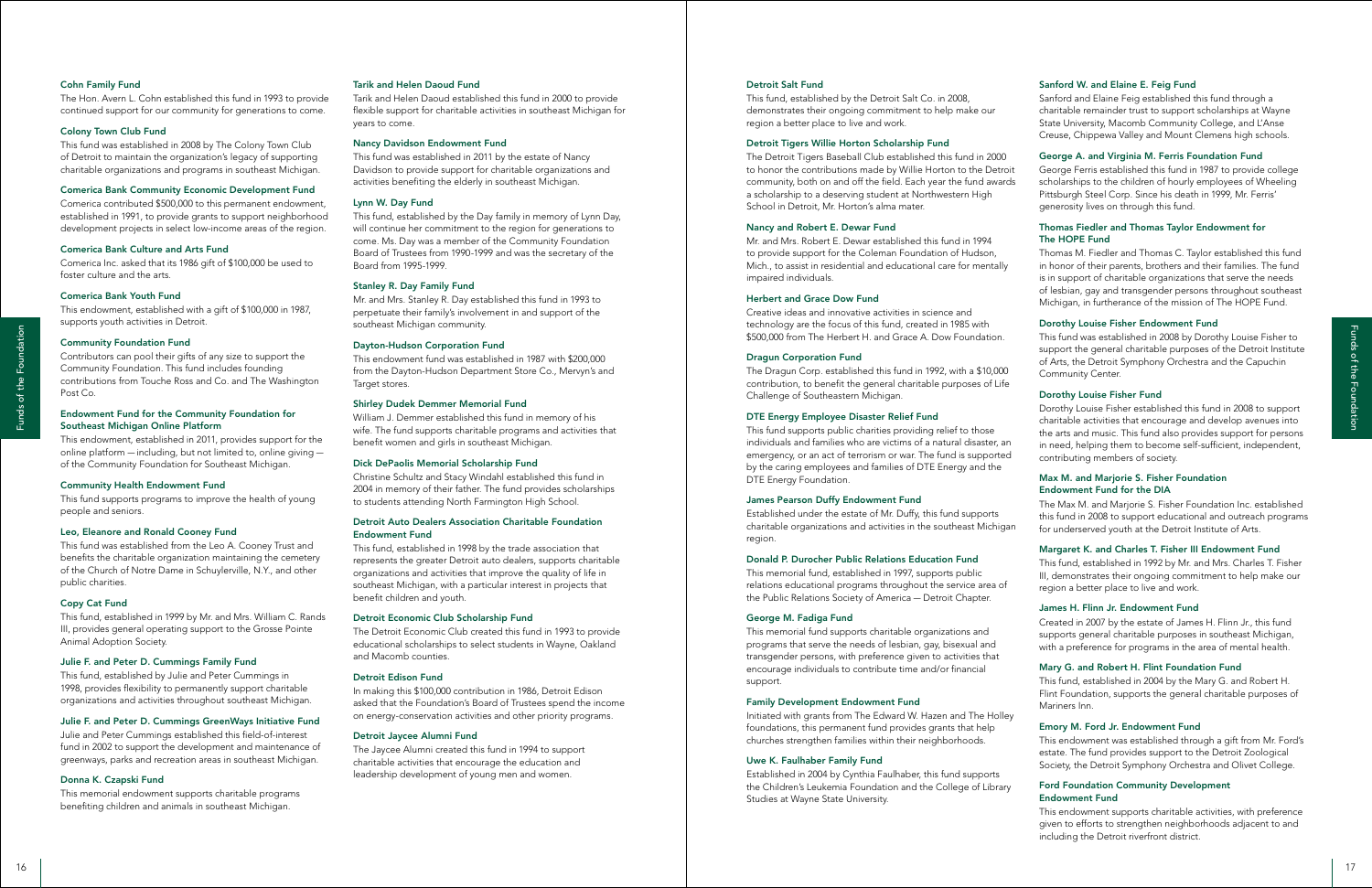### Cohn Family Fund

The Hon. Avern L. Cohn established this fund in 1993 to provide continued support for our community for generations to come.

### Colony Town Club Fund

This fund was established in 2008 by The Colony Town Club of Detroit to maintain the organization's legacy of supporting charitable organizations and programs in southeast Michigan.

### Comerica Bank Community Economic Development Fund

Comerica contributed $500,000 to this permanent endowment, established in 1991, to provide grants to support neighborhood development projects in select low-income areas of the region.

### Comerica Bank Culture and Arts Fund

Comerica Inc. asked that its 1986 gift of $100,000 be used to foster culture and the arts.

### Comerica Bank Youth Fund

This endowment, established with a gift of $100,000 in 1987, supports youth activities in Detroit.

### Community Foundation Fund

Contributors can pool their gifts of any size to support the Community Foundation. This fund includes founding contributions from Touche Ross and Co. and The Washington Post Co.

### Endowment Fund for the Community Foundation for Southeast Michigan Online Platform

This endowment, established in 2011, provides support for the online platform — including, but not limited to, online giving — of the Community Foundation for Southeast Michigan.

### Community Health Endowment Fund

This fund supports programs to improve the health of young people and seniors.

### Leo, Eleanore and Ronald Cooney Fund

This fund was established from the Leo A. Cooney Trust and benefits the charitable organization maintaining the cemetery of the Church of Notre Dame in Schuylerville, N.Y., and other public charities.

### Copy Cat Fund

This fund, established in 1999 by Mr. and Mrs. William C. Rands III, provides general operating support to the Grosse Pointe Animal Adoption Society.

### Julie F. and Peter D. Cummings Family Fund

This fund, established by Julie and Peter Cummings in 1998, provides flexibility to permanently support charitable organizations and activities throughout southeast Michigan.

### Julie F. and Peter D. Cummings GreenWays Initiative Fund

Julie and Peter Cummings established this field-of-interest fund in 2002 to support the development and maintenance of greenways, parks and recreation areas in southeast Michigan.

### Donna K. Czapski Fund

This memorial endowment supports charitable programs benefiting children and animals in southeast Michigan.

### Tarik and Helen Daoud Fund

Tarik and Helen Daoud established this fund in 2000 to provide flexible support for charitable activities in southeast Michigan for years to come.

### Nancy Davidson Endowment Fund

This fund was established in 2011 by the estate of Nancy Davidson to provide support for charitable organizations and activities benefiting the elderly in southeast Michigan.

### Lynn W. Day Fund

This fund, established by the Day family in memory of Lynn Day, will continue her commitment to the region for generations to come. Ms. Day was a member of the Community Foundation Board of Trustees from 1990-1999 and was the secretary of the Board from 1995-1999.

### Stanley R. Day Family Fund

Mr. and Mrs. Stanley R. Day established this fund in 1993 to perpetuate their family's involvement in and support of the southeast Michigan community.

### Dayton-Hudson Corporation Fund

This endowment fund was established in 1987 with $200,000 from the Dayton-Hudson Department Store Co., Mervyn's and Target stores.

### Shirley Dudek Demmer Memorial Fund

William J. Demmer established this fund in memory of his wife. The fund supports charitable programs and activities that benefit women and girls in southeast Michigan.

### Dick DePaolis Memorial Scholarship Fund

Christine Schultz and Stacy Windahl established this fund in 2004 in memory of their father. The fund provides scholarships to students attending North Farmington High School.

### Detroit Auto Dealers Association Charitable Foundation Endowment Fund

This fund, established in 1998 by the trade association that represents the greater Detroit auto dealers, supports charitable organizations and activities that improve the quality of life in southeast Michigan, with a particular interest in projects that benefit children and youth.

### Detroit Economic Club Scholarship Fund

The Detroit Economic Club created this fund in 1993 to provide educational scholarships to select students in Wayne, Oakland and Macomb counties.

### Detroit Edison Fund

In making this $100,000 contribution in 1986, Detroit Edison asked that the Foundation's Board of Trustees spend the income on energy-conservation activities and other priority programs.

### Detroit Jaycee Alumni Fund

The Jaycee Alumni created this fund in 1994 to support charitable activities that encourage the education and leadership development of young men and women.

### Detroit Salt Fund

This fund, established by the Detroit Salt Co. in 2008, demonstrates their ongoing commitment to help make our region a better place to live and work.

### Detroit Tigers Willie Horton Scholarship Fund

The Detroit Tigers Baseball Club established this fund in 2000 to honor the contributions made by Willie Horton to the Detroit community, both on and off the field. Each year the fund awards a scholarship to a deserving student at Northwestern High School in Detroit, Mr. Horton's alma mater.

### Nancy and Robert E. Dewar Fund

Mr. and Mrs. Robert E. Dewar established this fund in 1994 to provide support for the Coleman Foundation of Hudson, Mich., to assist in residential and educational care for mentally impaired individuals.

### Herbert and Grace Dow Fund

Creative ideas and innovative activities in science and technology are the focus of this fund, created in 1985 with $500,000 from The Herbert H. and Grace A. Dow Foundation.

### Dragun Corporation Fund

The Dragun Corp. established this fund in 1992, with a $10,000 contribution, to benefit the general charitable purposes of Life Challenge of Southeastern Michigan.

### DTE Energy Employee Disaster Relief Fund

This fund supports public charities providing relief to those individuals and families who are victims of a natural disaster, an emergency, or an act of terrorism or war. The fund is supported by the caring employees and families of DTE Energy and the DTE Energy Foundation.

### James Pearson Duffy Endowment Fund

Established under the estate of Mr. Duffy, this fund supports charitable organizations and activities in the southeast Michigan region.

### Donald P. Durocher Public Relations Education Fund

This memorial fund, established in 1997, supports public relations educational programs throughout the service area of the Public Relations Society of America — Detroit Chapter.

### George M. Fadiga Fund

This memorial fund supports charitable organizations and programs that serve the needs of lesbian, gay, bisexual and transgender persons, with preference given to activities that encourage individuals to contribute time and/or financial support.

### Family Development Endowment Fund

Initiated with grants from The Edward W. Hazen and The Holley foundations, this permanent fund provides grants that help churches strengthen families within their neighborhoods.

### Uwe K. Faulhaber Family Fund

Established in 2004 by Cynthia Faulhaber, this fund supports the Children's Leukemia Foundation and the College of Library Studies at Wayne State University.

### Sanford W. and Elaine E. Feig Fund

Sanford and Elaine Feig established this fund through a charitable remainder trust to support scholarships at Wayne State University, Macomb Community College, and L'Anse Creuse, Chippewa Valley and Mount Clemens high schools.

### George A. and Virginia M. Ferris Foundation Fund

George Ferris established this fund in 1987 to provide college scholarships to the children of hourly employees of Wheeling Pittsburgh Steel Corp. Since his death in 1999, Mr. Ferris' generosity lives on through this fund.

### Thomas Fiedler and Thomas Taylor Endowment for The HOPE Fund

Thomas M. Fiedler and Thomas C. Taylor established this fund in honor of their parents, brothers and their families. The fund is in support of charitable organizations that serve the needs of lesbian, gay and transgender persons throughout southeast Michigan, in furtherance of the mission of The HOPE Fund.

### Dorothy Louise Fisher Endowment Fund

This fund was established in 2008 by Dorothy Louise Fisher to support the general charitable purposes of the Detroit Institute of Arts, the Detroit Symphony Orchestra and the Capuchin Community Center.

### Dorothy Louise Fisher Fund

Dorothy Louise Fisher established this fund in 2008 to support charitable activities that encourage and develop avenues into the arts and music. This fund also provides support for persons in need, helping them to become self-sufficient, independent, contributing members of society.

### Max M. and Marjorie S. Fisher Foundation Endowment Fund for the DIA

The Max M. and Marjorie S. Fisher Foundation Inc. established this fund in 2008 to support educational and outreach programs for underserved youth at the Detroit Institute of Arts.

### Margaret K. and Charles T. Fisher III Endowment Fund

This fund, established in 1992 by Mr. and Mrs. Charles T. Fisher III, demonstrates their ongoing commitment to help make our region a better place to live and work.

### James H. Flinn Jr. Endowment Fund

Created in 2007 by the estate of James H. Flinn Jr., this fund supports general charitable purposes in southeast Michigan, with a preference for programs in the area of mental health.

### Mary G. and Robert H. Flint Foundation Fund

This fund, established in 2004 by the Mary G. and Robert H. Flint Foundation, supports the general charitable purposes of Mariners Inn.

### Emory M. Ford Jr. Endowment Fund

This endowment was established through a gift from Mr. Ford's estate. The fund provides support to the Detroit Zoological Society, the Detroit Symphony Orchestra and Olivet College.

### Ford Foundation Community Development Endowment Fund

This endowment supports charitable activities, with preference given to efforts to strengthen neighborhoods adjacent to and including the Detroit riverfront district.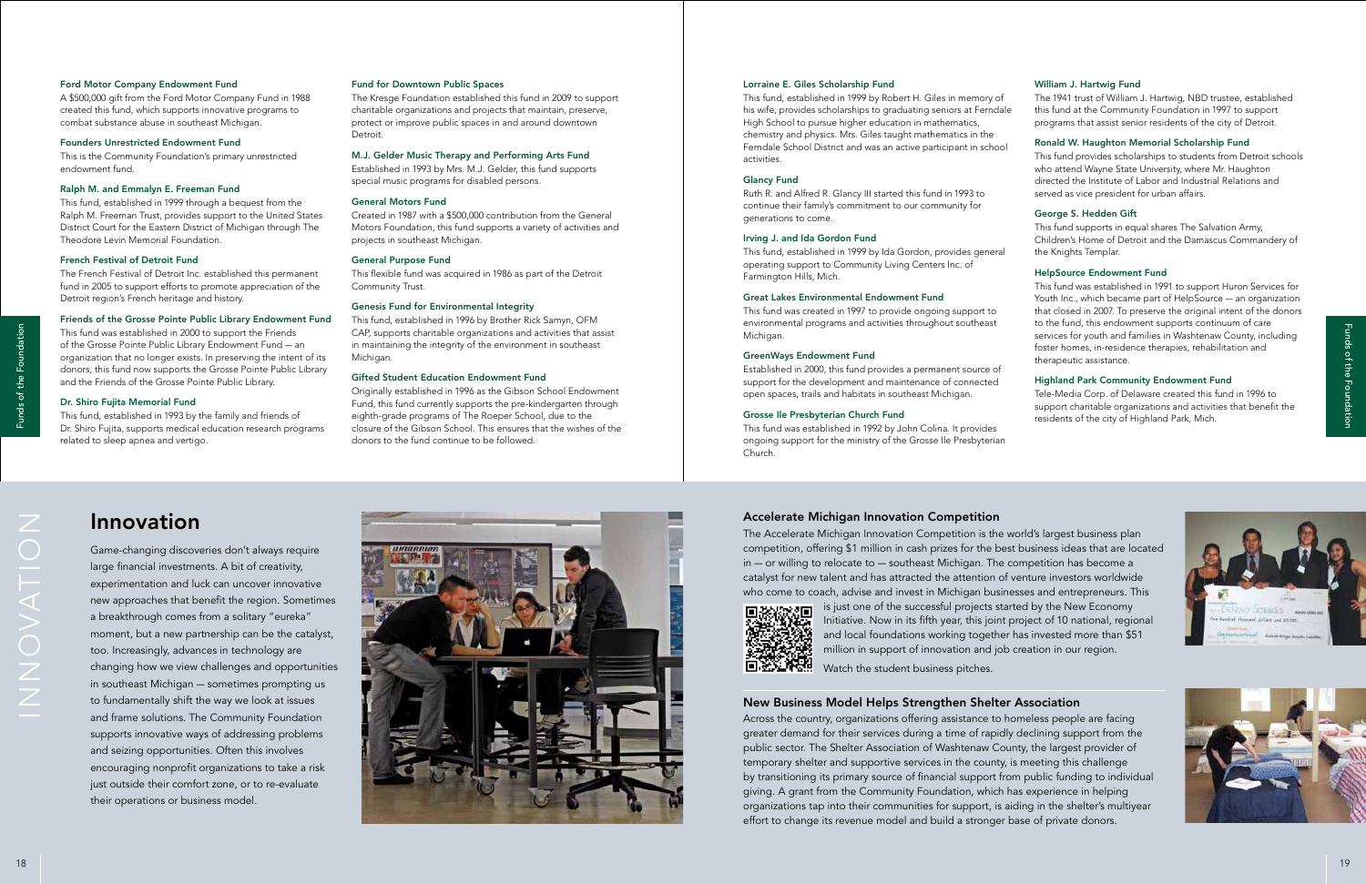#### Ford Motor Company Endowment Fund

A $500,000 gift from the Ford Motor Company Fund in 1988 created this fund, which supports innovative programs to combat substance abuse in southeast Michigan.

#### Founders Unrestricted Endowment Fund

This is the Community Foundation's primary unrestricted endowment fund.

#### Ralph M. and Emmalyn E. Freeman Fund

This fund, established in 1999 through a bequest from the Ralph M. Freeman Trust, provides support to the United States District Court for the Eastern District of Michigan through The Theodore Levin Memorial Foundation.

#### French Festival of Detroit Fund

The French Festival of Detroit Inc. established this permanent fund in 2005 to support efforts to promote appreciation of the Detroit region's French heritage and history.

#### Friends of the Grosse Pointe Public Library Endowment Fund

This fund was established in 2000 to support the Friends of the Grosse Pointe Public Library Endowment Fund — an organization that no longer exists. In preserving the intent of its donors, this fund now supports the Grosse Pointe Public Library and the Friends of the Grosse Pointe Public Library.

#### Dr. Shiro Fujita Memorial Fund

This fund, established in 1993 by the family and friends of Dr. Shiro Fujita, supports medical education research programs related to sleep apnea and vertigo.

#### Fund for Downtown Public Spaces

The Kresge Foundation established this fund in 2009 to support charitable organizations and projects that maintain, preserve, protect or improve public spaces in and around downtown Detroit.

#### M.J. Gelder Music Therapy and Performing Arts Fund

Established in 1993 by Mrs. M.J. Gelder, this fund supports special music programs for disabled persons.

#### General Motors Fund

Created in 1987 with a $500,000 contribution from the General Motors Foundation, this fund supports a variety of activities and projects in southeast Michigan.

#### General Purpose Fund

This flexible fund was acquired in 1986 as part of the Detroit Community Trust.

#### Genesis Fund for Environmental Integrity

This fund, established in 1996 by Brother Rick Samyn, OFM CAP, supports charitable organizations and activities that assist in maintaining the integrity of the environment in southeast Michigan.

#### Gifted Student Education Endowment Fund

Originally established in 1996 as the Gibson School Endowment Fund, this fund currently supports the pre-kindergarten through eighth-grade programs of The Roeper School, due to the closure of the Gibson School. This ensures that the wishes of the donors to the fund continue to be followed.

#### Lorraine E. Giles Scholarship Fund

This fund, established in 1999 by Robert H. Giles in memory of his wife, provides scholarships to graduating seniors at Ferndale High School to pursue higher education in mathematics, chemistry and physics. Mrs. Giles taught mathematics in the Ferndale School District and was an active participant in school activities.

#### Glancy Fund

Ruth R. and Alfred R. Glancy III started this fund in 1993 to continue their family's commitment to our community for generations to come.

#### Irving J. and Ida Gordon Fund

This fund, established in 1999 by Ida Gordon, provides general operating support to Community Living Centers Inc. of Farmington Hills, Mich.

#### Great Lakes Environmental Endowment Fund

This fund was created in 1997 to provide ongoing support to environmental programs and activities throughout southeast Michigan.

#### GreenWays Endowment Fund

Established in 2000, this fund provides a permanent source of support for the development and maintenance of connected open spaces, trails and habitats in southeast Michigan.

#### Grosse Ile Presbyterian Church Fund

This fund was established in 1992 by John Colina. It provides ongoing support for the ministry of the Grosse Ile Presbyterian Church.

#### William J. Hartwig Fund

The 1941 trust of William J. Hartwig, NBD trustee, established this fund at the Community Foundation in 1997 to support programs that assist senior residents of the city of Detroit.

#### Ronald W. Haughton Memorial Scholarship Fund

This fund provides scholarships to students from Detroit schools who attend Wayne State University, where Mr. Haughton directed the Institute of Labor and Industrial Relations and served as vice president for urban affairs.

#### George S. Hedden Gift

This fund supports in equal shares The Salvation Army, Children's Home of Detroit and the Damascus Commandery of the Knights Templar.

#### HelpSource Endowment Fund

This fund was established in 1991 to support Huron Services for Youth Inc., which became part of HelpSource — an organization that closed in 2007. To preserve the original intent of the donors to the fund, this endowment supports continuum of care services for youth and families in Washtenaw County, including foster homes, in-residence therapies, rehabilitation and therapeutic assistance.

#### Highland Park Community Endowment Fund

Tele-Media Corp. of Delaware created this fund in 1996 to support charitable organizations and activities that benefit the residents of the city of Highland Park, Mich.

## Innovation

Game-changing discoveries don't always require large financial investments. A bit of creativity, experimentation and luck can uncover innovative new approaches that benefit the region. Sometimes a breakthrough comes from a solitary "eureka" moment, but a new partnership can be the catalyst, too. Increasingly, advances in technology are changing how we view challenges and opportunities in southeast Michigan — sometimes prompting us to fundamentally shift the way we look at issues and frame solutions. The Community Foundation supports innovative ways of addressing problems and seizing opportunities. Often this involves encouraging nonprofit organizations to take a risk just outside their comfort zone, or to re-evaluate their operations or business model.

### Accelerate Michigan Innovation Competition

The Accelerate Michigan Innovation Competition is the world's largest business plan competition, offering $1 million in cash prizes for the best business ideas that are located in — or willing to relocate to — southeast Michigan. The competition has become a catalyst for new talent and has attracted the attention of venture investors worldwide who come to coach, advise and invest in Michigan businesses and entrepreneurs. This is just one of the successful projects started by the New Economy Initiative. Now in its fifth year, this joint project of 10 national, regional and local foundations working together has invested more than $51 million in support of innovation and job creation in our region.

Watch the student business pitches.

### New Business Model Helps Strengthen Shelter Association

Across the country, organizations offering assistance to homeless people are facing greater demand for their services during a time of rapidly declining support from the public sector. The Shelter Association of Washtenaw County, the largest provider of temporary shelter and supportive services in the county, is meeting this challenge by transitioning its primary source of financial support from public funding to individual giving. A grant from the Community Foundation, which has experience in helping organizations tap into their communities for support, is aiding in the shelter's multiyear effort to change its revenue model and build a stronger base of private donors.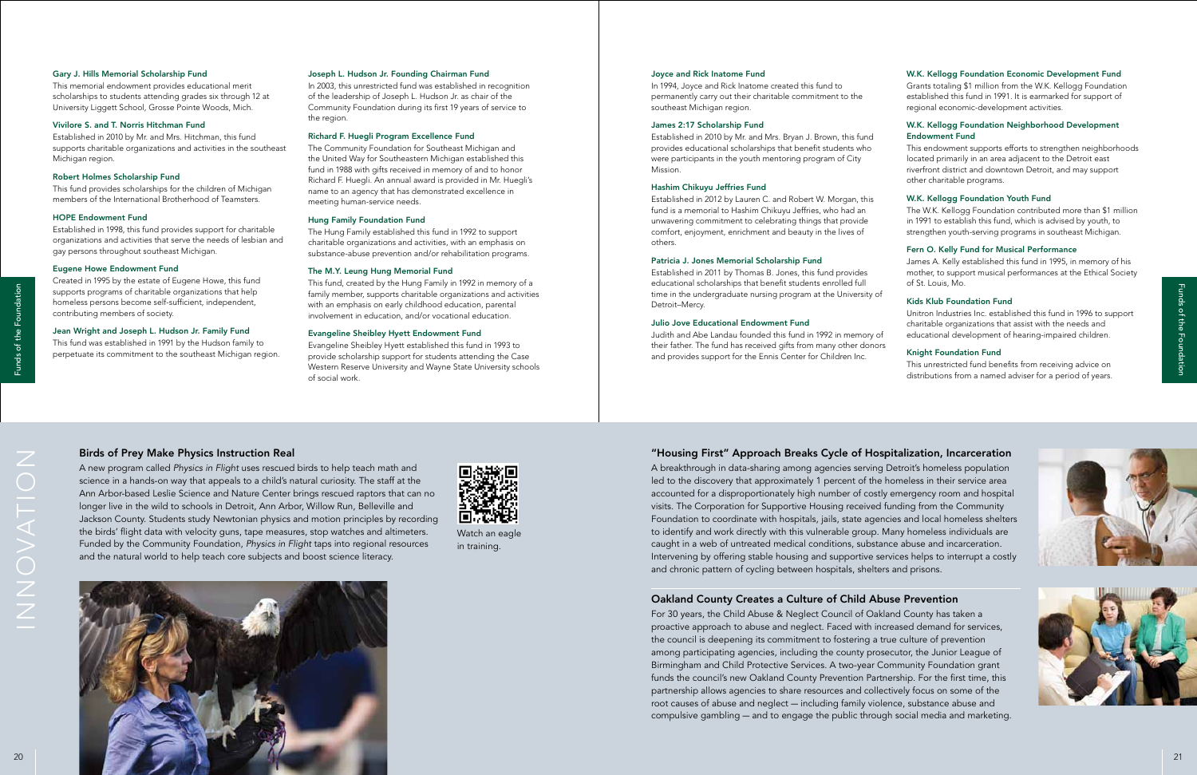### Gary J. Hills Memorial Scholarship Fund

This memorial endowment provides educational merit scholarships to students attending grades six through 12 at University Liggett School, Grosse Pointe Woods, Mich.

### Vivilore S. and T. Norris Hitchman Fund

Established in 2010 by Mr. and Mrs. Hitchman, this fund supports charitable organizations and activities in the southeast Michigan region.

### Robert Holmes Scholarship Fund

This fund provides scholarships for the children of Michigan members of the International Brotherhood of Teamsters.

### HOPE Endowment Fund

Established in 1998, this fund provides support for charitable organizations and activities that serve the needs of lesbian and gay persons throughout southeast Michigan.

### Eugene Howe Endowment Fund

Created in 1995 by the estate of Eugene Howe, this fund supports programs of charitable organizations that help homeless persons become self-sufficient, independent, contributing members of society.

### Jean Wright and Joseph L. Hudson Jr. Family Fund

This fund was established in 1991 by the Hudson family to perpetuate its commitment to the southeast Michigan region.

### Joseph L. Hudson Jr. Founding Chairman Fund

In 2003, this unrestricted fund was established in recognition of the leadership of Joseph L. Hudson Jr. as chair of the Community Foundation during its first 19 years of service to the region.

### Richard F. Huegli Program Excellence Fund

The Community Foundation for Southeast Michigan and the United Way for Southeastern Michigan established this fund in 1988 with gifts received in memory of and to honor Richard F. Huegli. An annual award is provided in Mr. Huegli's name to an agency that has demonstrated excellence in meeting human-service needs.

### Hung Family Foundation Fund

The Hung Family established this fund in 1992 to support charitable organizations and activities, with an emphasis on substance-abuse prevention and/or rehabilitation programs.

### The M.Y. Leung Hung Memorial Fund

This fund, created by the Hung Family in 1992 in memory of a family member, supports charitable organizations and activities with an emphasis on early childhood education, parental involvement in education, and/or vocational education.

### Evangeline Sheibley Hyett Endowment Fund

Evangeline Sheibley Hyett established this fund in 1993 to provide scholarship support for students attending the Case Western Reserve University and Wayne State University schools of social work.

### Joyce and Rick Inatome Fund

In 1994, Joyce and Rick Inatome created this fund to permanently carry out their charitable commitment to the southeast Michigan region.

### James 2:17 Scholarship Fund

Established in 2010 by Mr. and Mrs. Bryan J. Brown, this fund provides educational scholarships that benefit students who were participants in the youth mentoring program of City Mission.

### Hashim Chikuyu Jeffries Fund

Established in 2012 by Lauren C. and Robert W. Morgan, this fund is a memorial to Hashim Chikuyu Jeffries, who had an unwavering commitment to celebrating things that provide comfort, enjoyment, enrichment and beauty in the lives of others.

### Patricia J. Jones Memorial Scholarship Fund

Established in 2011 by Thomas B. Jones, this fund provides educational scholarships that benefit students enrolled full time in the undergraduate nursing program at the University of Detroit–Mercy.

### Julio Jove Educational Endowment Fund

Judith and Abe Landau founded this fund in 1992 in memory of their father. The fund has received gifts from many other donors and provides support for the Ennis Center for Children Inc.

### W.K. Kellogg Foundation Economic Development Fund

Grants totaling $1 million from the W.K. Kellogg Foundation established this fund in 1991. It is earmarked for support of regional economic-development activities.

### W.K. Kellogg Foundation Neighborhood Development Endowment Fund

This endowment supports efforts to strengthen neighborhoods located primarily in an area adjacent to the Detroit east riverfront district and downtown Detroit, and may support other charitable programs.

### W.K. Kellogg Foundation Youth Fund

The W.K. Kellogg Foundation contributed more than $1 million in 1991 to establish this fund, which is advised by youth, to strengthen youth-serving programs in southeast Michigan.

### Fern O. Kelly Fund for Musical Performance

James A. Kelly established this fund in 1995, in memory of his mother, to support musical performances at the Ethical Society of St. Louis, Mo.

### Kids Klub Foundation Fund

Unitron Industries Inc. established this fund in 1996 to support charitable organizations that assist with the needs and educational development of hearing-impaired children.

### Knight Foundation Fund

This unrestricted fund benefits from receiving advice on distributions from a named adviser for a period of years.

# INNOVATION

## Birds of Prey Make Physics Instruction Real

A new program called *Physics in Flight* uses rescued birds to help teach math and science in a hands-on way that appeals to a child's natural curiosity. The staff at the Ann Arbor-based Leslie Science and Nature Center brings rescued raptors that can no longer live in the wild to schools in Detroit, Ann Arbor, Willow Run, Belleville and Jackson County. Students study Newtonian physics and motion principles by recording the birds' flight data with velocity guns, tape measures, stop watches and altimeters. Funded by the Community Foundation, *Physics in Flight* taps into regional resources and the natural world to help teach core subjects and boost science literacy.

Watch an eagle in training.

## "Housing First" Approach Breaks Cycle of Hospitalization, Incarceration

A breakthrough in data-sharing among agencies serving Detroit's homeless population led to the discovery that approximately 1 percent of the homeless in their service area accounted for a disproportionately high number of costly emergency room and hospital visits. The Corporation for Supportive Housing received funding from the Community Foundation to coordinate with hospitals, jails, state agencies and local homeless shelters to identify and work directly with this vulnerable group. Many homeless individuals are caught in a web of untreated medical conditions, substance abuse and incarceration. Intervening by offering stable housing and supportive services helps to interrupt a costly and chronic pattern of cycling between hospitals, shelters and prisons.

## Oakland County Creates a Culture of Child Abuse Prevention

For 30 years, the Child Abuse & Neglect Council of Oakland County has taken a proactive approach to abuse and neglect. Faced with increased demand for services, the council is deepening its commitment to fostering a true culture of prevention among participating agencies, including the county prosecutor, the Junior League of Birmingham and Child Protective Services. A two-year Community Foundation grant funds the council's new Oakland County Prevention Partnership. For the first time, this partnership allows agencies to share resources and collectively focus on some of the root causes of abuse and neglect — including family violence, substance abuse and compulsive gambling — and to engage the public through social media and marketing.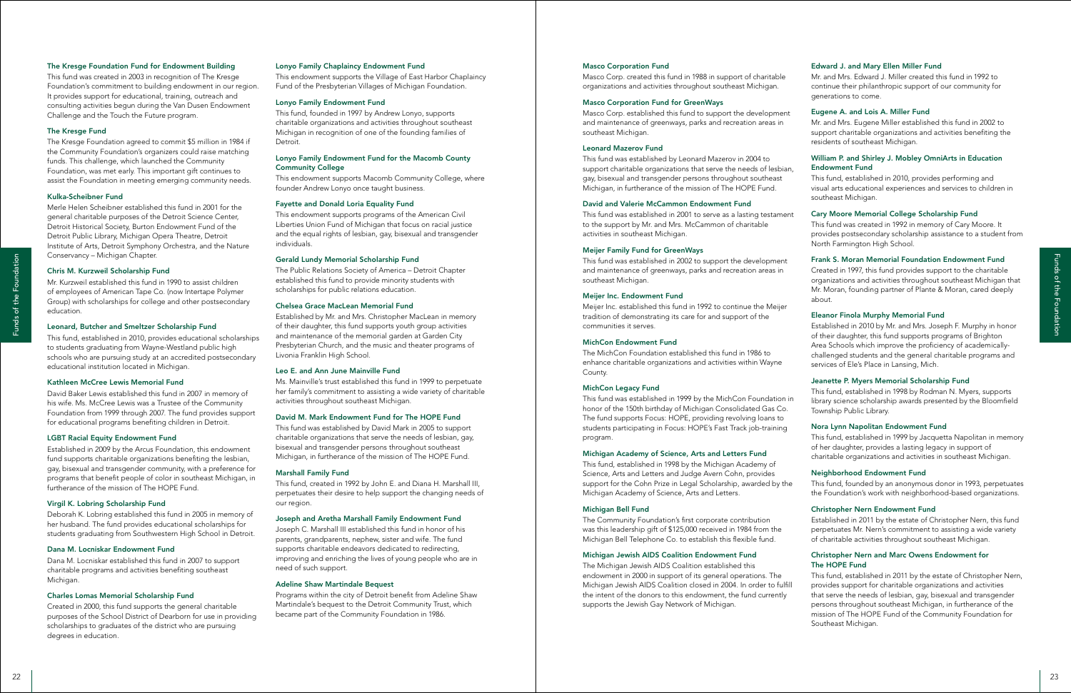### The Kresge Foundation Fund for Endowment Building

This fund was created in 2003 in recognition of The Kresge Foundation's commitment to building endowment in our region. It provides support for educational, training, outreach and consulting activities begun during the Van Dusen Endowment Challenge and the Touch the Future program.

### The Kresge Fund

The Kresge Foundation agreed to commit $5 million in 1984 if the Community Foundation's organizers could raise matching funds. This challenge, which launched the Community Foundation, was met early. This important gift continues to assist the Foundation in meeting emerging community needs.

### Kulka-Scheibner Fund

Merle Helen Scheibner established this fund in 2001 for the general charitable purposes of the Detroit Science Center, Detroit Historical Society, Burton Endowment Fund of the Detroit Public Library, Michigan Opera Theatre, Detroit Institute of Arts, Detroit Symphony Orchestra, and the Nature Conservancy – Michigan Chapter.

### Chris M. Kurzweil Scholarship Fund

Mr. Kurzweil established this fund in 1990 to assist children of employees of American Tape Co. (now Intertape Polymer Group) with scholarships for college and other postsecondary education.

### Leonard, Butcher and Smeltzer Scholarship Fund

This fund, established in 2010, provides educational scholarships to students graduating from Wayne-Westland public high schools who are pursuing study at an accredited postsecondary educational institution located in Michigan.

### Kathleen McCree Lewis Memorial Fund

David Baker Lewis established this fund in 2007 in memory of his wife. Ms. McCree Lewis was a Trustee of the Community Foundation from 1999 through 2007. The fund provides support for educational programs benefiting children in Detroit.

### LGBT Racial Equity Endowment Fund

Established in 2009 by the Arcus Foundation, this endowment fund supports charitable organizations benefiting the lesbian, gay, bisexual and transgender community, with a preference for programs that benefit people of color in southeast Michigan, in furtherance of the mission of The HOPE Fund.

### Virgil K. Lobring Scholarship Fund

Deborah K. Lobring established this fund in 2005 in memory of her husband. The fund provides educational scholarships for students graduating from Southwestern High School in Detroit.

### Dana M. Locniskar Endowment Fund

Dana M. Locniskar established this fund in 2007 to support charitable programs and activities benefiting southeast Michigan.

### Charles Lomas Memorial Scholarship Fund

Created in 2000, this fund supports the general charitable purposes of the School District of Dearborn for use in providing scholarships to graduates of the district who are pursuing degrees in education.

### Lonyo Family Chaplaincy Endowment Fund

This endowment supports the Village of East Harbor Chaplaincy Fund of the Presbyterian Villages of Michigan Foundation.

### Lonyo Family Endowment Fund

This fund, founded in 1997 by Andrew Lonyo, supports charitable organizations and activities throughout southeast Michigan in recognition of one of the founding families of Detroit.

### Lonyo Family Endowment Fund for the Macomb County Community College

This endowment supports Macomb Community College, where founder Andrew Lonyo once taught business.

### Fayette and Donald Loria Equality Fund

This endowment supports programs of the American Civil Liberties Union Fund of Michigan that focus on racial justice and the equal rights of lesbian, gay, bisexual and transgender individuals.

### Gerald Lundy Memorial Scholarship Fund

The Public Relations Society of America – Detroit Chapter established this fund to provide minority students with scholarships for public relations education.

### Chelsea Grace MacLean Memorial Fund

Established by Mr. and Mrs. Christopher MacLean in memory of their daughter, this fund supports youth group activities and maintenance of the memorial garden at Garden City Presbyterian Church, and the music and theater programs of Livonia Franklin High School.

### Leo E. and Ann June Mainville Fund

Ms. Mainville's trust established this fund in 1999 to perpetuate her family's commitment to assisting a wide variety of charitable activities throughout southeast Michigan.

### David M. Mark Endowment Fund for The HOPE Fund

This fund was established by David Mark in 2005 to support charitable organizations that serve the needs of lesbian, gay, bisexual and transgender persons throughout southeast Michigan, in furtherance of the mission of The HOPE Fund.

### Marshall Family Fund

This fund, created in 1992 by John E. and Diana H. Marshall III, perpetuates their desire to help support the changing needs of our region.

### Joseph and Aretha Marshall Family Endowment Fund

Joseph C. Marshall III established this fund in honor of his parents, grandparents, nephew, sister and wife. The fund supports charitable endeavors dedicated to redirecting, improving and enriching the lives of young people who are in need of such support.

### Adeline Shaw Martindale Bequest

Programs within the city of Detroit benefit from Adeline Shaw Martindale's bequest to the Detroit Community Trust, which became part of the Community Foundation in 1986.

### Masco Corporation Fund

Masco Corp. created this fund in 1988 in support of charitable organizations and activities throughout southeast Michigan.

### Masco Corporation Fund for GreenWays

Masco Corp. established this fund to support the development and maintenance of greenways, parks and recreation areas in southeast Michigan.

### Leonard Mazerov Fund

This fund was established by Leonard Mazerov in 2004 to support charitable organizations that serve the needs of lesbian, gay, bisexual and transgender persons throughout southeast Michigan, in furtherance of the mission of The HOPE Fund.

### David and Valerie McCammon Endowment Fund

This fund was established in 2001 to serve as a lasting testament to the support by Mr. and Mrs. McCammon of charitable activities in southeast Michigan.

### Meijer Family Fund for GreenWays

This fund was established in 2002 to support the development and maintenance of greenways, parks and recreation areas in southeast Michigan.

### Meijer Inc. Endowment Fund

Meijer Inc. established this fund in 1992 to continue the Meijer tradition of demonstrating its care for and support of the communities it serves.

### MichCon Endowment Fund

The MichCon Foundation established this fund in 1986 to enhance charitable organizations and activities within Wayne County.

### MichCon Legacy Fund

This fund was established in 1999 by the MichCon Foundation in honor of the 150th birthday of Michigan Consolidated Gas Co. The fund supports Focus: HOPE, providing revolving loans to students participating in Focus: HOPE's Fast Track job-training program.

### Michigan Academy of Science, Arts and Letters Fund

This fund, established in 1998 by the Michigan Academy of Science, Arts and Letters and Judge Avern Cohn, provides support for the Cohn Prize in Legal Scholarship, awarded by the Michigan Academy of Science, Arts and Letters.

### Michigan Bell Fund

The Community Foundation's first corporate contribution was this leadership gift of $125,000 received in 1984 from the Michigan Bell Telephone Co. to establish this flexible fund.

### Michigan Jewish AIDS Coalition Endowment Fund

The Michigan Jewish AIDS Coalition established this endowment in 2000 in support of its general operations. The Michigan Jewish AIDS Coalition closed in 2004. In order to fulfill the intent of the donors to this endowment, the fund currently supports the Jewish Gay Network of Michigan.

### Edward J. and Mary Ellen Miller Fund

Mr. and Mrs. Edward J. Miller created this fund in 1992 to continue their philanthropic support of our community for generations to come.

### Eugene A. and Lois A. Miller Fund

Mr. and Mrs. Eugene Miller established this fund in 2002 to support charitable organizations and activities benefiting the residents of southeast Michigan.

### William P. and Shirley J. Mobley OmniArts in Education Endowment Fund

This fund, established in 2010, provides performing and visual arts educational experiences and services to children in southeast Michigan.

### Cary Moore Memorial College Scholarship Fund

This fund was created in 1992 in memory of Cary Moore. It provides postsecondary scholarship assistance to a student from North Farmington High School.

### Frank S. Moran Memorial Foundation Endowment Fund

Created in 1997, this fund provides support to the charitable organizations and activities throughout southeast Michigan that Mr. Moran, founding partner of Plante & Moran, cared deeply about.

### Eleanor Finola Murphy Memorial Fund

Established in 2010 by Mr. and Mrs. Joseph F. Murphy in honor of their daughter, this fund supports programs of Brighton Area Schools which improve the proficiency of academically-challenged students and the general charitable programs and services of Ele's Place in Lansing, Mich.

### Jeanette P. Myers Memorial Scholarship Fund

This fund, established in 1998 by Rodman N. Myers, supports library science scholarship awards presented by the Bloomfield Township Public Library.

### Nora Lynn Napolitan Endowment Fund

This fund, established in 1999 by Jacquetta Napolitan in memory of her daughter, provides a lasting legacy in support of charitable organizations and activities in southeast Michigan.

### Neighborhood Endowment Fund

This fund, founded by an anonymous donor in 1993, perpetuates the Foundation's work with neighborhood-based organizations.

### Christopher Nern Endowment Fund

Established in 2011 by the estate of Christopher Nern, this fund perpetuates Mr. Nern's commitment to assisting a wide variety of charitable activities throughout southeast Michigan.

### Christopher Nern and Marc Owens Endowment for The HOPE Fund

This fund, established in 2011 by the estate of Christopher Nern, provides support for charitable organizations and activities that serve the needs of lesbian, gay, bisexual and transgender persons throughout southeast Michigan, in furtherance of the mission of The HOPE Fund of the Community Foundation for Southeast Michigan.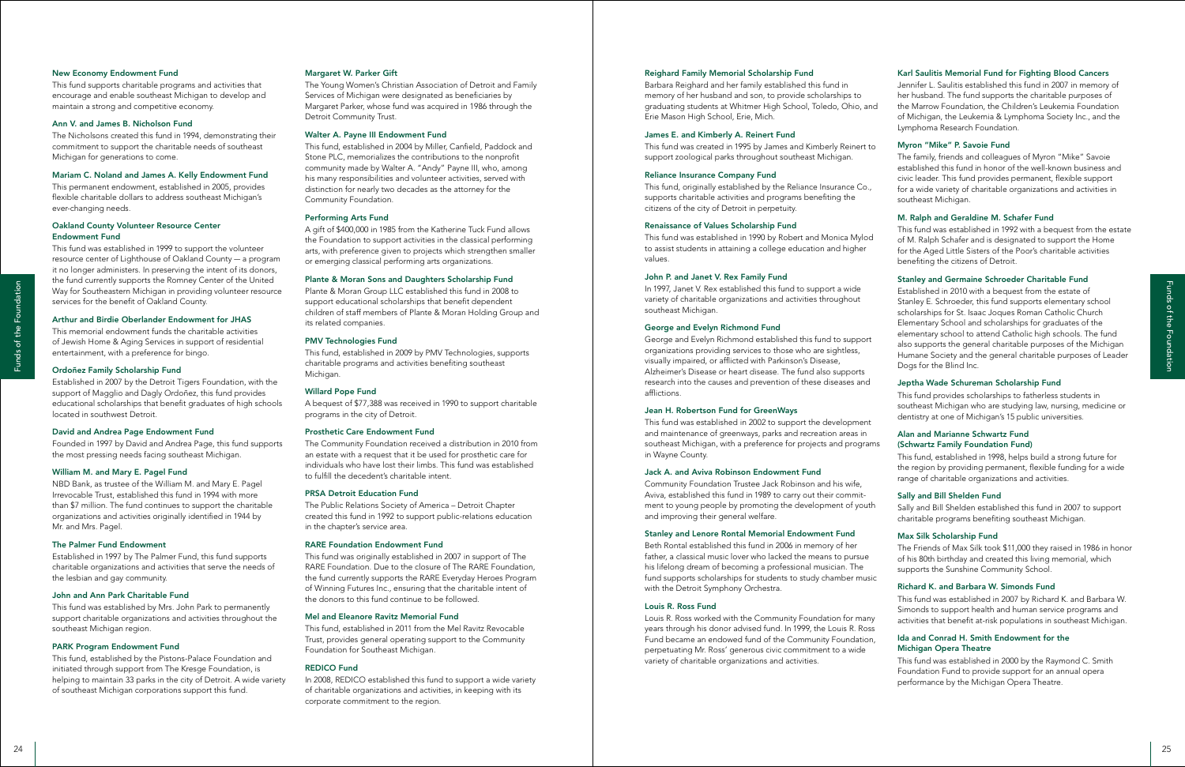### New Economy Endowment Fund

This fund supports charitable programs and activities that encourage and enable southeast Michigan to develop and maintain a strong and competitive economy.

### Ann V. and James B. Nicholson Fund

The Nicholsons created this fund in 1994, demonstrating their commitment to support the charitable needs of southeast Michigan for generations to come.

### Mariam C. Noland and James A. Kelly Endowment Fund

This permanent endowment, established in 2005, provides flexible charitable dollars to address southeast Michigan's ever-changing needs.

### Oakland County Volunteer Resource Center Endowment Fund

This fund was established in 1999 to support the volunteer resource center of Lighthouse of Oakland County — a program it no longer administers. In preserving the intent of its donors, the fund currently supports the Romney Center of the United Way for Southeastern Michigan in providing volunteer resource services for the benefit of Oakland County.

### Arthur and Birdie Oberlander Endowment for JHAS

This memorial endowment funds the charitable activities of Jewish Home & Aging Services in support of residential entertainment, with a preference for bingo.

### Ordoñez Family Scholarship Fund

Established in 2007 by the Detroit Tigers Foundation, with the support of Magglio and Dagly Ordoñez, this fund provides educational scholarships that benefit graduates of high schools located in southwest Detroit.

### David and Andrea Page Endowment Fund

Founded in 1997 by David and Andrea Page, this fund supports the most pressing needs facing southeast Michigan.

### William M. and Mary E. Pagel Fund

NBD Bank, as trustee of the William M. and Mary E. Pagel Irrevocable Trust, established this fund in 1994 with more than $7 million. The fund continues to support the charitable organizations and activities originally identified in 1944 by Mr. and Mrs. Pagel.

### The Palmer Fund Endowment

Established in 1997 by The Palmer Fund, this fund supports charitable organizations and activities that serve the needs of the lesbian and gay community.

### John and Ann Park Charitable Fund

This fund was established by Mrs. John Park to permanently support charitable organizations and activities throughout the southeast Michigan region.

### PARK Program Endowment Fund

This fund, established by the Pistons-Palace Foundation and initiated through support from The Kresge Foundation, is helping to maintain 33 parks in the city of Detroit. A wide variety of southeast Michigan corporations support this fund.

### Margaret W. Parker Gift

The Young Women's Christian Association of Detroit and Family Services of Michigan were designated as beneficiaries by Margaret Parker, whose fund was acquired in 1986 through the Detroit Community Trust.

### Walter A. Payne III Endowment Fund

This fund, established in 2004 by Miller, Canfield, Paddock and Stone PLC, memorializes the contributions to the nonprofit community made by Walter A. "Andy" Payne III, who, among his many responsibilities and volunteer activities, served with distinction for nearly two decades as the attorney for the Community Foundation.

### Performing Arts Fund

A gift of $400,000 in 1985 from the Katherine Tuck Fund allows the Foundation to support activities in the classical performing arts, with preference given to projects which strengthen smaller or emerging classical performing arts organizations.

### Plante & Moran Sons and Daughters Scholarship Fund

Plante & Moran Group LLC established this fund in 2008 to support educational scholarships that benefit dependent children of staff members of Plante & Moran Holding Group and its related companies.

### PMV Technologies Fund

This fund, established in 2009 by PMV Technologies, supports charitable programs and activities benefiting southeast Michigan.

### Willard Pope Fund

A bequest of $77,388 was received in 1990 to support charitable programs in the city of Detroit.

### Prosthetic Care Endowment Fund

The Community Foundation received a distribution in 2010 from an estate with a request that it be used for prosthetic care for individuals who have lost their limbs. This fund was established to fulfill the decedent's charitable intent.

### PRSA Detroit Education Fund

The Public Relations Society of America – Detroit Chapter created this fund in 1992 to support public-relations education in the chapter's service area.

### RARE Foundation Endowment Fund

This fund was originally established in 2007 in support of The RARE Foundation. Due to the closure of The RARE Foundation, the fund currently supports the RARE Everyday Heroes Program of Winning Futures Inc., ensuring that the charitable intent of the donors to this fund continue to be followed.

### Mel and Eleanore Ravitz Memorial Fund

This fund, established in 2011 from the Mel Ravitz Revocable Trust, provides general operating support to the Community Foundation for Southeast Michigan.

### REDICO Fund

In 2008, REDICO established this fund to support a wide variety of charitable organizations and activities, in keeping with its corporate commitment to the region.

### Reighard Family Memorial Scholarship Fund

Barbara Reighard and her family established this fund in memory of her husband and son, to provide scholarships to graduating students at Whitmer High School, Toledo, Ohio, and Erie Mason High School, Erie, Mich.

### James E. and Kimberly A. Reinert Fund

This fund was created in 1995 by James and Kimberly Reinert to support zoological parks throughout southeast Michigan.

### Reliance Insurance Company Fund

This fund, originally established by the Reliance Insurance Co., supports charitable activities and programs benefiting the citizens of the city of Detroit in perpetuity.

### Renaissance of Values Scholarship Fund

This fund was established in 1990 by Robert and Monica Mylod to assist students in attaining a college education and higher values.

### John P. and Janet V. Rex Family Fund

In 1997, Janet V. Rex established this fund to support a wide variety of charitable organizations and activities throughout southeast Michigan.

### George and Evelyn Richmond Fund

George and Evelyn Richmond established this fund to support organizations providing services to those who are sightless, visually impaired, or afflicted with Parkinson's Disease, Alzheimer's Disease or heart disease. The fund also supports research into the causes and prevention of these diseases and afflictions.

### Jean H. Robertson Fund for GreenWays

This fund was established in 2002 to support the development and maintenance of greenways, parks and recreation areas in southeast Michigan, with a preference for projects and programs in Wayne County.

### Jack A. and Aviva Robinson Endowment Fund

Community Foundation Trustee Jack Robinson and his wife, Aviva, established this fund in 1989 to carry out their commitment to young people by promoting the development of youth and improving their general welfare.

### Stanley and Lenore Rontal Memorial Endowment Fund

Beth Rontal established this fund in 2006 in memory of her father, a classical music lover who lacked the means to pursue his lifelong dream of becoming a professional musician. The fund supports scholarships for students to study chamber music with the Detroit Symphony Orchestra.

### Louis R. Ross Fund

Louis R. Ross worked with the Community Foundation for many years through his donor advised fund. In 1999, the Louis R. Ross Fund became an endowed fund of the Community Foundation, perpetuating Mr. Ross' generous civic commitment to a wide variety of charitable organizations and activities.

### Karl Saulitis Memorial Fund for Fighting Blood Cancers

Jennifer L. Saulitis established this fund in 2007 in memory of her husband. The fund supports the charitable purposes of the Marrow Foundation, the Children's Leukemia Foundation of Michigan, the Leukemia & Lymphoma Society Inc., and the Lymphoma Research Foundation.

### Myron "Mike" P. Savoie Fund

The family, friends and colleagues of Myron "Mike" Savoie established this fund in honor of the well-known business and civic leader. This fund provides permanent, flexible support for a wide variety of charitable organizations and activities in southeast Michigan.

### M. Ralph and Geraldine M. Schafer Fund

This fund was established in 1992 with a bequest from the estate of M. Ralph Schafer and is designated to support the Home for the Aged Little Sisters of the Poor's charitable activities benefiting the citizens of Detroit.

### Stanley and Germaine Schroeder Charitable Fund

Established in 2010 with a bequest from the estate of Stanley E. Schroeder, this fund supports elementary school scholarships for St. Isaac Joques Roman Catholic Church Elementary School and scholarships for graduates of the elementary school to attend Catholic high schools. The fund also supports the general charitable purposes of the Michigan Humane Society and the general charitable purposes of Leader Dogs for the Blind Inc.

### Jeptha Wade Schureman Scholarship Fund

This fund provides scholarships to fatherless students in southeast Michigan who are studying law, nursing, medicine or dentistry at one of Michigan's 15 public universities.

### Alan and Marianne Schwartz Fund (Schwartz Family Foundation Fund)

This fund, established in 1998, helps build a strong future for the region by providing permanent, flexible funding for a wide range of charitable organizations and activities.

### Sally and Bill Shelden Fund

Sally and Bill Shelden established this fund in 2007 to support charitable programs benefiting southeast Michigan.

### Max Silk Scholarship Fund

The Friends of Max Silk took $11,000 they raised in 1986 in honor of his 80th birthday and created this living memorial, which supports the Sunshine Community School.

### Richard K. and Barbara W. Simonds Fund

This fund was established in 2007 by Richard K. and Barbara W. Simonds to support health and human service programs and activities that benefit at-risk populations in southeast Michigan.

### Ida and Conrad H. Smith Endowment for the Michigan Opera Theatre

This fund was established in 2000 by the Raymond C. Smith Foundation Fund to provide support for an annual opera performance by the Michigan Opera Theatre.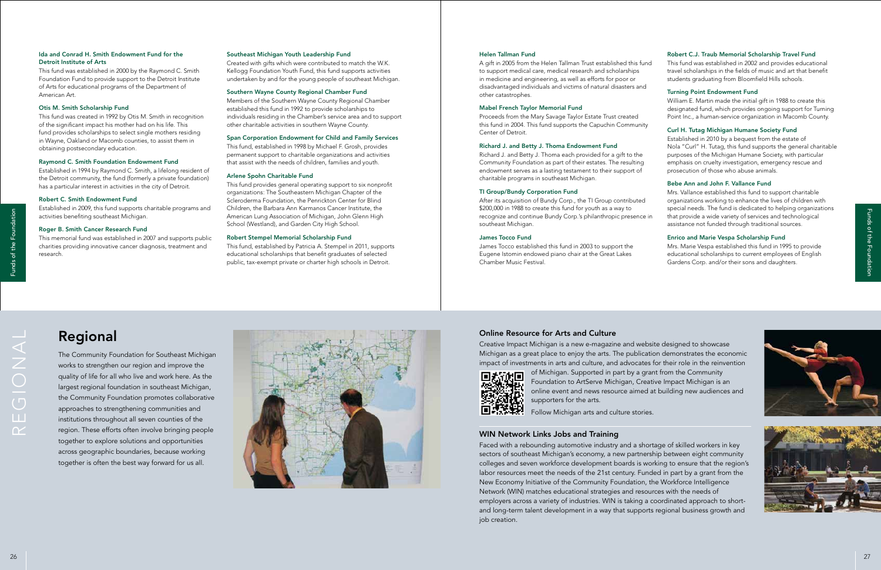### Ida and Conrad H. Smith Endowment Fund for the Detroit Institute of Arts

This fund was established in 2000 by the Raymond C. Smith Foundation Fund to provide support to the Detroit Institute of Arts for educational programs of the Department of American Art.

### Otis M. Smith Scholarship Fund

This fund was created in 1992 by Otis M. Smith in recognition of the significant impact his mother had on his life. This fund provides scholarships to select single mothers residing in Wayne, Oakland or Macomb counties, to assist them in obtaining postsecondary education.

### Raymond C. Smith Foundation Endowment Fund

Established in 1994 by Raymond C. Smith, a lifelong resident of the Detroit community, the fund (formerly a private foundation) has a particular interest in activities in the city of Detroit.

### Robert C. Smith Endowment Fund

Established in 2009, this fund supports charitable programs and activities benefiting southeast Michigan.

### Roger B. Smith Cancer Research Fund

This memorial fund was established in 2007 and supports public charities providing innovative cancer diagnosis, treatment and research.

### Southeast Michigan Youth Leadership Fund

Created with gifts which were contributed to match the W.K. Kellogg Foundation Youth Fund, this fund supports activities undertaken by and for the young people of southeast Michigan.

### Southern Wayne County Regional Chamber Fund

Members of the Southern Wayne County Regional Chamber established this fund in 1992 to provide scholarships to individuals residing in the Chamber's service area and to support other charitable activities in southern Wayne County.

### Span Corporation Endowment for Child and Family Services

This fund, established in 1998 by Michael F. Grosh, provides permanent support to charitable organizations and activities that assist with the needs of children, families and youth.

### Arlene Spohn Charitable Fund

This fund provides general operating support to six nonprofit organizations: The Southeastern Michigan Chapter of the Scleroderma Foundation, the Penrickton Center for Blind Children, the Barbara Ann Karmanos Cancer Institute, the American Lung Association of Michigan, John Glenn High School (Westland), and Garden City High School.

### Robert Stempel Memorial Scholarship Fund

This fund, established by Patricia A. Stempel in 2011, supports educational scholarships that benefit graduates of selected public, tax-exempt private or charter high schools in Detroit.

### Helen Tallman Fund

A gift in 2005 from the Helen Tallman Trust established this fund to support medical care, medical research and scholarships in medicine and engineering, as well as efforts for poor or disadvantaged individuals and victims of natural disasters and other catastrophes.

### Mabel French Taylor Memorial Fund

Proceeds from the Mary Savage Taylor Estate Trust created this fund in 2004. This fund supports the Capuchin Community Center of Detroit.

### Richard J. and Betty J. Thoma Endowment Fund

Richard J. and Betty J. Thoma each provided for a gift to the Community Foundation as part of their estates. The resulting endowment serves as a lasting testament to their support of charitable programs in southeast Michigan.

### TI Group/Bundy Corporation Fund

After its acquisition of Bundy Corp., the TI Group contributed $200,000 in 1988 to create this fund for youth as a way to recognize and continue Bundy Corp.'s philanthropic presence in southeast Michigan.

### James Tocco Fund

James Tocco established this fund in 2003 to support the Eugene Istomin endowed piano chair at the Great Lakes Chamber Music Festival.

### Robert C.J. Traub Memorial Scholarship Travel Fund

This fund was established in 2002 and provides educational travel scholarships in the fields of music and art that benefit students graduating from Bloomfield Hills schools.

### Turning Point Endowment Fund

William E. Martin made the initial gift in 1988 to create this designated fund, which provides ongoing support for Turning Point Inc., a human-service organization in Macomb County.

### Curl H. Tutag Michigan Humane Society Fund

Established in 2010 by a bequest from the estate of Nola "Curl" H. Tutag, this fund supports the general charitable purposes of the Michigan Humane Society, with particular emphasis on cruelty investigation, emergency rescue and prosecution of those who abuse animals.

### Bebe Ann and John F. Vallance Fund

Mrs. Vallance established this fund to support charitable organizations working to enhance the lives of children with special needs. The fund is dedicated to helping organizations that provide a wide variety of services and technological assistance not funded through traditional sources.

### Enrico and Marie Vespa Scholarship Fund

Mrs. Marie Vespa established this fund in 1995 to provide educational scholarships to current employees of English Gardens Corp. and/or their sons and daughters.

REGIONAL

## Regional

The Community Foundation for Southeast Michigan works to strengthen our region and improve the quality of life for all who live and work here. As the largest regional foundation in southeast Michigan, the Community Foundation promotes collaborative approaches to strengthening communities and institutions throughout all seven counties of the region. These efforts often involve bringing people together to explore solutions and opportunities across geographic boundaries, because working together is often the best way forward for us all.

### Online Resource for Arts and Culture

Creative Impact Michigan is a new e-magazine and website designed to showcase Michigan as a great place to enjoy the arts. The publication demonstrates the economic impact of investments in arts and culture, and advocates for their role in the reinvention of Michigan. Supported in part by a grant from the Community Foundation to ArtServe Michigan, Creative Impact Michigan is an online event and news resource aimed at building new audiences and supporters for the arts.

Follow Michigan arts and culture stories.

### WIN Network Links Jobs and Training

Faced with a rebounding automotive industry and a shortage of skilled workers in key sectors of southeast Michigan's economy, a new partnership between eight community colleges and seven workforce development boards is working to ensure that the region's labor resources meet the needs of the 21st century. Funded in part by a grant from the New Economy Initiative of the Community Foundation, the Workforce Intelligence Network (WIN) matches educational strategies and resources with the needs of employers across a variety of industries. WIN is taking a coordinated approach to short- and long-term talent development in a way that supports regional business growth and job creation.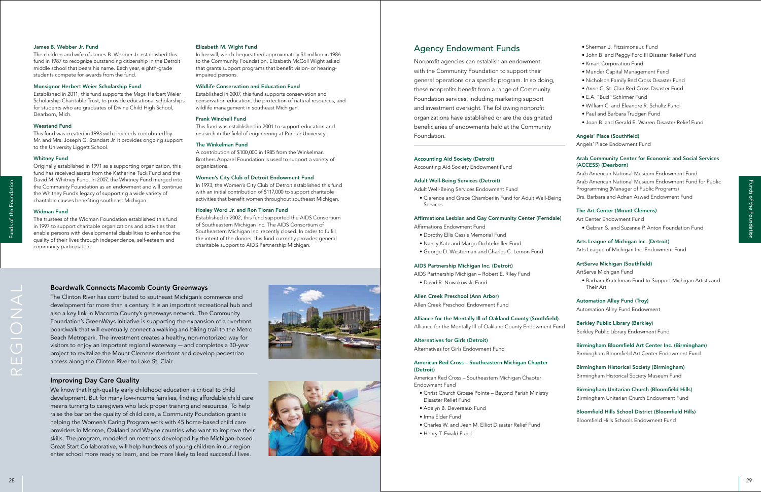### James B. Webber Jr. Fund

The children and wife of James B. Webber Jr. established this fund in 1987 to recognize outstanding citizenship in the Detroit middle school that bears his name. Each year, eighth-grade students compete for awards from the fund.

### Monsignor Herbert Weier Scholarship Fund

Established in 2011, this fund supports the Msgr. Herbert Weier Scholarship Charitable Trust, to provide educational scholarships for students who are graduates of Divine Child High School, Dearborn, Mich.

### Wesstand Fund

This fund was created in 1993 with proceeds contributed by Mr. and Mrs. Joseph G. Standart Jr. It provides ongoing support to the University Liggett School.

### Whitney Fund

Originally established in 1991 as a supporting organization, this fund has received assets from the Katherine Tuck Fund and the David M. Whitney Fund. In 2007, the Whitney Fund merged into the Community Foundation as an endowment and will continue the Whitney Fund's legacy of supporting a wide variety of charitable causes benefiting southeast Michigan.

### Widman Fund

The trustees of the Widman Foundation established this fund in 1997 to support charitable organizations and activities that enable persons with developmental disabilities to enhance the quality of their lives through independence, self-esteem and community participation.

### Elizabeth M. Wight Fund

In her will, which bequeathed approximately $1 million in 1986 to the Community Foundation, Elizabeth McColl Wight asked that grants support programs that benefit vision- or hearing-impaired persons.

### Wildlife Conservation and Education Fund

Established in 2007, this fund supports conservation and conservation education, the protection of natural resources, and wildlife management in southeast Michigan.

### Frank Winchell Fund

This fund was established in 2001 to support education and research in the field of engineering at Purdue University.

### The Winkelman Fund

A contribution of $100,000 in 1985 from the Winkelman Brothers Apparel Foundation is used to support a variety of organizations.

### Women's City Club of Detroit Endowment Fund

In 1993, the Women's City Club of Detroit established this fund with an initial contribution of $117,000 to support charitable activities that benefit women throughout southeast Michigan.

### Hosley Word Jr. and Ron Tioran Fund

Established in 2002, this fund supported the AIDS Consortium of Southeastern Michigan Inc. The AIDS Consortium of Southeastern Michigan Inc. recently closed. In order to fulfill the intent of the donors, this fund currently provides general charitable support to AIDS Partnership Michigan.

REGIONAL

## Boardwalk Connects Macomb County Greenways

The Clinton River has contributed to southeast Michigan's commerce and development for more than a century. It is an important recreational hub and also a key link in Macomb County's greenways network. The Community Foundation's GreenWays Initiative is supporting the expansion of a riverfront boardwalk that will eventually connect a walking and biking trail to the Metro Beach Metropark. The investment creates a healthy, non-motorized way for visitors to enjoy an important regional waterway — and completes a 30-year project to revitalize the Mount Clemens riverfront and develop pedestrian access along the Clinton River to Lake St. Clair.

## Improving Day Care Quality

We know that high-quality early childhood education is critical to child development. But for many low-income families, finding affordable child care means turning to caregivers who lack proper training and resources. To help raise the bar on the quality of child care, a Community Foundation grant is helping the Women's Caring Program work with 45 home-based child care providers in Monroe, Oakland and Wayne counties who want to improve their skills. The program, modeled on methods developed by the Michigan-based Great Start Collaborative, will help hundreds of young children in our region enter school more ready to learn, and be more likely to lead successful lives.

# Agency Endowment Funds

Nonprofit agencies can establish an endowment with the Community Foundation to support their general operations or a specific program. In so doing, these nonprofits benefit from a range of Community Foundation services, including marketing support and investment oversight. The following nonprofit organizations have established or are the designated beneficiaries of endowments held at the Community Foundation.

### Accounting Aid Society (Detroit)

Accounting Aid Society Endowment Fund

### Adult Well-Being Services (Detroit)

Adult Well-Being Services Endowment Fund

- Clarence and Grace Chamberlin Fund for Adult Well-Being Services

### Affirmations Lesbian and Gay Community Center (Ferndale)

Affirmations Endowment Fund

- Dorothy Ellis Cassis Memorial Fund
- Nancy Katz and Margo Dichtelmiller Fund
- George D. Westerman and Charles C. Lemon Fund

### AIDS Partnership Michigan Inc. (Detroit)

AIDS Partnership Michigan – Robert E. Riley Fund

- David R. Nowakowski Fund

### Allen Creek Preschool (Ann Arbor)

Allen Creek Preschool Endowment Fund

### Alliance for the Mentally Ill of Oakland County (Southfield)

Alliance for the Mentally Ill of Oakland County Endowment Fund

### Alternatives for Girls (Detroit)

Alternatives for Girls Endowment Fund

### American Red Cross – Southeastern Michigan Chapter (Detroit)

American Red Cross – Southeastern Michigan Chapter Endowment Fund

- Christ Church Grosse Pointe – Beyond Parish Ministry Disaster Relief Fund
- Adelyn B. Devereaux Fund
- Irma Elder Fund
- Charles W. and Jean M. Elliot Disaster Relief Fund
- Henry T. Ewald Fund
- Sherman J. Fitzsimons Jr. Fund
- John B. and Peggy Ford III Disaster Relief Fund
- Kmart Corporation Fund
- Munder Capital Management Fund
- Nicholson Family Red Cross Disaster Fund
- Anne C. St. Clair Red Cross Disaster Fund
- E.A. "Bud" Schirmer Fund
- William C. and Eleanore R. Schultz Fund
- Paul and Barbara Trudgen Fund
- Joan B. and Gerald E. Warren Disaster Relief Fund

### Angels' Place (Southfield)

Angels' Place Endowment Fund

### Arab Community Center for Economic and Social Services (ACCESS) (Dearborn)

Arab American National Museum Endowment Fund

Arab American National Museum Endowment Fund for Public Programming (Manager of Public Programs)

Drs. Barbara and Adnan Aswad Endowment Fund

### The Art Center (Mount Clemens)

Art Center Endowment Fund

- Gebran S. and Suzanne P. Anton Foundation Fund

### Arts League of Michigan Inc. (Detroit)

Arts League of Michigan Inc. Endowment Fund

### ArtServe Michigan (Southfield)

ArtServe Michigan Fund

- Barbara Kratchman Fund to Support Michigan Artists and Their Art

### Automation Alley Fund (Troy)

Automation Alley Fund Endowment

### Berkley Public Library (Berkley)

Berkley Public Library Endowment Fund

### Birmingham Bloomfield Art Center Inc. (Birmingham)

Birmingham Bloomfield Art Center Endowment Fund

### Birmingham Historical Society (Birmingham)

Birmingham Historical Society Museum Fund

### Birmingham Unitarian Church (Bloomfield Hills)

Birmingham Unitarian Church Endowment Fund

### Bloomfield Hills School District (Bloomfield Hills)

Bloomfield Hills Schools Endowment Fund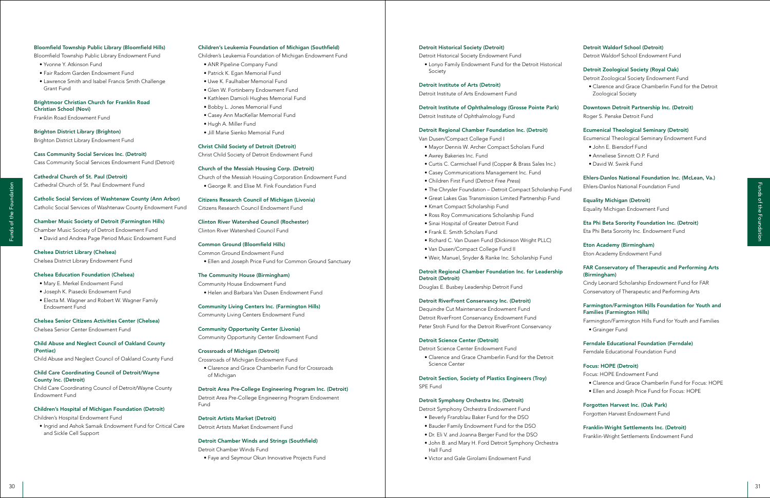**Bloomfield Township Public Library (Bloomfield Hills)**
Bloomfield Township Public Library Endowment Fund
- Yvonne Y. Atkinson Fund
- Fair Radom Garden Endowment Fund
- Lawrence Smith and Isabel Francis Smith Challenge Grant Fund

**Brightmoor Christian Church for Franklin Road Christian School (Novi)**
Franklin Road Endowment Fund

**Brighton District Library (Brighton)**
Brighton District Library Endowment Fund

**Cass Community Social Services Inc. (Detroit)**
Cass Community Social Services Endowment Fund (Detroit)

**Cathedral Church of St. Paul (Detroit)**
Cathedral Church of St. Paul Endowment Fund

**Catholic Social Services of Washtenaw County (Ann Arbor)**
Catholic Social Services of Washtenaw County Endowment Fund

**Chamber Music Society of Detroit (Farmington Hills)**
Chamber Music Society of Detroit Endowment Fund
- David and Andrea Page Period Music Endowment Fund

**Chelsea District Library (Chelsea)**
Chelsea District Library Endowment Fund

**Chelsea Education Foundation (Chelsea)**
- Mary E. Merkel Endowment Fund
- Joseph K. Piasecki Endowment Fund
- Electa M. Wagner and Robert W. Wagner Family Endowment Fund

**Chelsea Senior Citizens Activities Center (Chelsea)**
Chelsea Senior Center Endowment Fund

**Child Abuse and Neglect Council of Oakland County (Pontiac)**
Child Abuse and Neglect Council of Oakland County Fund

**Child Care Coordinating Council of Detroit/Wayne County Inc. (Detroit)**
Child Care Coordinating Council of Detroit/Wayne County Endowment Fund

**Children's Hospital of Michigan Foundation (Detroit)**
Children's Hospital Endowment Fund
- Ingrid and Ashok Sarnaik Endowment Fund for Critical Care and Sickle Cell Support

**Children's Leukemia Foundation of Michigan (Southfield)**
Children's Leukemia Foundation of Michigan Endowment Fund
- ANR Pipeline Company Fund
- Patrick K. Egan Memorial Fund
- Uwe K. Faulhaber Memorial Fund
- Glen W. Fortinberry Endowment Fund
- Kathleen Damioli Hughes Memorial Fund
- Bobby L. Jones Memorial Fund
- Casey Ann MacKellar Memorial Fund
- Hugh A. Miller Fund
- Jill Marie Sienko Memorial Fund

**Christ Child Society of Detroit (Detroit)**
Christ Child Society of Detroit Endowment Fund

**Church of the Messiah Housing Corp. (Detroit)**
Church of the Messiah Housing Corporation Endowment Fund
- George R. and Elise M. Fink Foundation Fund

**Citizens Research Council of Michigan (Livonia)**
Citizens Research Council Endowment Fund

**Clinton River Watershed Council (Rochester)**
Clinton River Watershed Council Fund

**Common Ground (Bloomfield Hills)**
Common Ground Endowment Fund
- Ellen and Joseph Price Fund for Common Ground Sanctuary

**The Community House (Birmingham)**
Community House Endowment Fund
- Helen and Barbara Van Dusen Endowment Fund

**Community Living Centers Inc. (Farmington Hills)**
Community Living Centers Endowment Fund

**Community Opportunity Center (Livonia)**
Community Opportunity Center Endowment Fund

**Crossroads of Michigan (Detroit)**
Crossroads of Michigan Endowment Fund
- Clarence and Grace Chamberlin Fund for Crossroads of Michigan

**Detroit Area Pre-College Engineering Program Inc. (Detroit)**
Detroit Area Pre-College Engineering Program Endowment Fund

**Detroit Artists Market (Detroit)**
Detroit Artists Market Endowment Fund

**Detroit Chamber Winds and Strings (Southfield)**
Detroit Chamber Winds Fund
- Faye and Seymour Okun Innovative Projects Fund

**Detroit Historical Society (Detroit)**
Detroit Historical Society Endowment Fund
- Lonyo Family Endowment Fund for the Detroit Historical Society

**Detroit Institute of Arts (Detroit)**
Detroit Institute of Arts Endowment Fund

**Detroit Institute of Ophthalmology (Grosse Pointe Park)**
Detroit Institute of Ophthalmology Fund

**Detroit Regional Chamber Foundation Inc. (Detroit)**
Van Dusen/Compact College Fund I
- Mayor Dennis W. Archer Compact Scholars Fund
- Awrey Bakeries Inc. Fund
- Curtis C. Carmichael Fund (Copper & Brass Sales Inc.)
- Casey Communications Management Inc. Fund
- Children First Fund (*Detroit Free Press*)
- The Chrysler Foundation – Detroit Compact Scholarship Fund
- Great Lakes Gas Transmission Limited Partnership Fund
- Kmart Compact Scholarship Fund
- Ross Roy Communications Scholarship Fund
- Sinai Hospital of Greater Detroit Fund
- Frank E. Smith Scholars Fund
- Richard C. Van Dusen Fund (Dickinson Wright PLLC)
- Van Dusen/Compact College Fund II
- Weir, Manuel, Snyder & Ranke Inc. Scholarship Fund

**Detroit Regional Chamber Foundation Inc. for Leadership Detroit (Detroit)**
Douglas E. Busbey Leadership Detroit Fund

**Detroit RiverFront Conservancy Inc. (Detroit)**
Dequindre Cut Maintenance Endowment Fund
Detroit RiverFront Conservancy Endowment Fund
Peter Stroh Fund for the Detroit RiverFront Conservancy

**Detroit Science Center (Detroit)**
Detroit Science Center Endowment Fund
- Clarence and Grace Chamberlin Fund for the Detroit Science Center

**Detroit Section, Society of Plastics Engineers (Troy)**
SPE Fund

**Detroit Symphony Orchestra Inc. (Detroit)**
Detroit Symphony Orchestra Endowment Fund
- Beverly Franzblau Baker Fund for the DSO
- Bauder Family Endowment Fund for the DSO
- Dr. Eli V. and Joanna Berger Fund for the DSO
- John B. and Mary H. Ford Detroit Symphony Orchestra Hall Fund
- Victor and Gale Girolami Endowment Fund

**Detroit Waldorf School (Detroit)**
Detroit Waldorf School Endowment Fund

**Detroit Zoological Society (Royal Oak)**
Detroit Zoological Society Endowment Fund
- Clarence and Grace Chamberlin Fund for the Detroit Zoological Society

**Downtown Detroit Partnership Inc. (Detroit)**
Roger S. Penske Detroit Fund

**Ecumenical Theological Seminary (Detroit)**
Ecumenical Theological Seminary Endowment Fund
- John E. Biersdorf Fund
- Anneliese Sinnott O.P. Fund
- David W. Swink Fund

**Ehlers-Danlos National Foundation Inc. (McLean, Va.)**
Ehlers-Danlos National Foundation Fund

**Equality Michigan (Detroit)**
Equality Michigan Endowment Fund

**Eta Phi Beta Sorority Foundation Inc. (Detroit)**
Eta Phi Beta Sorority Inc. Endowment Fund

**Eton Academy (Birmingham)**
Eton Academy Endowment Fund

**FAR Conservatory of Therapeutic and Performing Arts (Birmingham)**
Cindy Leonard Scholarship Endowment Fund for FAR Conservatory of Therapeutic and Performing Arts

**Farmington/Farmington Hills Foundation for Youth and Families (Farmington Hills)**
Farmington/Farmington Hills Fund for Youth and Families
- Grainger Fund

**Ferndale Educational Foundation (Ferndale)**
Ferndale Educational Foundation Fund

**Focus: HOPE (Detroit)**
Focus: HOPE Endowment Fund
- Clarence and Grace Chamberlin Fund for Focus: HOPE
- Ellen and Joseph Price Fund for Focus: HOPE

**Forgotten Harvest Inc. (Oak Park)**
Forgotten Harvest Endowment Fund

**Franklin-Wright Settlements Inc. (Detroit)**
Franklin-Wright Settlements Endowment Fund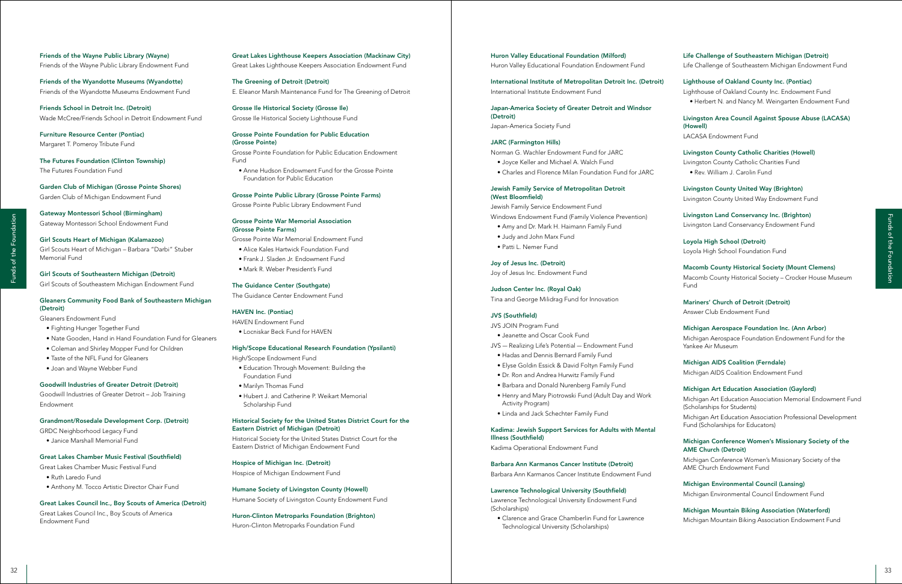**Friends of the Wayne Public Library (Wayne)**
Friends of the Wayne Public Library Endowment Fund

**Friends of the Wyandotte Museums (Wyandotte)**
Friends of the Wyandotte Museums Endowment Fund

**Friends School in Detroit Inc. (Detroit)**
Wade McCree/Friends School in Detroit Endowment Fund

**Furniture Resource Center (Pontiac)**
Margaret T. Pomeroy Tribute Fund

**The Futures Foundation (Clinton Township)**
The Futures Foundation Fund

**Garden Club of Michigan (Grosse Pointe Shores)**
Garden Club of Michigan Endowment Fund

**Gateway Montessori School (Birmingham)**
Gateway Montessori School Endowment Fund

**Girl Scouts Heart of Michigan (Kalamazoo)**
Girl Scouts Heart of Michigan – Barbara "Darbi" Stuber Memorial Fund

**Girl Scouts of Southeastern Michigan (Detroit)**
Girl Scouts of Southeastern Michigan Endowment Fund

**Gleaners Community Food Bank of Southeastern Michigan (Detroit)**
Gleaners Endowment Fund
- Fighting Hunger Together Fund
- Nate Gooden, Hand in Hand Foundation Fund for Gleaners
- Coleman and Shirley Mopper Fund for Children
- Taste of the NFL Fund for Gleaners
- Joan and Wayne Webber Fund

**Goodwill Industries of Greater Detroit (Detroit)**
Goodwill Industries of Greater Detroit – Job Training Endowment

**Grandmont/Rosedale Development Corp. (Detroit)**
GRDC Neighborhood Legacy Fund
- Janice Marshall Memorial Fund

**Great Lakes Chamber Music Festival (Southfield)**
Great Lakes Chamber Music Festival Fund
- Ruth Laredo Fund
- Anthony M. Tocco Artistic Director Chair Fund

**Great Lakes Council Inc., Boy Scouts of America (Detroit)**
Great Lakes Council Inc., Boy Scouts of America Endowment Fund

**Great Lakes Lighthouse Keepers Association (Mackinaw City)**
Great Lakes Lighthouse Keepers Association Endowment Fund

**The Greening of Detroit (Detroit)**
E. Eleanor Marsh Maintenance Fund for The Greening of Detroit

**Grosse Ile Historical Society (Grosse Ile)**
Grosse Ile Historical Society Lighthouse Fund

**Grosse Pointe Foundation for Public Education (Grosse Pointe)**
Grosse Pointe Foundation for Public Education Endowment Fund
- Anne Hudson Endowment Fund for the Grosse Pointe Foundation for Public Education

**Grosse Pointe Public Library (Grosse Pointe Farms)**
Grosse Pointe Public Library Endowment Fund

**Grosse Pointe War Memorial Association (Grosse Pointe Farms)**
Grosse Pointe War Memorial Endowment Fund
- Alice Kales Hartwick Foundation Fund
- Frank J. Sladen Jr. Endowment Fund
- Mark R. Weber President's Fund

**The Guidance Center (Southgate)**
The Guidance Center Endowment Fund

**HAVEN Inc. (Pontiac)**
HAVEN Endowment Fund
- Locniskar Beck Fund for HAVEN

**High/Scope Educational Research Foundation (Ypsilanti)**
High/Scope Endowment Fund
- Education Through Movement: Building the Foundation Fund
- Marilyn Thomas Fund
- Hubert J. and Catherine P. Weikart Memorial Scholarship Fund

**Historical Society for the United States District Court for the Eastern District of Michigan (Detroit)**
Historical Society for the United States District Court for the Eastern District of Michigan Endowment Fund

**Hospice of Michigan Inc. (Detroit)**
Hospice of Michigan Endowment Fund

**Humane Society of Livingston County (Howell)**
Humane Society of Livingston County Endowment Fund

**Huron-Clinton Metroparks Foundation (Brighton)**
Huron-Clinton Metroparks Foundation Fund

**Huron Valley Educational Foundation (Milford)**
Huron Valley Educational Foundation Endowment Fund

**International Institute of Metropolitan Detroit Inc. (Detroit)**
International Institute Endowment Fund

**Japan-America Society of Greater Detroit and Windsor (Detroit)**
Japan-America Society Fund

**JARC (Farmington Hills)**
Norman G. Wachler Endowment Fund for JARC
- Joyce Keller and Michael A. Walch Fund
- Charles and Florence Milan Foundation Fund for JARC

**Jewish Family Service of Metropolitan Detroit (West Bloomfield)**
Jewish Family Service Endowment Fund
Windows Endowment Fund (Family Violence Prevention)
- Amy and Dr. Mark H. Haimann Family Fund
- Judy and John Marx Fund
- Patti L. Nemer Fund

**Joy of Jesus Inc. (Detroit)**
Joy of Jesus Inc. Endowment Fund

**Judson Center Inc. (Royal Oak)**
Tina and George Milidrag Fund for Innovation

**JVS (Southfield)**
JVS JOIN Program Fund
- Jeanette and Oscar Cook Fund

JVS — Realizing Life's Potential — Endowment Fund
- Hadas and Dennis Bernard Family Fund
- Elyse Goldin Essick & David Foltyn Family Fund
- Dr. Ron and Andrea Hurwitz Family Fund
- Barbara and Donald Nurenberg Family Fund
- Henry and Mary Piotrowski Fund (Adult Day and Work Activity Program)
- Linda and Jack Schechter Family Fund

**Kadima: Jewish Support Services for Adults with Mental Illness (Southfield)**
Kadima Operational Endowment Fund

**Barbara Ann Karmanos Cancer Institute (Detroit)**
Barbara Ann Karmanos Cancer Institute Endowment Fund

**Lawrence Technological University (Southfield)**
Lawrence Technological University Endowment Fund (Scholarships)
- Clarence and Grace Chamberlin Fund for Lawrence Technological University (Scholarships)

**Life Challenge of Southeastern Michigan (Detroit)**
Life Challenge of Southeastern Michigan Endowment Fund

**Lighthouse of Oakland County Inc. (Pontiac)**
Lighthouse of Oakland County Inc. Endowment Fund
- Herbert N. and Nancy M. Weingarten Endowment Fund

**Livingston Area Council Against Spouse Abuse (LACASA) (Howell)**
LACASA Endowment Fund

**Livingston County Catholic Charities (Howell)**
Livingston County Catholic Charities Fund
- Rev. William J. Carolin Fund

**Livingston County United Way (Brighton)**
Livingston County United Way Endowment Fund

**Livingston Land Conservancy Inc. (Brighton)**
Livingston Land Conservancy Endowment Fund

**Loyola High School (Detroit)**
Loyola High School Foundation Fund

**Macomb County Historical Society (Mount Clemens)**
Macomb County Historical Society – Crocker House Museum Fund

**Mariners' Church of Detroit (Detroit)**
Answer Club Endowment Fund

**Michigan Aerospace Foundation Inc. (Ann Arbor)**
Michigan Aerospace Foundation Endowment Fund for the Yankee Air Museum

**Michigan AIDS Coalition (Ferndale)**
Michigan AIDS Coalition Endowment Fund

**Michigan Art Education Association (Gaylord)**
Michigan Art Education Association Memorial Endowment Fund (Scholarships for Students)

Michigan Art Education Association Professional Development Fund (Scholarships for Educators)

**Michigan Conference Women's Missionary Society of the AME Church (Detroit)**
Michigan Conference Women's Missionary Society of the AME Church Endowment Fund

**Michigan Environmental Council (Lansing)**
Michigan Environmental Council Endowment Fund

**Michigan Mountain Biking Association (Waterford)**
Michigan Mountain Biking Association Endowment Fund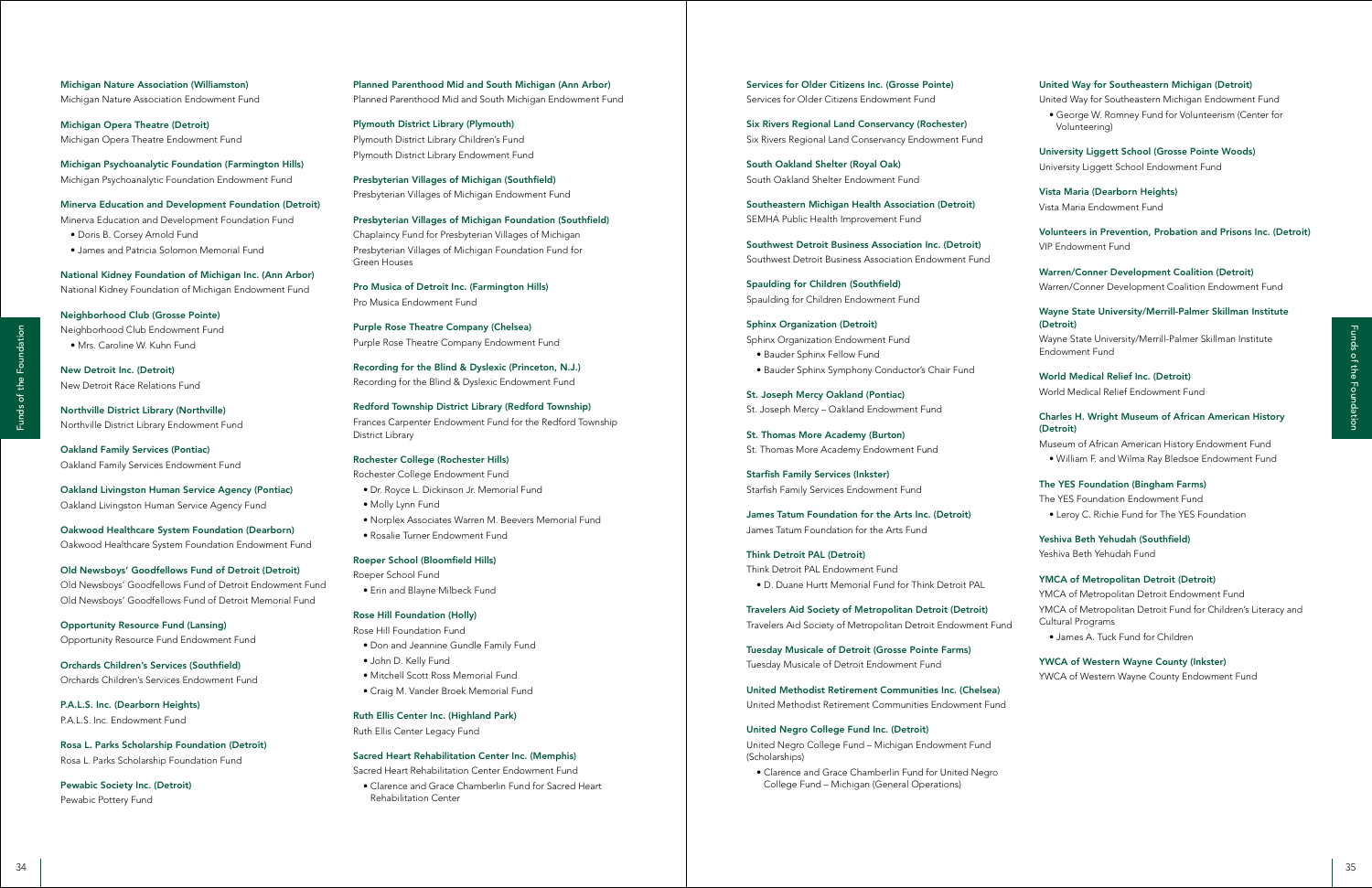**Michigan Nature Association (Williamston)**
Michigan Nature Association Endowment Fund

**Michigan Opera Theatre (Detroit)**
Michigan Opera Theatre Endowment Fund

**Michigan Psychoanalytic Foundation (Farmington Hills)**
Michigan Psychoanalytic Foundation Endowment Fund

**Minerva Education and Development Foundation (Detroit)**
Minerva Education and Development Foundation Fund
- Doris B. Corsey Arnold Fund
- James and Patricia Solomon Memorial Fund

**National Kidney Foundation of Michigan Inc. (Ann Arbor)**
National Kidney Foundation of Michigan Endowment Fund

**Neighborhood Club (Grosse Pointe)**
Neighborhood Club Endowment Fund
- Mrs. Caroline W. Kuhn Fund

**New Detroit Inc. (Detroit)**
New Detroit Race Relations Fund

**Northville District Library (Northville)**
Northville District Library Endowment Fund

**Oakland Family Services (Pontiac)**
Oakland Family Services Endowment Fund

**Oakland Livingston Human Service Agency (Pontiac)**
Oakland Livingston Human Service Agency Fund

**Oakwood Healthcare System Foundation (Dearborn)**
Oakwood Healthcare System Foundation Endowment Fund

**Old Newsboys' Goodfellows Fund of Detroit (Detroit)**
Old Newsboys' Goodfellows Fund of Detroit Endowment Fund
Old Newsboys' Goodfellows Fund of Detroit Memorial Fund

**Opportunity Resource Fund (Lansing)**
Opportunity Resource Fund Endowment Fund

**Orchards Children's Services (Southfield)**
Orchards Children's Services Endowment Fund

**P.A.L.S. Inc. (Dearborn Heights)**
P.A.L.S. Inc. Endowment Fund

**Rosa L. Parks Scholarship Foundation (Detroit)**
Rosa L. Parks Scholarship Foundation Fund

**Pewabic Society Inc. (Detroit)**
Pewabic Pottery Fund

**Planned Parenthood Mid and South Michigan (Ann Arbor)**
Planned Parenthood Mid and South Michigan Endowment Fund

**Plymouth District Library (Plymouth)**
Plymouth District Library Children's Fund
Plymouth District Library Endowment Fund

**Presbyterian Villages of Michigan (Southfield)**
Presbyterian Villages of Michigan Endowment Fund

**Presbyterian Villages of Michigan Foundation (Southfield)**
Chaplaincy Fund for Presbyterian Villages of Michigan
Presbyterian Villages of Michigan Foundation Fund for Green Houses

**Pro Musica of Detroit Inc. (Farmington Hills)**
Pro Musica Endowment Fund

**Purple Rose Theatre Company (Chelsea)**
Purple Rose Theatre Company Endowment Fund

**Recording for the Blind & Dyslexic (Princeton, N.J.)**
Recording for the Blind & Dyslexic Endowment Fund

**Redford Township District Library (Redford Township)**
Frances Carpenter Endowment Fund for the Redford Township District Library

**Rochester College (Rochester Hills)**
Rochester College Endowment Fund
- Dr. Royce L. Dickinson Jr. Memorial Fund
- Molly Lynn Fund
- Norplex Associates Warren M. Beevers Memorial Fund
- Rosalie Turner Endowment Fund

**Roeper School (Bloomfield Hills)**
Roeper School Fund
- Erin and Blayne Milbeck Fund

**Rose Hill Foundation (Holly)**
Rose Hill Foundation Fund
- Don and Jeannine Gundle Family Fund
- John D. Kelly Fund
- Mitchell Scott Ross Memorial Fund
- Craig M. Vander Broek Memorial Fund

**Ruth Ellis Center Inc. (Highland Park)**
Ruth Ellis Center Legacy Fund

**Sacred Heart Rehabilitation Center Inc. (Memphis)**
Sacred Heart Rehabilitation Center Endowment Fund
- Clarence and Grace Chamberlin Fund for Sacred Heart Rehabilitation Center

**Services for Older Citizens Inc. (Grosse Pointe)**
Services for Older Citizens Endowment Fund

**Six Rivers Regional Land Conservancy (Rochester)**
Six Rivers Regional Land Conservancy Endowment Fund

**South Oakland Shelter (Royal Oak)**
South Oakland Shelter Endowment Fund

**Southeastern Michigan Health Association (Detroit)**
SEMHA Public Health Improvement Fund

**Southwest Detroit Business Association Inc. (Detroit)**
Southwest Detroit Business Association Endowment Fund

**Spaulding for Children (Southfield)**
Spaulding for Children Endowment Fund

**Sphinx Organization (Detroit)**
Sphinx Organization Endowment Fund
- Bauder Sphinx Fellow Fund
- Bauder Sphinx Symphony Conductor's Chair Fund

**St. Joseph Mercy Oakland (Pontiac)**
St. Joseph Mercy – Oakland Endowment Fund

**St. Thomas More Academy (Burton)**
St. Thomas More Academy Endowment Fund

**Starfish Family Services (Inkster)**
Starfish Family Services Endowment Fund

**James Tatum Foundation for the Arts Inc. (Detroit)**
James Tatum Foundation for the Arts Fund

**Think Detroit PAL (Detroit)**
Think Detroit PAL Endowment Fund
- D. Duane Hurtt Memorial Fund for Think Detroit PAL

**Travelers Aid Society of Metropolitan Detroit (Detroit)**
Travelers Aid Society of Metropolitan Detroit Endowment Fund

**Tuesday Musicale of Detroit (Grosse Pointe Farms)**
Tuesday Musicale of Detroit Endowment Fund

**United Methodist Retirement Communities Inc. (Chelsea)**
United Methodist Retirement Communities Endowment Fund

**United Negro College Fund Inc. (Detroit)**
United Negro College Fund – Michigan Endowment Fund (Scholarships)
- Clarence and Grace Chamberlin Fund for United Negro College Fund – Michigan (General Operations)

**United Way for Southeastern Michigan (Detroit)**
United Way for Southeastern Michigan Endowment Fund
- George W. Romney Fund for Volunteerism (Center for Volunteering)

**University Liggett School (Grosse Pointe Woods)**
University Liggett School Endowment Fund

**Vista Maria (Dearborn Heights)**
Vista Maria Endowment Fund

**Volunteers in Prevention, Probation and Prisons Inc. (Detroit)**
VIP Endowment Fund

**Warren/Conner Development Coalition (Detroit)**
Warren/Conner Development Coalition Endowment Fund

**Wayne State University/Merrill-Palmer Skillman Institute (Detroit)**
Wayne State University/Merrill-Palmer Skillman Institute Endowment Fund

**World Medical Relief Inc. (Detroit)**
World Medical Relief Endowment Fund

**Charles H. Wright Museum of African American History (Detroit)**
Museum of African American History Endowment Fund
- William F. and Wilma Ray Bledsoe Endowment Fund

**The YES Foundation (Bingham Farms)**
The YES Foundation Endowment Fund
- Leroy C. Richie Fund for The YES Foundation

**Yeshiva Beth Yehudah (Southfield)**
Yeshiva Beth Yehudah Fund

**YMCA of Metropolitan Detroit (Detroit)**
YMCA of Metropolitan Detroit Endowment Fund
YMCA of Metropolitan Detroit Fund for Children's Literacy and Cultural Programs
- James A. Tuck Fund for Children

**YWCA of Western Wayne County (Inkster)**
YWCA of Western Wayne County Endowment Fund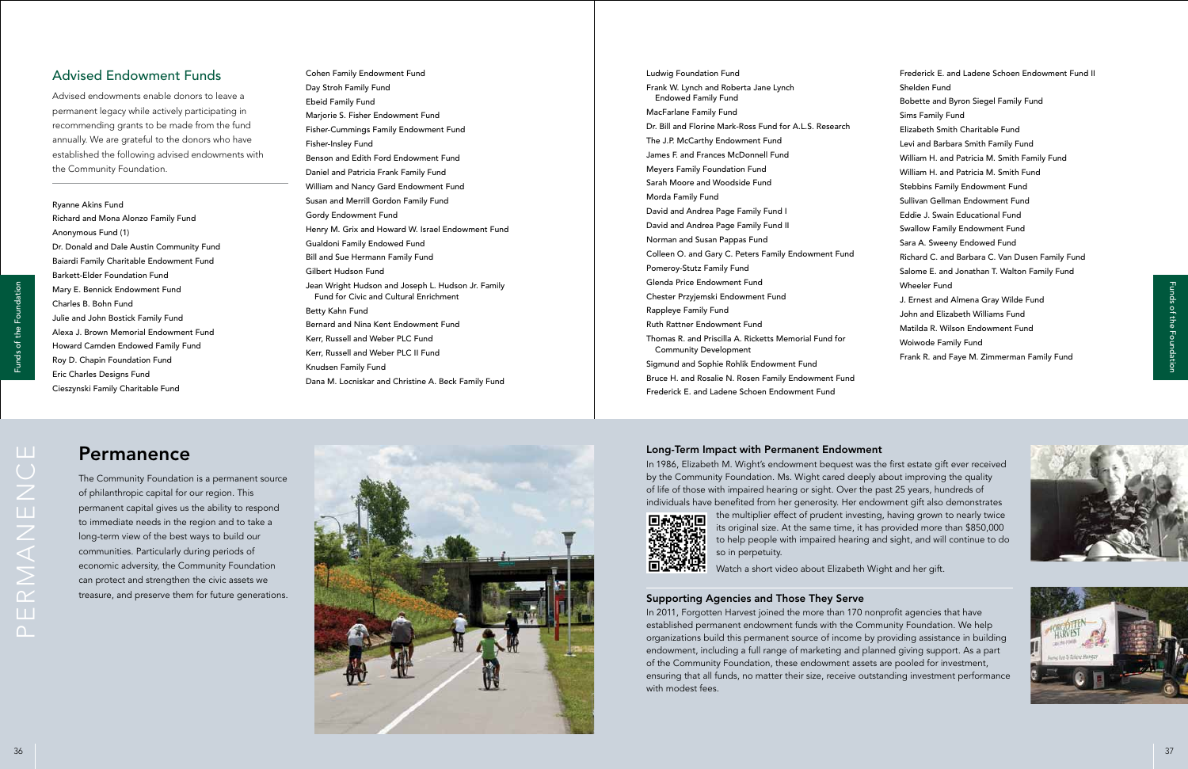## Advised Endowment Funds

Advised endowments enable donors to leave a permanent legacy while actively participating in recommending grants to be made from the fund annually. We are grateful to the donors who have established the following advised endowments with the Community Foundation.

Ryanne Akins Fund
Richard and Mona Alonzo Family Fund
Anonymous Fund (1)
Dr. Donald and Dale Austin Community Fund
Baiardi Family Charitable Endowment Fund
Barkett-Elder Foundation Fund
Mary E. Bennick Endowment Fund
Charles B. Bohn Fund
Julie and John Bostick Family Fund
Alexa J. Brown Memorial Endowment Fund
Howard Camden Endowed Family Fund
Roy D. Chapin Foundation Fund
Eric Charles Designs Fund
Cieszynski Family Charitable Fund
Cohen Family Endowment Fund
Day Stroh Family Fund
Ebeid Family Fund
Marjorie S. Fisher Endowment Fund
Fisher-Cummings Family Endowment Fund
Fisher-Insley Fund
Benson and Edith Ford Endowment Fund
Daniel and Patricia Frank Family Fund
William and Nancy Gard Endowment Fund
Susan and Merrill Gordon Family Fund
Gordy Endowment Fund
Henry M. Grix and Howard W. Israel Endowment Fund
Gualdoni Family Endowed Fund
Bill and Sue Hermann Family Fund
Gilbert Hudson Fund
Jean Wright Hudson and Joseph L. Hudson Jr. Family Fund for Civic and Cultural Enrichment
Betty Kahn Fund
Bernard and Nina Kent Endowment Fund
Kerr, Russell and Weber PLC Fund
Kerr, Russell and Weber PLC II Fund
Knudsen Family Fund
Dana M. Locniskar and Christine A. Beck Family Fund
Ludwig Foundation Fund
Frank W. Lynch and Roberta Jane Lynch Endowed Family Fund
MacFarlane Family Fund
Dr. Bill and Florine Mark-Ross Fund for A.L.S. Research
The J.P. McCarthy Endowment Fund
James F. and Frances McDonnell Fund
Meyers Family Foundation Fund
Sarah Moore and Woodside Fund
Morda Family Fund
David and Andrea Page Family Fund I
David and Andrea Page Family Fund II
Norman and Susan Pappas Fund
Colleen O. and Gary C. Peters Family Endowment Fund
Pomeroy-Stutz Family Fund
Glenda Price Endowment Fund
Chester Przyjemski Endowment Fund
Rappleye Family Fund
Ruth Rattner Endowment Fund
Thomas R. and Priscilla A. Ricketts Memorial Fund for Community Development
Sigmund and Sophie Rohlik Endowment Fund
Bruce H. and Rosalie N. Rosen Family Endowment Fund
Frederick E. and Ladene Schoen Endowment Fund
Frederick E. and Ladene Schoen Endowment Fund II
Shelden Fund
Bobette and Byron Siegel Family Fund
Sims Family Fund
Elizabeth Smith Charitable Fund
Levi and Barbara Smith Family Fund
William H. and Patricia M. Smith Family Fund
William H. and Patricia M. Smith Fund
Stebbins Family Endowment Fund
Sullivan Gellman Endowment Fund
Eddie J. Swain Educational Fund
Swallow Family Endowment Fund
Sara A. Sweeny Endowed Fund
Richard C. and Barbara C. Van Dusen Family Fund
Salome E. and Jonathan T. Walton Family Fund
Wheeler Fund
J. Ernest and Almena Gray Wilde Fund
John and Elizabeth Williams Fund
Matilda R. Wilson Endowment Fund
Woiwode Family Fund
Frank R. and Faye M. Zimmerman Family Fund

# Permanence

The Community Foundation is a permanent source of philanthropic capital for our region. This permanent capital gives us the ability to respond to immediate needs in the region and to take a long-term view of the best ways to build our communities. Particularly during periods of economic adversity, the Community Foundation can protect and strengthen the civic assets we treasure, and preserve them for future generations.

### Long-Term Impact with Permanent Endowment

In 1986, Elizabeth M. Wight's endowment bequest was the first estate gift ever received by the Community Foundation. Ms. Wight cared deeply about improving the quality of life of those with impaired hearing or sight. Over the past 25 years, hundreds of individuals have benefited from her generosity. Her endowment gift also demonstrates the multiplier effect of prudent investing, having grown to nearly twice its original size. At the same time, it has provided more than $850,000 to help people with impaired hearing and sight, and will continue to do so in perpetuity.

Watch a short video about Elizabeth Wight and her gift.

### Supporting Agencies and Those They Serve

In 2011, Forgotten Harvest joined the more than 170 nonprofit agencies that have established permanent endowment funds with the Community Foundation. We help organizations build this permanent source of income by providing assistance in building endowment, including a full range of marketing and planned giving support. As a part of the Community Foundation, these endowment assets are pooled for investment, ensuring that all funds, no matter their size, receive outstanding investment performance with modest fees.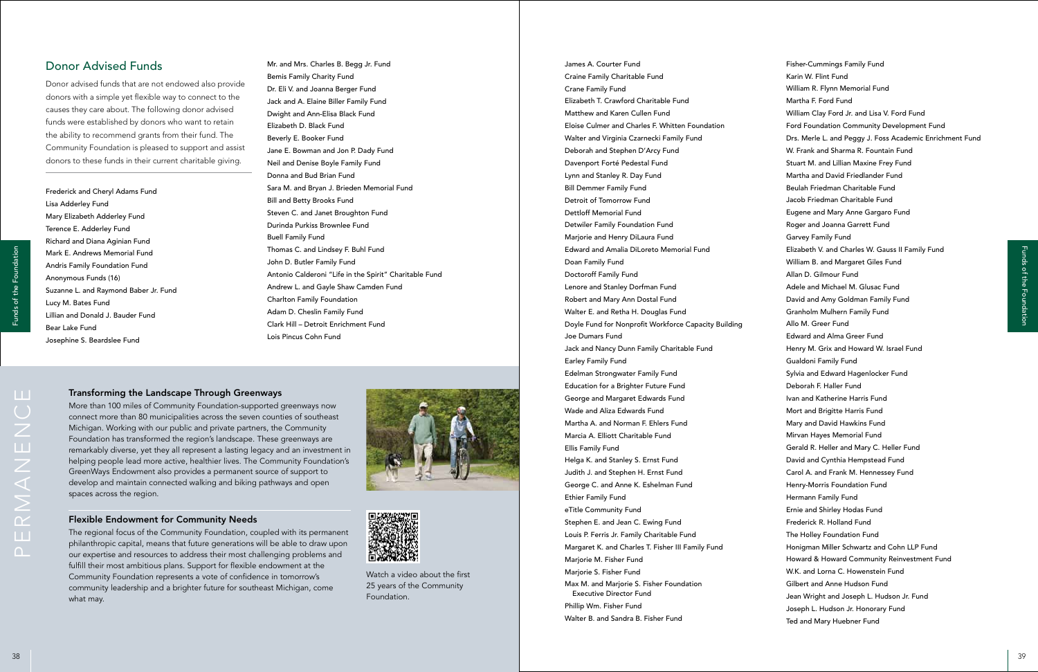## Donor Advised Funds

Donor advised funds that are not endowed also provide donors with a simple yet flexible way to connect to the causes they care about. The following donor advised funds were established by donors who want to retain the ability to recommend grants from their fund. The Community Foundation is pleased to support and assist donors to these funds in their current charitable giving.

Frederick and Cheryl Adams Fund
Lisa Adderley Fund
Mary Elizabeth Adderley Fund
Terence E. Adderley Fund
Richard and Diana Aginian Fund
Mark E. Andrews Memorial Fund
Andris Family Foundation Fund
Anonymous Funds (16)
Suzanne L. and Raymond Baber Jr. Fund
Lucy M. Bates Fund
Lillian and Donald J. Bauder Fund
Bear Lake Fund
Josephine S. Beardslee Fund
Mr. and Mrs. Charles B. Begg Jr. Fund
Bemis Family Charity Fund
Dr. Eli V. and Joanna Berger Fund
Jack and A. Elaine Biller Family Fund
Dwight and Ann-Elisa Black Fund
Elizabeth D. Black Fund
Beverly E. Booker Fund
Jane E. Bowman and Jon P. Dady Fund
Neil and Denise Boyle Family Fund
Donna and Bud Brian Fund
Sara M. and Bryan J. Brieden Memorial Fund
Bill and Betty Brooks Fund
Steven C. and Janet Broughton Fund
Durinda Purkiss Brownlee Fund
Buell Family Fund
Thomas C. and Lindsey F. Buhl Fund
John D. Butler Family Fund
Antonio Calderoni "Life in the Spirit" Charitable Fund
Andrew L. and Gayle Shaw Camden Fund
Charlton Family Foundation
Adam D. Cheslin Family Fund
Clark Hill – Detroit Enrichment Fund
Lois Pincus Cohn Fund
James A. Courter Fund
Craine Family Charitable Fund
Crane Family Fund
Elizabeth T. Crawford Charitable Fund
Matthew and Karen Cullen Fund
Eloise Culmer and Charles F. Whitten Foundation
Walter and Virginia Czarnecki Family Fund
Deborah and Stephen D'Arcy Fund
Davenport Forté Pedestal Fund
Lynn and Stanley R. Day Fund
Bill Demmer Family Fund
Detroit of Tomorrow Fund
Dettloff Memorial Fund
Detwiler Family Foundation Fund
Marjorie and Henry DiLaura Fund
Edward and Amalia DiLoreto Memorial Fund
Doan Family Fund
Doctoroff Family Fund
Lenore and Stanley Dorfman Fund
Robert and Mary Ann Dostal Fund
Walter E. and Retha H. Douglas Fund
Doyle Fund for Nonprofit Workforce Capacity Building
Joe Dumars Fund
Jack and Nancy Dunn Family Charitable Fund
Earley Family Fund
Edelman Strongwater Family Fund
Education for a Brighter Future Fund
George and Margaret Edwards Fund
Wade and Aliza Edwards Fund
Martha A. and Norman F. Ehlers Fund
Marcia A. Elliott Charitable Fund
Ellis Family Fund
Helga K. and Stanley S. Ernst Fund
Judith J. and Stephen H. Ernst Fund
George C. and Anne K. Eshelman Fund
Ethier Family Fund
eTitle Community Fund
Stephen E. and Jean C. Ewing Fund
Louis P. Ferris Jr. Family Charitable Fund
Margaret K. and Charles T. Fisher III Family Fund
Marjorie M. Fisher Fund
Marjorie S. Fisher Fund
Max M. and Marjorie S. Fisher Foundation Executive Director Fund
Phillip Wm. Fisher Fund
Walter B. and Sandra B. Fisher Fund
Fisher-Cummings Family Fund
Karin W. Flint Fund
William R. Flynn Memorial Fund
Martha F. Ford Fund
William Clay Ford Jr. and Lisa V. Ford Fund
Ford Foundation Community Development Fund
Drs. Merle L. and Peggy J. Foss Academic Enrichment Fund
W. Frank and Sharma R. Fountain Fund
Stuart M. and Lillian Maxine Frey Fund
Martha and David Friedlander Fund
Beulah Friedman Charitable Fund
Jacob Friedman Charitable Fund
Eugene and Mary Anne Gargaro Fund
Roger and Joanna Garrett Fund
Garvey Family Fund
Elizabeth V. and Charles W. Gauss II Family Fund
William B. and Margaret Giles Fund
Allan D. Gilmour Fund
Adele and Michael M. Glusac Fund
David and Amy Goldman Family Fund
Granholm Mulhern Family Fund
Allo M. Greer Fund
Edward and Alma Greer Fund
Henry M. Grix and Howard W. Israel Fund
Gualdoni Family Fund
Sylvia and Edward Hagenlocker Fund
Deborah F. Haller Fund
Ivan and Katherine Harris Fund
Mort and Brigitte Harris Fund
Mary and David Hawkins Fund
Mirvan Hayes Memorial Fund
Gerald R. Heller and Mary C. Heller Fund
David and Cynthia Hempstead Fund
Carol A. and Frank M. Hennessey Fund
Henry-Morris Foundation Fund
Hermann Family Fund
Ernie and Shirley Hodas Fund
Frederick R. Holland Fund
The Holley Foundation Fund
Honigman Miller Schwartz and Cohn LLP Fund
Howard & Howard Community Reinvestment Fund
W.K. and Lorna C. Howenstein Fund
Gilbert and Anne Hudson Fund
Jean Wright and Joseph L. Hudson Jr. Fund
Joseph L. Hudson Jr. Honorary Fund
Ted and Mary Huebner Fund

# PERMANENCE

### Transforming the Landscape Through Greenways

More than 100 miles of Community Foundation-supported greenways now connect more than 80 municipalities across the seven counties of southeast Michigan. Working with our public and private partners, the Community Foundation has transformed the region's landscape. These greenways are remarkably diverse, yet they all represent a lasting legacy and an investment in helping people lead more active, healthier lives. The Community Foundation's GreenWays Endowment also provides a permanent source of support to develop and maintain connected walking and biking pathways and open spaces across the region.

### Flexible Endowment for Community Needs

The regional focus of the Community Foundation, coupled with its permanent philanthropic capital, means that future generations will be able to draw upon our expertise and resources to address their most challenging problems and fulfill their most ambitious plans. Support for flexible endowment at the Community Foundation represents a vote of confidence in tomorrow's community leadership and a brighter future for southeast Michigan, come what may.

Watch a video about the first 25 years of the Community Foundation.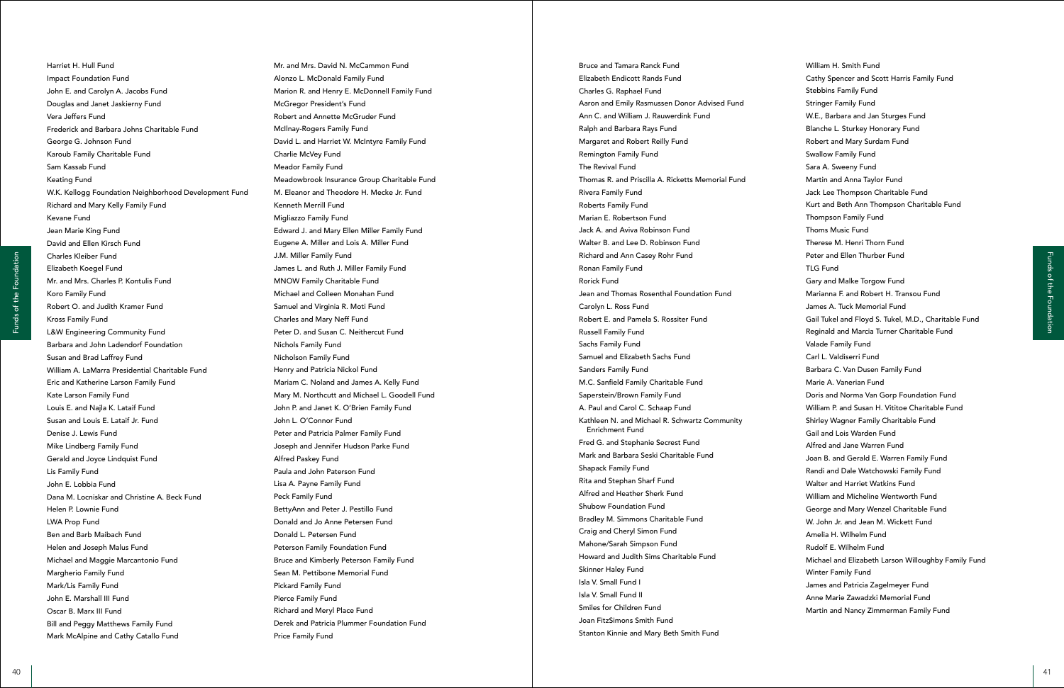Harriet H. Hull Fund
Impact Foundation Fund
John E. and Carolyn A. Jacobs Fund
Douglas and Janet Jaskierny Fund
Vera Jeffers Fund
Frederick and Barbara Johns Charitable Fund
George G. Johnson Fund
Karoub Family Charitable Fund
Sam Kassab Fund
Keating Fund
W.K. Kellogg Foundation Neighborhood Development Fund
Richard and Mary Kelly Family Fund
Kevane Fund
Jean Marie King Fund
David and Ellen Kirsch Fund
Charles Kleiber Fund
Elizabeth Koegel Fund
Mr. and Mrs. Charles P. Kontulis Fund
Koro Family Fund
Robert O. and Judith Kramer Fund
Kross Family Fund
L&W Engineering Community Fund
Barbara and John Ladendorf Foundation
Susan and Brad Laffrey Fund
William A. LaMarra Presidential Charitable Fund
Eric and Katherine Larson Family Fund
Kate Larson Family Fund
Louis E. and Najla K. Lataif Fund
Susan and Louis E. Lataif Jr. Fund
Denise J. Lewis Fund
Mike Lindberg Family Fund
Gerald and Joyce Lindquist Fund
Lis Family Fund
John E. Lobbia Fund
Dana M. Locniskar and Christine A. Beck Fund
Helen P. Lownie Fund
LWA Prop Fund
Ben and Barb Maibach Fund
Helen and Joseph Malus Fund
Michael and Maggie Marcantonio Fund
Margherio Family Fund
Mark/Lis Family Fund
John E. Marshall III Fund
Oscar B. Marx III Fund
Bill and Peggy Matthews Family Fund
Mark McAlpine and Cathy Catallo Fund

Mr. and Mrs. David N. McCammon Fund
Alonzo L. McDonald Family Fund
Marion R. and Henry E. McDonnell Family Fund
McGregor President's Fund
Robert and Annette McGruder Fund
McIlnay-Rogers Family Fund
David L. and Harriet W. McIntyre Family Fund
Charlie McVey Fund
Meador Family Fund
Meadowbrook Insurance Group Charitable Fund
M. Eleanor and Theodore H. Mecke Jr. Fund
Kenneth Merrill Fund
Migliazzo Family Fund
Edward J. and Mary Ellen Miller Family Fund
Eugene A. Miller and Lois A. Miller Fund
J.M. Miller Family Fund
James L. and Ruth J. Miller Family Fund
MNOW Family Charitable Fund
Michael and Colleen Monahan Fund
Samuel and Virginia R. Moti Fund
Charles and Mary Neff Fund
Peter D. and Susan C. Neithercut Fund
Nichols Family Fund
Nicholson Family Fund
Henry and Patricia Nickol Fund
Mariam C. Noland and James A. Kelly Fund
Mary M. Northcutt and Michael L. Goodell Fund
John P. and Janet K. O'Brien Family Fund
John L. O'Connor Fund
Peter and Patricia Palmer Family Fund
Joseph and Jennifer Hudson Parke Fund
Alfred Paskey Fund
Paula and John Paterson Fund
Lisa A. Payne Family Fund
Peck Family Fund
BettyAnn and Peter J. Pestillo Fund
Donald and Jo Anne Petersen Fund
Donald L. Petersen Fund
Peterson Family Foundation Fund
Bruce and Kimberly Peterson Family Fund
Sean M. Pettibone Memorial Fund
Pickard Family Fund
Pierce Family Fund
Richard and Meryl Place Fund
Derek and Patricia Plummer Foundation Fund
Price Family Fund

Bruce and Tamara Ranck Fund
Elizabeth Endicott Rands Fund
Charles G. Raphael Fund
Aaron and Emily Rasmussen Donor Advised Fund
Ann C. and William J. Rauwerdink Fund
Ralph and Barbara Rays Fund
Margaret and Robert Reilly Fund
Remington Family Fund
The Revival Fund
Thomas R. and Priscilla A. Ricketts Memorial Fund
Rivera Family Fund
Roberts Family Fund
Marian E. Robertson Fund
Jack A. and Aviva Robinson Fund
Walter B. and Lee D. Robinson Fund
Richard and Ann Casey Rohr Fund
Ronan Family Fund
Rorick Fund
Jean and Thomas Rosenthal Foundation Fund
Carolyn L. Ross Fund
Robert E. and Pamela S. Rossiter Fund
Russell Family Fund
Sachs Family Fund
Samuel and Elizabeth Sachs Fund
Sanders Family Fund
M.C. Sanfield Family Charitable Fund
Saperstein/Brown Family Fund
A. Paul and Carol C. Schaap Fund
Kathleen N. and Michael R. Schwartz Community Enrichment Fund
Fred G. and Stephanie Secrest Fund
Mark and Barbara Seski Charitable Fund
Shapack Family Fund
Rita and Stephan Sharf Fund
Alfred and Heather Sherk Fund
Shubow Foundation Fund
Bradley M. Simmons Charitable Fund
Craig and Cheryl Simon Fund
Mahone/Sarah Simpson Fund
Howard and Judith Sims Charitable Fund
Skinner Haley Fund
Isla V. Small Fund I
Isla V. Small Fund II
Smiles for Children Fund
Joan FitzSimons Smith Fund
Stanton Kinnie and Mary Beth Smith Fund

William H. Smith Fund
Cathy Spencer and Scott Harris Family Fund
Stebbins Family Fund
Stringer Family Fund
W.E., Barbara and Jan Sturges Fund
Blanche L. Sturkey Honorary Fund
Robert and Mary Surdam Fund
Swallow Family Fund
Sara A. Sweeny Fund
Martin and Anna Taylor Fund
Jack Lee Thompson Charitable Fund
Kurt and Beth Ann Thompson Charitable Fund
Thompson Family Fund
Thoms Music Fund
Therese M. Henri Thorn Fund
Peter and Ellen Thurber Fund
TLG Fund
Gary and Malke Torgow Fund
Marianna F. and Robert H. Transou Fund
James A. Tuck Memorial Fund
Gail Tukel and Floyd S. Tukel, M.D., Charitable Fund
Reginald and Marcia Turner Charitable Fund
Valade Family Fund
Carl L. Valdiserri Fund
Barbara C. Van Dusen Family Fund
Marie A. Vanerian Fund
Doris and Norma Van Gorp Foundation Fund
William P. and Susan H. Vititoe Charitable Fund
Shirley Wagner Family Charitable Fund
Gail and Lois Warden Fund
Alfred and Jane Warren Fund
Joan B. and Gerald E. Warren Family Fund
Randi and Dale Watchowski Family Fund
Walter and Harriet Watkins Fund
William and Micheline Wentworth Fund
George and Mary Wenzel Charitable Fund
W. John Jr. and Jean M. Wickett Fund
Amelia H. Wilhelm Fund
Rudolf E. Wilhelm Fund
Michael and Elizabeth Larson Willoughby Family Fund
Winter Family Fund
James and Patricia Zagelmeyer Fund
Anne Marie Zawadzki Memorial Fund
Martin and Nancy Zimmerman Family Fund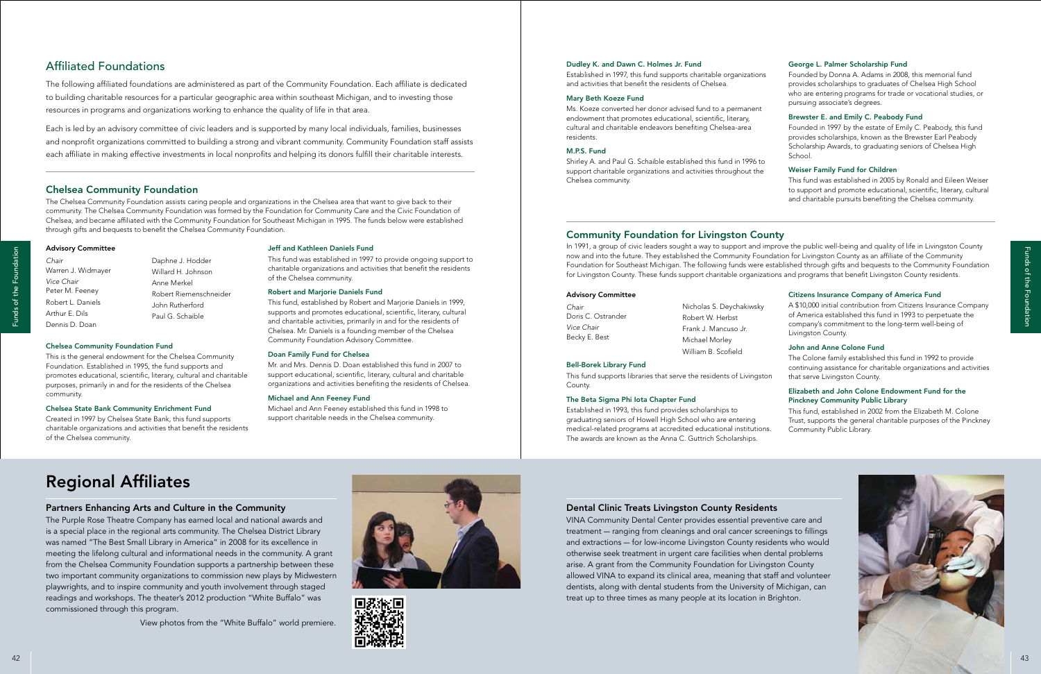## Affiliated Foundations

The following affiliated foundations are administered as part of the Community Foundation. Each affiliate is dedicated to building charitable resources for a particular geographic area within southeast Michigan, and to investing those resources in programs and organizations working to enhance the quality of life in that area.

Each is led by an advisory committee of civic leaders and is supported by many local individuals, families, businesses and nonprofit organizations committed to building a strong and vibrant community. Community Foundation staff assists each affiliate in making effective investments in local nonprofits and helping its donors fulfill their charitable interests.

### Chelsea Community Foundation

The Chelsea Community Foundation assists caring people and organizations in the Chelsea area that want to give back to their community. The Chelsea Community Foundation was formed by the Foundation for Community Care and the Civic Foundation of Chelsea, and became affiliated with the Community Foundation for Southeast Michigan in 1995. The funds below were established through gifts and bequests to benefit the Chelsea Community Foundation.

**Advisory Committee**

*Chair*
Warren J. Widmayer

*Vice Chair*
Peter M. Feeney

Robert L. Daniels
Arthur E. Dils
Dennis D. Doan
Daphne J. Hodder
Willard H. Johnson
Anne Merkel
Robert Riemenschneider
John Rutherford
Paul G. Schaible

**Chelsea Community Foundation Fund**

This is the general endowment for the Chelsea Community Foundation. Established in 1995, the fund supports and promotes educational, scientific, literary, cultural and charitable purposes, primarily in and for the residents of the Chelsea community.

**Chelsea State Bank Community Enrichment Fund**

Created in 1997 by Chelsea State Bank, this fund supports charitable organizations and activities that benefit the residents of the Chelsea community.

**Jeff and Kathleen Daniels Fund**

This fund was established in 1997 to provide ongoing support to charitable organizations and activities that benefit the residents of the Chelsea community.

**Robert and Marjorie Daniels Fund**

This fund, established by Robert and Marjorie Daniels in 1999, supports and promotes educational, scientific, literary, cultural and charitable activities, primarily in and for the residents of Chelsea. Mr. Daniels is a founding member of the Chelsea Community Foundation Advisory Committee.

**Doan Family Fund for Chelsea**

Mr. and Mrs. Dennis D. Doan established this fund in 2007 to support educational, scientific, literary, cultural and charitable organizations and activities benefiting the residents of Chelsea.

**Michael and Ann Feeney Fund**

Michael and Ann Feeney established this fund in 1998 to support charitable needs in the Chelsea community.

**Dudley K. and Dawn C. Holmes Jr. Fund**

Established in 1997, this fund supports charitable organizations and activities that benefit the residents of Chelsea.

**Mary Beth Koeze Fund**

Ms. Koeze converted her donor advised fund to a permanent endowment that promotes educational, scientific, literary, cultural and charitable endeavors benefiting Chelsea-area residents.

**M.P.S. Fund**

Shirley A. and Paul G. Schaible established this fund in 1996 to support charitable organizations and activities throughout the Chelsea community.

**George L. Palmer Scholarship Fund**

Founded by Donna A. Adams in 2008, this memorial fund provides scholarships to graduates of Chelsea High School who are entering programs for trade or vocational studies, or pursuing associate's degrees.

**Brewster E. and Emily C. Peabody Fund**

Founded in 1997 by the estate of Emily C. Peabody, this fund provides scholarships, known as the Brewster Earl Peabody Scholarship Awards, to graduating seniors of Chelsea High School.

**Weiser Family Fund for Children**

This fund was established in 2005 by Ronald and Eileen Weiser to support and promote educational, scientific, literary, cultural and charitable pursuits benefiting the Chelsea community.

### Community Foundation for Livingston County

In 1991, a group of civic leaders sought a way to support and improve the public well-being and quality of life in Livingston County now and into the future. They established the Community Foundation for Livingston County as an affiliate of the Community Foundation for Southeast Michigan. The following funds were established through gifts and bequests to the Community Foundation for Livingston County. These funds support charitable organizations and programs that benefit Livingston County residents.

**Advisory Committee**

*Chair*
Doris C. Ostrander

*Vice Chair*
Becky E. Best

Nicholas S. Deychakiwsky
Robert W. Herbst
Frank J. Mancuso Jr.
Michael Morley
William B. Scofield

**Bell-Borek Library Fund**

This fund supports libraries that serve the residents of Livingston County.

**The Beta Sigma Phi Iota Chapter Fund**

Established in 1993, this fund provides scholarships to graduating seniors of Howell High School who are entering medical-related programs at accredited educational institutions. The awards are known as the Anna C. Guttrich Scholarships.

**Citizens Insurance Company of America Fund**

A $10,000 initial contribution from Citizens Insurance Company of America established this fund in 1993 to perpetuate the company's commitment to the long-term well-being of Livingston County.

**John and Anne Colone Fund**

The Colone family established this fund in 1992 to provide continuing assistance for charitable organizations and activities that serve Livingston County.

**Elizabeth and John Colone Endowment Fund for the Pinckney Community Public Library**

This fund, established in 2002 from the Elizabeth M. Colone Trust, supports the general charitable purposes of the Pinckney Community Public Library.

## Regional Affiliates

### Partners Enhancing Arts and Culture in the Community

The Purple Rose Theatre Company has earned local and national awards and is a special place in the regional arts community. The Chelsea District Library was named "The Best Small Library in America" in 2008 for its excellence in meeting the lifelong cultural and informational needs in the community. A grant from the Chelsea Community Foundation supports a partnership between these two important community organizations to commission new plays by Midwestern playwrights, and to inspire community and youth involvement through staged readings and workshops. The theater's 2012 production "White Buffalo" was commissioned through this program.

View photos from the "White Buffalo" world premiere.

### Dental Clinic Treats Livingston County Residents

VINA Community Dental Center provides essential preventive care and treatment — ranging from cleanings and oral cancer screenings to fillings and extractions — for low-income Livingston County residents who would otherwise seek treatment in urgent care facilities when dental problems arise. A grant from the Community Foundation for Livingston County allowed VINA to expand its clinical area, meaning that staff and volunteer dentists, along with dental students from the University of Michigan, can treat up to three times as many people at its location in Brighton.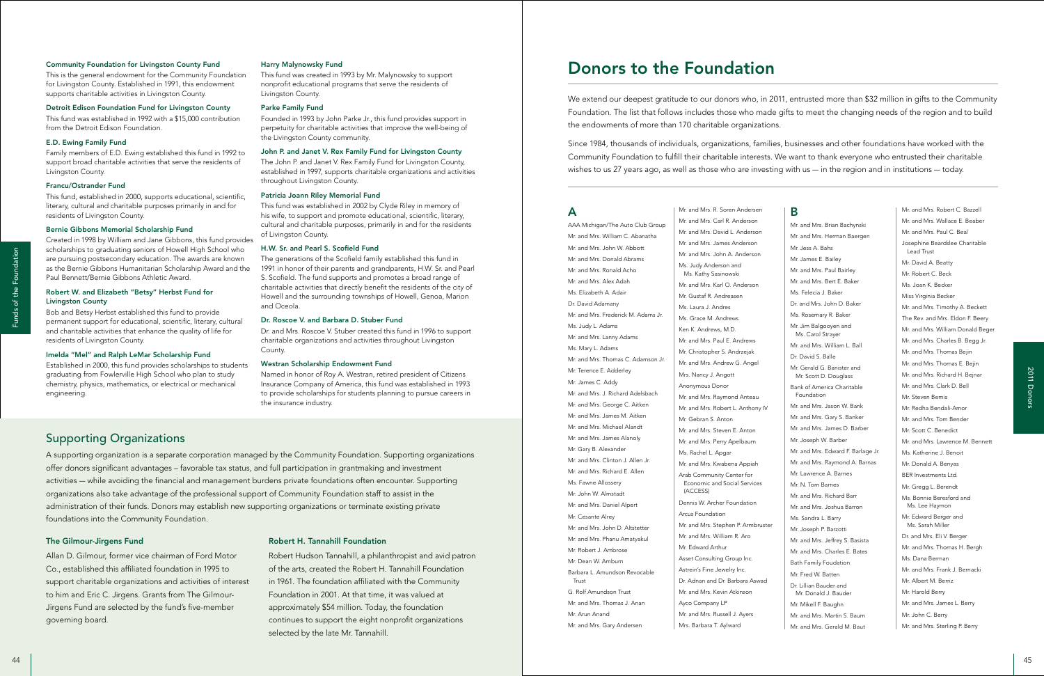#### Community Foundation for Livingston County Fund

This is the general endowment for the Community Foundation for Livingston County. Established in 1991, this endowment supports charitable activities in Livingston County.

#### Detroit Edison Foundation Fund for Livingston County

This fund was established in 1992 with a $15,000 contribution from the Detroit Edison Foundation.

#### E.D. Ewing Family Fund

Family members of E.D. Ewing established this fund in 1992 to support broad charitable activities that serve the residents of Livingston County.

#### Francu/Ostrander Fund

This fund, established in 2000, supports educational, scientific, literary, cultural and charitable purposes primarily in and for residents of Livingston County.

#### Bernie Gibbons Memorial Scholarship Fund

Created in 1998 by William and Jane Gibbons, this fund provides scholarships to graduating seniors of Howell High School who are pursuing postsecondary education. The awards are known as the Bernie Gibbons Humanitarian Scholarship Award and the Paul Bennett/Bernie Gibbons Athletic Award.

#### Robert W. and Elizabeth "Betsy" Herbst Fund for Livingston County

Bob and Betsy Herbst established this fund to provide permanent support for educational, scientific, literary, cultural and charitable activities that enhance the quality of life for residents of Livingston County.

#### Imelda "Mel" and Ralph LeMar Scholarship Fund

Established in 2000, this fund provides scholarships to students graduating from Fowlerville High School who plan to study chemistry, physics, mathematics, or electrical or mechanical engineering.

#### Harry Malynowsky Fund

This fund was created in 1993 by Mr. Malynowsky to support nonprofit educational programs that serve the residents of Livingston County.

#### Parke Family Fund

Founded in 1993 by John Parke Jr., this fund provides support in perpetuity for charitable activities that improve the well-being of the Livingston County community.

#### John P. and Janet V. Rex Family Fund for Livingston County

The John P. and Janet V. Rex Family Fund for Livingston County, established in 1997, supports charitable organizations and activities throughout Livingston County.

#### Patricia Joann Riley Memorial Fund

This fund was established in 2002 by Clyde Riley in memory of his wife, to support and promote educational, scientific, literary, cultural and charitable purposes, primarily in and for the residents of Livingston County.

#### H.W. Sr. and Pearl S. Scofield Fund

The generations of the Scofield family established this fund in 1991 in honor of their parents and grandparents, H.W. Sr. and Pearl S. Scofield. The fund supports and promotes a broad range of charitable activities that directly benefit the residents of the city of Howell and the surrounding townships of Howell, Genoa, Marion and Oceola.

#### Dr. Roscoe V. and Barbara D. Stuber Fund

Dr. and Mrs. Roscoe V. Stuber created this fund in 1996 to support charitable organizations and activities throughout Livingston County.

#### Westran Scholarship Endowment Fund

Named in honor of Roy A. Westran, retired president of Citizens Insurance Company of America, this fund was established in 1993 to provide scholarships for students planning to pursue careers in the insurance industry.

## Supporting Organizations

A supporting organization is a separate corporation managed by the Community Foundation. Supporting organizations offer donors significant advantages – favorable tax status, and full participation in grantmaking and investment activities — while avoiding the financial and management burdens private foundations often encounter. Supporting organizations also take advantage of the professional support of Community Foundation staff to assist in the administration of their funds. Donors may establish new supporting organizations or terminate existing private foundations into the Community Foundation.

#### The Gilmour-Jirgens Fund

Allan D. Gilmour, former vice chairman of Ford Motor Co., established this affiliated foundation in 1995 to support charitable organizations and activities of interest to him and Eric C. Jirgens. Grants from The Gilmour-Jirgens Fund are selected by the fund's five-member governing board.

#### Robert H. Tannahill Foundation

Robert Hudson Tannahill, a philanthropist and avid patron of the arts, created the Robert H. Tannahill Foundation in 1961. The foundation affiliated with the Community Foundation in 2001. At that time, it was valued at approximately $54 million. Today, the foundation continues to support the eight nonprofit organizations selected by the late Mr. Tannahill.

# Donors to the Foundation

We extend our deepest gratitude to our donors who, in 2011, entrusted more than $32 million in gifts to the Community Foundation. The list that follows includes those who made gifts to meet the changing needs of the region and to build the endowments of more than 170 charitable organizations.

Since 1984, thousands of individuals, organizations, families, businesses and other foundations have worked with the Community Foundation to fulfill their charitable interests. We want to thank everyone who entrusted their charitable wishes to us 27 years ago, as well as those who are investing with us — in the region and in institutions — today.

## A

AAA Michigan/The Auto Club Group
Mr. and Mrs. William C. Abanatha
Mr. and Mrs. John W. Abbott
Mr. and Mrs. Donald Abrams
Mr. and Mrs. Ronald Acho
Mr. and Mrs. Alex Adah
Ms. Elizabeth A. Adair
Dr. David Adamany
Mr. and Mrs. Frederick M. Adams Jr.
Ms. Judy L. Adams
Mr. and Mrs. Lanny Adams
Ms. Mary L. Adams
Mr. and Mrs. Thomas C. Adamson Jr.
Mr. Terence E. Adderley
Mr. James C. Addy
Mr. and Mrs. J. Richard Adelsbach
Mr. and Mrs. George C. Aitken
Mr. and Mrs. James M. Aitken
Mr. and Mrs. Michael Alandt
Mr. and Mrs. James Alanoly
Mr. Gary B. Alexander
Mr. and Mrs. Clinton J. Allen Jr.
Mr. and Mrs. Richard E. Allen
Ms. Fawne Allossery
Mr. John W. Almstadt
Mr. and Mrs. Daniel Alpert
Mr. Cesante Alrey
Mr. and Mrs. John D. Altstetter
Mr. and Mrs. Phanu Amatyakul
Mr. Robert J. Ambrose
Mr. Dean W. Amburn
Barbara L. Amundson Revocable Trust
G. Rolf Amundson Trust
Mr. and Mrs. Thomas J. Anan
Mr. Arun Anand
Mr. and Mrs. Gary Andersen
Mr. and Mrs. R. Soren Andersen
Mr. and Mrs. Carl R. Anderson
Mr. and Mrs. David L. Anderson
Mr. and Mrs. James Anderson
Mr. and Mrs. John A. Anderson
Ms. Judy Anderson and Ms. Kathy Sasinowski
Mr. and Mrs. Karl O. Anderson
Mr. Gustaf R. Andreasen
Ms. Laura J. Andres
Ms. Grace M. Andrews
Ken K. Andrews, M.D.
Mr. and Mrs. Paul E. Andrews
Mr. Christopher S. Andrzejak
Mr. and Mrs. Andrew G. Angel
Mrs. Nancy J. Angott
Anonymous Donor
Mr. and Mrs. Raymond Anteau
Mr. and Mrs. Robert L. Anthony IV
Mr. Gebran S. Anton
Mr. and Mrs. Steven E. Anton
Mr. and Mrs. Perry Apelbaum
Ms. Rachel L. Apgar
Mr. and Mrs. Kwabena Appiah
Arab Community Center for Economic and Social Services (ACCESS)
Dennis W. Archer Foundation
Arcus Foundation
Mr. and Mrs. Stephen P. Armbruster
Mr. and Mrs. William R. Aro
Mr. Edward Arthur
Asset Consulting Group Inc.
Astrein's Fine Jewelry Inc.
Dr. Adnan and Dr. Barbara Aswad
Mr. and Mrs. Kevin Atkinson
Ayco Company LP
Mr. and Mrs. Russell J. Ayers
Mrs. Barbara T. Aylward

## B

Mr. and Mrs. Brian Bachynski
Mr. and Mrs. Herman Baergen
Mr. Jess A. Bahs
Mr. James E. Bailey
Mr. and Mrs. Paul Bairley
Mr. and Mrs. Bert E. Baker
Ms. Felecia J. Baker
Dr. and Mrs. John D. Baker
Ms. Rosemary R. Baker
Mr. Jim Balgooyen and Ms. Carol Strayer
Mr. and Mrs. William L. Ball
Dr. David S. Balle
Mr. Gerald G. Banister and Mr. Scott D. Douglass
Bank of America Charitable Foundation
Mr. and Mrs. Jason W. Bank
Mr. and Mrs. Gary S. Banker
Mr. and Mrs. James D. Barber
Mr. Joseph W. Barber
Mr. and Mrs. Edward F. Barlage Jr.
Mr. and Mrs. Raymond A. Barnas
Mr. Lawrence A. Barnes
Mr. N. Tom Barnes
Mr. and Mrs. Richard Barr
Mr. and Mrs. Joshua Barron
Ms. Sandra L. Barry
Mr. Joseph P. Barzotti
Mr. and Mrs. Jeffrey S. Basista
Mr. and Mrs. Charles E. Bates
Bath Family Foudation
Mr. Fred W. Batten
Dr. Lillian Bauder and Mr. Donald J. Bauder
Mr. Mikell F. Baughn
Mr. and Mrs. Martin S. Baum
Mr. and Mrs. Gerald M. Baut
Mr. and Mrs. Robert C. Bazzell
Mr. and Mrs. Wallace E. Beaber
Mr. and Mrs. Paul C. Beal
Josephine Beardslee Charitable Lead Trust
Mr. David A. Beatty
Mr. Robert C. Beck
Ms. Joan K. Becker
Miss Virginia Becker
Mr. and Mrs. Timothy A. Beckett
The Rev. and Mrs. Eldon F. Beery
Mr. and Mrs. William Donald Beger
Mr. and Mrs. Charles B. Begg Jr.
Mr. and Mrs. Thomas Bejin
Mr. and Mrs. Thomas E. Bejin
Mr. and Mrs. Richard H. Bejnar
Mr. and Mrs. Clark D. Bell
Mr. Steven Bemis
Mr. Redha Bendali-Amor
Mr. and Mrs. Tom Bender
Mr. Scott C. Benedict
Mr. and Mrs. Lawrence M. Bennett
Ms. Katherine J. Benoit
Mr. Donald A. Benyas
BER Investments Ltd.
Mr. Gregg L. Berendt
Ms. Bonnie Beresford and Ms. Lee Haymon
Mr. Edward Berger and Ms. Sarah Miller
Dr. and Mrs. Eli V. Berger
Mr. and Mrs. Thomas H. Bergh
Ms. Dana Berman
Mr. and Mrs. Frank J. Bernacki
Mr. Albert M. Berriz
Mr. Harold Berry
Mr. and Mrs. James L. Berry
Mr. John C. Berry
Mr. and Mrs. Sterling P. Berry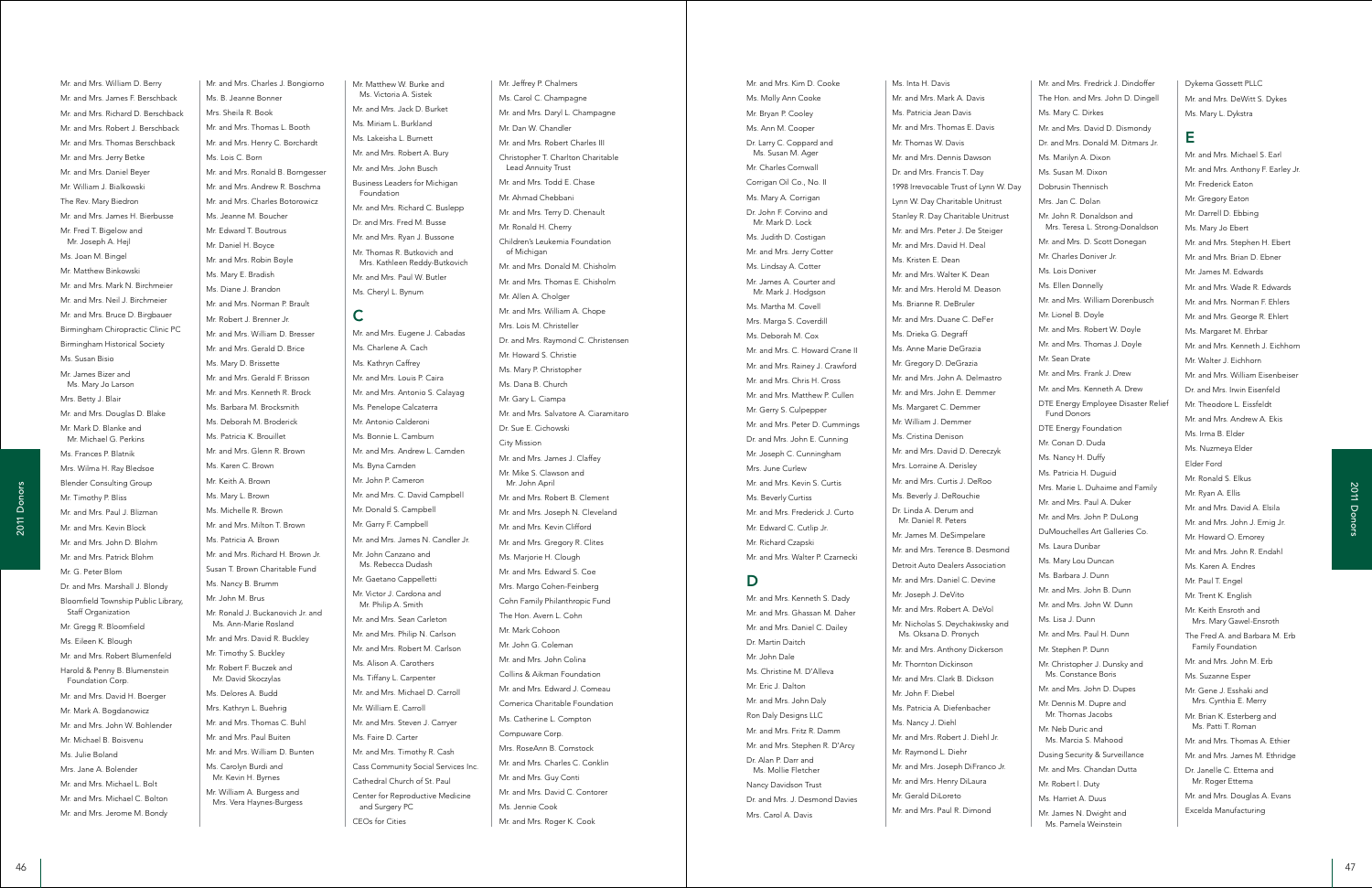Mr. and Mrs. William D. Berry
Mr. and Mrs. James F. Berschback
Mr. and Mrs. Richard D. Berschback
Mr. and Mrs. Robert J. Berschback
Mr. and Mrs. Thomas Berschback
Mr. and Mrs. Jerry Betke
Mr. and Mrs. Daniel Beyer
Mr. William J. Bialkowski
The Rev. Mary Biedron
Mr. and Mrs. James H. Bierbusse
Mr. Fred T. Bigelow and Mr. Joseph A. Hejl
Ms. Joan M. Bingel
Mr. Matthew Binkowski
Mr. and Mrs. Mark N. Birchmeier
Mr. and Mrs. Neil J. Birchmeier
Mr. and Mrs. Bruce D. Birgbauer
Birmingham Chiropractic Clinic PC
Birmingham Historical Society
Ms. Susan Bisio
Mr. James Bizer and Ms. Mary Jo Larson
Mrs. Betty J. Blair
Mr. and Mrs. Douglas D. Blake
Mr. Mark D. Blanke and Mr. Michael G. Perkins
Ms. Frances P. Blatnik
Mrs. Wilma H. Ray Bledsoe
Blender Consulting Group
Mr. Timothy P. Bliss
Mr. and Mrs. Paul J. Blizman
Mr. and Mrs. Kevin Block
Mr. and Mrs. John D. Blohm
Mr. and Mrs. Patrick Blohm
Mr. G. Peter Blom
Dr. and Mrs. Marshall J. Blondy
Bloomfield Township Public Library, Staff Organization
Mr. Gregg R. Bloomfield
Ms. Eileen K. Blough
Mr. and Mrs. Robert Blumenfeld
Harold & Penny B. Blumenstein Foundation Corp.
Mr. and Mrs. David H. Boerger
Mr. Mark A. Bogdanowicz
Mr. and Mrs. John W. Bohlender
Mr. Michael B. Boisvenu
Ms. Julie Boland
Mrs. Jane A. Bolender
Mr. and Mrs. Michael L. Bolt
Mr. and Mrs. Michael C. Bolton
Mr. and Mrs. Jerome M. Bondy
Mr. and Mrs. Charles J. Bongiorno
Ms. B. Jeanne Bonner
Mrs. Sheila R. Book
Mr. and Mrs. Thomas L. Booth
Mr. and Mrs. Henry C. Borchardt
Ms. Lois C. Born
Mr. and Mrs. Ronald B. Borngesser
Mr. and Mrs. Andrew R. Boschma
Mr. and Mrs. Charles Botorowicz
Ms. Jeanne M. Boucher
Mr. Edward T. Boutrous
Mr. Daniel H. Boyce
Mr. and Mrs. Robin Boyle
Ms. Mary E. Bradish
Ms. Diane J. Brandon
Mr. and Mrs. Norman P. Brault
Mr. Robert J. Brenner Jr.
Mr. and Mrs. William D. Bresser
Mr. and Mrs. Gerald D. Brice
Ms. Mary D. Brissette
Mr. and Mrs. Gerald F. Brisson
Mr. and Mrs. Kenneth R. Brock
Ms. Barbara M. Brocksmith
Ms. Deborah M. Broderick
Ms. Patricia K. Brouillet
Mr. and Mrs. Glenn R. Brown
Ms. Karen C. Brown
Mr. Keith A. Brown
Ms. Mary L. Brown
Ms. Michelle R. Brown
Mr. and Mrs. Milton T. Brown
Ms. Patricia A. Brown
Mr. and Mrs. Richard H. Brown Jr.
Susan T. Brown Charitable Fund
Ms. Nancy B. Brumm
Mr. John M. Brus
Mr. Ronald J. Buckanovich Jr. and Ms. Ann-Marie Rosland
Mr. and Mrs. David R. Buckley
Mr. Timothy S. Buckley
Mr. Robert F. Buczek and Mr. David Skoczylas
Ms. Delores A. Budd
Mrs. Kathryn L. Buehrig
Mr. and Mrs. Thomas C. Buhl
Mr. and Mrs. Paul Buiten
Mr. and Mrs. William D. Bunten
Ms. Carolyn Burdi and Mr. Kevin H. Byrnes
Mr. William A. Burgess and Mrs. Vera Haynes-Burgess
Mr. Matthew W. Burke and Ms. Victoria A. Sistek
Mr. and Mrs. Jack D. Burket
Ms. Miriam L. Burkland
Ms. Lakeisha L. Burnett
Mr. and Mrs. Robert A. Bury
Mr. and Mrs. John Busch
Business Leaders for Michigan Foundation
Mr. and Mrs. Richard C. Buslepp
Dr. and Mrs. Fred M. Busse
Mr. and Mrs. Ryan J. Bussone
Mr. Thomas R. Butkovich and Mrs. Kathleen Reddy-Butkovich
Mr. and Mrs. Paul W. Butler
Ms. Cheryl L. Bynum

## C

Mr. and Mrs. Eugene J. Cabadas
Ms. Charlene A. Cach
Ms. Kathryn Caffrey
Mr. and Mrs. Louis P. Caira
Mr. and Mrs. Antonio S. Calayag
Ms. Penelope Calcaterra
Mr. Antonio Calderoni
Ms. Bonnie L. Camburn
Mr. and Mrs. Andrew L. Camden
Ms. Byna Camden
Mr. John P. Cameron
Mr. and Mrs. C. David Campbell
Mr. Donald S. Campbell
Mr. Garry F. Campbell
Mr. and Mrs. James N. Candler Jr.
Mr. John Canzano and Ms. Rebecca Dudash
Mr. Gaetano Cappelletti
Mr. Victor J. Cardona and Mr. Philip A. Smith
Mr. and Mrs. Sean Carleton
Mr. and Mrs. Philip N. Carlson
Mr. and Mrs. Robert M. Carlson
Ms. Alison A. Carothers
Ms. Tiffany L. Carpenter
Mr. and Mrs. Michael D. Carroll
Mr. William E. Carroll
Mr. and Mrs. Steven J. Carryer
Ms. Faire D. Carter
Mr. and Mrs. Timothy R. Cash
Cass Community Social Services Inc.
Cathedral Church of St. Paul
Center for Reproductive Medicine and Surgery PC
CEOs for Cities
Mr. Jeffrey P. Chalmers
Ms. Carol C. Champagne
Mr. and Mrs. Daryl L. Champagne
Mr. Dan W. Chandler
Mr. and Mrs. Robert Charles III
Christopher T. Charlton Charitable Lead Annuity Trust
Mr. and Mrs. Todd E. Chase
Mr. Ahmad Chebbani
Mr. and Mrs. Terry D. Chenault
Mr. Ronald H. Cherry
Children's Leukemia Foundation of Michigan
Mr. and Mrs. Donald M. Chisholm
Mr. and Mrs. Thomas E. Chisholm
Mr. Allen A. Cholger
Mr. and Mrs. William A. Chope
Mrs. Lois M. Christeller
Dr. and Mrs. Raymond C. Christensen
Mr. Howard S. Christie
Ms. Mary P. Christopher
Ms. Dana B. Church
Mr. Gary L. Ciampa
Mr. and Mrs. Salvatore A. Ciaramitaro
Dr. Sue E. Cichowski
City Mission
Mr. and Mrs. James J. Claffey
Mr. Mike S. Clawson and Mr. John April
Mr. and Mrs. Robert B. Clement
Mr. and Mrs. Joseph N. Cleveland
Mr. and Mrs. Kevin Clifford
Mr. and Mrs. Gregory R. Clites
Ms. Marjorie H. Clough
Mr. and Mrs. Edward S. Coe
Mrs. Margo Cohen-Feinberg
Cohn Family Philanthropic Fund
The Hon. Avern L. Cohn
Mr. Mark Cohoon
Mr. John G. Coleman
Mr. and Mrs. John Colina
Collins & Aikman Foundation
Mr. and Mrs. Edward J. Comeau
Comerica Charitable Foundation
Ms. Catherine L. Compton
Compuware Corp.
Mrs. RoseAnn B. Comstock
Mr. and Mrs. Charles C. Conklin
Mr. and Mrs. Guy Conti
Mr. and Mrs. David C. Contorer
Ms. Jennie Cook
Mr. and Mrs. Roger K. Cook
Mr. and Mrs. Kim D. Cooke
Ms. Molly Ann Cooke
Mr. Bryan P. Cooley
Ms. Ann M. Cooper
Dr. Larry C. Coppard and Ms. Susan M. Ager
Mr. Charles Cornwall
Corrigan Oil Co., No. II
Ms. Mary A. Corrigan
Dr. John F. Corvino and Mr. Mark D. Lock
Ms. Judith D. Costigan
Mr. and Mrs. Jerry Cotter
Ms. Lindsay A. Cotter
Mr. James A. Courter and Mr. Mark J. Hodgson
Ms. Martha M. Covell
Mrs. Marga S. Coverdill
Ms. Deborah M. Cox
Mr. and Mrs. C. Howard Crane II
Mr. and Mrs. Rainey J. Crawford
Mr. and Mrs. Chris H. Cross
Mr. and Mrs. Matthew P. Cullen
Mr. Gerry S. Culpepper
Mr. and Mrs. Peter D. Cummings
Dr. and Mrs. John E. Cunning
Mr. Joseph C. Cunningham
Mrs. June Curlew
Mr. and Mrs. Kevin S. Curtis
Ms. Beverly Curtiss
Mr. and Mrs. Frederick J. Curto
Mr. Edward C. Cutlip Jr.
Mr. Richard Czapski
Mr. and Mrs. Walter P. Czarnecki

## D

Mr. and Mrs. Kenneth S. Dady
Mr. and Mrs. Ghassan M. Daher
Mr. and Mrs. Daniel C. Dailey
Dr. Martin Daitch
Mr. John Dale
Ms. Christine M. D'Alleva
Mr. Eric J. Dalton
Mr. and Mrs. John Daly
Ron Daly Designs LLC
Mr. and Mrs. Fritz R. Damm
Mr. and Mrs. Stephen R. D'Arcy
Dr. Alan P. Darr and Ms. Mollie Fletcher
Nancy Davidson Trust
Dr. and Mrs. J. Desmond Davies
Mrs. Carol A. Davis
Ms. Inta H. Davis
Mr. and Mrs. Mark A. Davis
Ms. Patricia Jean Davis
Mr. and Mrs. Thomas E. Davis
Mr. Thomas W. Davis
Mr. and Mrs. Dennis Dawson
Dr. and Mrs. Francis T. Day
1998 Irrevocable Trust of Lynn W. Day
Lynn W. Day Charitable Unitrust
Stanley R. Day Charitable Unitrust
Mr. and Mrs. Peter J. De Steiger
Mr. and Mrs. David H. Deal
Ms. Kristen E. Dean
Mr. and Mrs. Walter K. Dean
Mr. and Mrs. Herold M. Deason
Ms. Brianne R. DeBruler
Mr. and Mrs. Duane C. DeFer
Ms. Drieka G. Degraff
Ms. Anne Marie DeGrazia
Mr. Gregory D. DeGrazia
Mr. and Mrs. John A. Delmastro
Mr. and Mrs. John E. Demmer
Ms. Margaret C. Demmer
Mr. William J. Demmer
Ms. Cristina Denison
Mr. and Mrs. David D. Dereczyk
Mrs. Lorraine A. Derisley
Mr. and Mrs. Curtis J. DeRoo
Ms. Beverly J. DeRouchie
Dr. Linda A. Derum and Mr. Daniel R. Peters
Mr. James M. DeSimpelare
Mr. and Mrs. Terence B. Desmond
Detroit Auto Dealers Association
Mr. and Mrs. Daniel C. Devine
Mr. Joseph J. DeVito
Mr. and Mrs. Robert A. DeVol
Mr. Nicholas S. Deychakiwsky and Ms. Oksana D. Pronych
Mr. and Mrs. Anthony Dickerson
Mr. Thornton Dickinson
Mr. and Mrs. Clark B. Dickson
Mr. John F. Diebel
Ms. Patricia A. Diefenbacher
Ms. Nancy J. Diehl
Mr. and Mrs. Robert J. Diehl Jr.
Mr. Raymond L. Diehr
Mr. and Mrs. Joseph DiFranco Jr.
Mr. and Mrs. Henry DiLaura
Mr. Gerald DiLoreto
Mr. and Mrs. Paul R. Dimond
Mr. and Mrs. Fredrick J. Dindoffer
The Hon. and Mrs. John D. Dingell
Ms. Mary C. Dirkes
Mr. and Mrs. David D. Dismondy
Dr. and Mrs. Donald M. Ditmars Jr.
Ms. Marilyn A. Dixon
Ms. Susan M. Dixon
Dobrusin Thennisch
Mrs. Jan C. Dolan
Mr. John R. Donaldson and Mrs. Teresa L. Strong-Donaldson
Mr. and Mrs. D. Scott Donegan
Mr. Charles Doniver Jr.
Ms. Lois Doniver
Ms. Ellen Donnelly
Mr. and Mrs. William Dorenbusch
Mr. Lionel B. Doyle
Mr. and Mrs. Robert W. Doyle
Mr. and Mrs. Thomas J. Doyle
Mr. Sean Drate
Mr. and Mrs. Frank J. Drew
Mr. and Mrs. Kenneth A. Drew
DTE Energy Employee Disaster Relief Fund Donors
DTE Energy Foundation
Mr. Conan D. Duda
Ms. Nancy H. Duffy
Ms. Patricia H. Duguid
Mrs. Marie L. Duhaime and Family
Mr. and Mrs. Paul A. Duker
Mr. and Mrs. John P. DuLong
DuMouchelles Art Galleries Co.
Ms. Laura Dunbar
Ms. Mary Lou Duncan
Ms. Barbara J. Dunn
Mr. and Mrs. John B. Dunn
Mr. and Mrs. John W. Dunn
Ms. Lisa J. Dunn
Mr. and Mrs. Paul H. Dunn
Mr. Stephen P. Dunn
Mr. Christopher J. Dunsky and Ms. Constance Boris
Mr. and Mrs. John D. Dupes
Mr. Dennis M. Dupre and Mr. Thomas Jacobs
Mr. Neb Duric and Ms. Marcia S. Mahood
Dusing Security & Surveillance
Mr. and Mrs. Chandan Dutta
Mr. Robert I. Duty
Ms. Harriet A. Duus
Mr. James N. Dwight and Ms. Pamela Weinstein
Dykema Gossett PLLC
Mr. and Mrs. DeWitt S. Dykes
Ms. Mary L. Dykstra

## E

Mr. and Mrs. Michael S. Earl
Mr. and Mrs. Anthony F. Earley Jr.
Mr. Frederick Eaton
Mr. Gregory Eaton
Mr. Darrell D. Ebbing
Ms. Mary Jo Ebert
Mr. and Mrs. Stephen H. Ebert
Mr. and Mrs. Brian D. Ebner
Mr. James M. Edwards
Mr. and Mrs. Wade R. Edwards
Mr. and Mrs. Norman F. Ehlers
Mr. and Mrs. George R. Ehlert
Ms. Margaret M. Ehrbar
Mr. and Mrs. Kenneth J. Eichhorn
Mr. Walter J. Eichhorn
Mr. and Mrs. William Eisenbeiser
Dr. and Mrs. Irwin Eisenfeld
Mr. Theodore L. Eissfeldt
Mr. and Mrs. Andrew A. Ekis
Ms. Irma B. Elder
Ms. Nuzmeya Elder
Elder Ford
Mr. Ronald S. Elkus
Mr. Ryan A. Ellis
Mr. and Mrs. David A. Elsila
Mr. and Mrs. John J. Emig Jr.
Mr. Howard O. Emorey
Mr. and Mrs. John R. Endahl
Ms. Karen A. Endres
Mr. Paul T. Engel
Mr. Trent K. English
Mr. Keith Ensroth and Mrs. Mary Gawel-Ensroth
The Fred A. and Barbara M. Erb Family Foundation
Mr. and Mrs. John M. Erb
Ms. Suzanne Esper
Mr. Gene J. Esshaki and Mrs. Cynthia E. Merry
Mr. Brian K. Esterberg and Ms. Patti T. Roman
Mr. and Mrs. Thomas A. Ethier
Mr. and Mrs. James M. Ethridge
Dr. Janelle C. Ettema and Mr. Roger Ettema
Mr. and Mrs. Douglas A. Evans
Excelda Manufacturing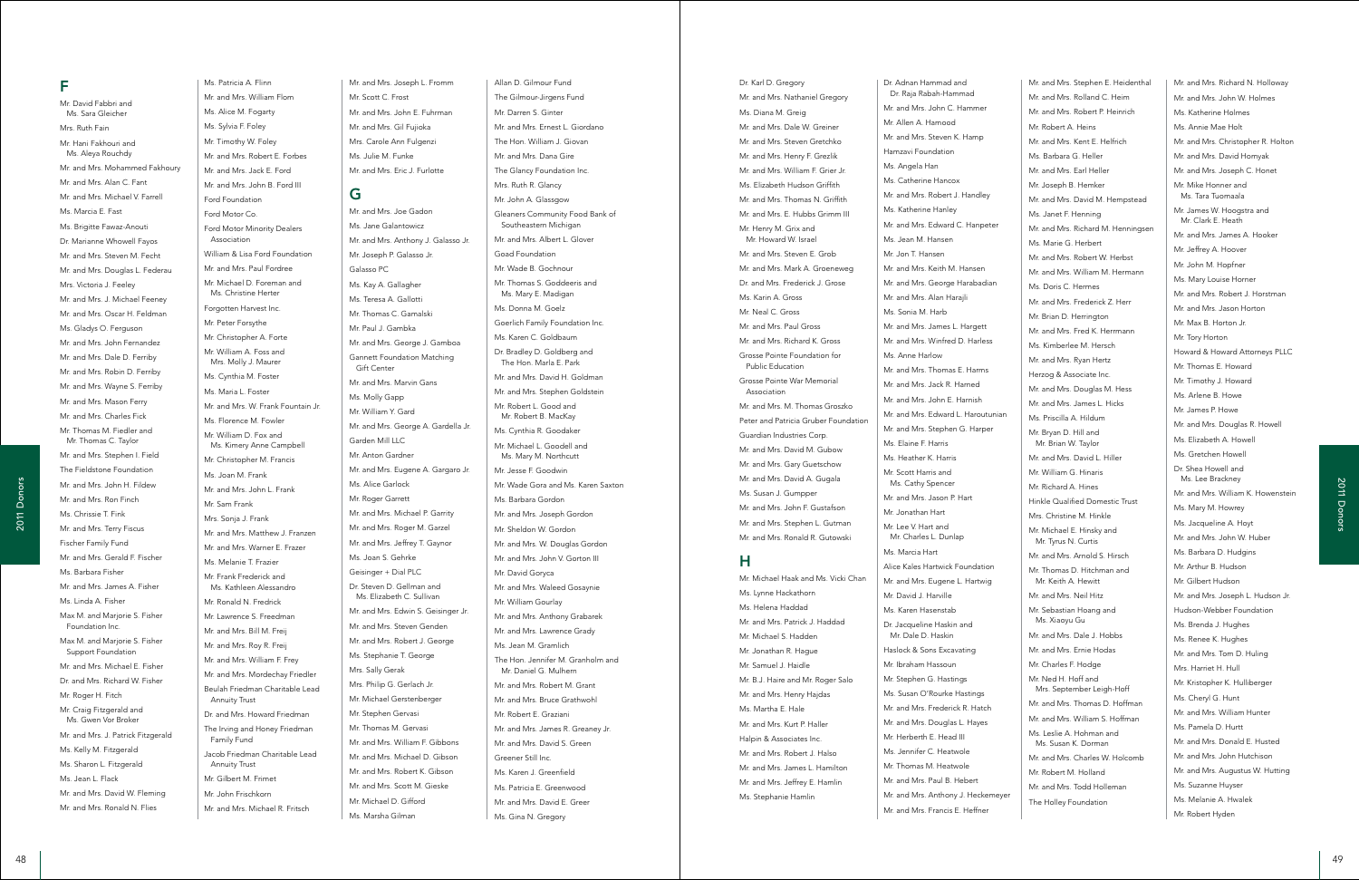## F

Mr. David Fabbri and Ms. Sara Gleicher
Mrs. Ruth Fain
Mr. Hani Fakhouri and Ms. Aleya Rouchdy
Mr. and Mrs. Mohammed Fakhoury
Mr. and Mrs. Alan C. Fant
Mr. and Mrs. Michael V. Farrell
Ms. Marcia E. Fast
Ms. Brigitte Fawaz-Anouti
Dr. Marianne Whowell Fayos
Mr. and Mrs. Steven M. Fecht
Mr. and Mrs. Douglas L. Federau
Mrs. Victoria J. Feeley
Mr. and Mrs. J. Michael Feeney
Mr. and Mrs. Oscar H. Feldman
Ms. Gladys O. Ferguson
Mr. and Mrs. John Fernandez
Mr. and Mrs. Dale D. Ferriby
Mr. and Mrs. Robin D. Ferriby
Mr. and Mrs. Wayne S. Ferriby
Mr. and Mrs. Mason Ferry
Mr. and Mrs. Charles Fick
Mr. Thomas M. Fiedler and Mr. Thomas C. Taylor
Mr. and Mrs. Stephen I. Field
The Fieldstone Foundation
Mr. and Mrs. John H. Fildew
Mr. and Mrs. Ron Finch
Ms. Chrissie T. Fink
Mr. and Mrs. Terry Fiscus
Fischer Family Fund
Mr. and Mrs. Gerald F. Fischer
Ms. Barbara Fisher
Mr. and Mrs. James A. Fisher
Ms. Linda A. Fisher
Max M. and Marjorie S. Fisher Foundation Inc.
Max M. and Marjorie S. Fisher Support Foundation
Mr. and Mrs. Michael E. Fisher
Dr. and Mrs. Richard W. Fisher
Mr. Roger H. Fitch
Mr. Craig Fitzgerald and Ms. Gwen Vor Broker
Mr. and Mrs. J. Patrick Fitzgerald
Ms. Kelly M. Fitzgerald
Ms. Sharon L. Fitzgerald
Ms. Jean L. Flack
Mr. and Mrs. David W. Fleming
Mr. and Mrs. Ronald N. Flies
Ms. Patricia A. Flinn
Mr. and Mrs. William Flom
Ms. Alice M. Fogarty
Ms. Sylvia F. Foley
Mr. Timothy W. Foley
Mr. and Mrs. Robert E. Forbes
Mr. and Mrs. Jack E. Ford
Mr. and Mrs. John B. Ford III
Ford Foundation
Ford Motor Co.
Ford Motor Minority Dealers Association
William & Lisa Ford Foundation
Mr. and Mrs. Paul Fordree
Mr. Michael D. Foreman and Ms. Christine Herter
Forgotten Harvest Inc.
Mr. Peter Forsythe
Mr. Christopher A. Forte
Mr. William A. Foss and Mrs. Molly J. Maurer
Ms. Cynthia M. Foster
Ms. Maria L. Foster
Mr. and Mrs. W. Frank Fountain Jr.
Ms. Florence M. Fowler
Mr. William D. Fox and Ms. Kimery Anne Campbell
Mr. Christopher M. Francis
Ms. Joan M. Frank
Mr. and Mrs. John L. Frank
Mr. Sam Frank
Mrs. Sonja J. Frank
Mr. and Mrs. Matthew J. Franzen
Mr. and Mrs. Warner E. Frazer
Ms. Melanie T. Frazier
Mr. Frank Frederick and Ms. Kathleen Alessandro
Mr. Ronald N. Fredrick
Mr. Lawrence S. Freedman
Mr. and Mrs. Bill M. Freij
Mr. and Mrs. Roy R. Freij
Mr. and Mrs. William F. Frey
Mr. and Mrs. Mordechay Friedler
Beulah Friedman Charitable Lead Annuity Trust
Dr. and Mrs. Howard Friedman
The Irving and Honey Friedman Family Fund
Jacob Friedman Charitable Lead Annuity Trust
Mr. Gilbert M. Frimet
Mr. John Frischkorn
Mr. and Mrs. Michael R. Fritsch
Mr. and Mrs. Joseph L. Fromm
Mr. Scott C. Frost
Mr. and Mrs. John E. Fuhrman
Mr. and Mrs. Gil Fujioka
Mrs. Carole Ann Fulgenzi
Ms. Julie M. Funke
Mr. and Mrs. Eric J. Furlotte

## G

Mr. and Mrs. Joe Gadon
Ms. Jane Galantowicz
Mr. and Mrs. Anthony J. Galasso Jr.
Mr. Joseph P. Galasso Jr.
Galasso PC
Ms. Kay A. Gallagher
Ms. Teresa A. Gallotti
Mr. Thomas C. Gamalski
Mr. Paul J. Gambka
Mr. and Mrs. George J. Gamboa
Gannett Foundation Matching Gift Center
Mr. and Mrs. Marvin Gans
Ms. Molly Gapp
Mr. William Y. Gard
Mr. and Mrs. George A. Gardella Jr.
Garden Mill LLC
Mr. Anton Gardner
Mr. and Mrs. Eugene A. Gargaro Jr.
Ms. Alice Garlock
Mr. Roger Garrett
Mr. and Mrs. Michael P. Garrity
Mr. and Mrs. Roger M. Garzel
Mr. and Mrs. Jeffrey T. Gaynor
Ms. Joan S. Gehrke
Geisinger + Dial PLC
Dr. Steven D. Gellman and Ms. Elizabeth C. Sullivan
Mr. and Mrs. Edwin S. Geisinger Jr.
Mr. and Mrs. Steven Genden
Mr. and Mrs. Robert J. George
Ms. Stephanie T. George
Mrs. Sally Gerak
Mrs. Philip G. Gerlach Jr.
Mr. Michael Gerstenberger
Mr. Stephen Gervasi
Mr. Thomas M. Gervasi
Mr. and Mrs. William F. Gibbons
Mr. and Mrs. Michael D. Gibson
Mr. and Mrs. Robert K. Gibson
Mr. and Mrs. Scott M. Gieske
Mr. Michael D. Gifford
Ms. Marsha Gilman
Allan D. Gilmour Fund
The Gilmour-Jirgens Fund
Mr. Darren S. Ginter
Mr. and Mrs. Ernest L. Giordano
The Hon. William J. Giovan
Mr. and Mrs. Dana Gire
The Glancy Foundation Inc.
Mrs. Ruth R. Glancy
Mr. John A. Glassgow
Gleaners Community Food Bank of Southeastern Michigan
Mr. and Mrs. Albert L. Glover
Goad Foundation
Mr. Wade B. Gochnour
Mr. Thomas S. Goddeeris and Ms. Mary E. Madigan
Ms. Donna M. Goelz
Goerlich Family Foundation Inc.
Ms. Karen C. Goldbaum
Dr. Bradley D. Goldberg and The Hon. Marla E. Park
Mr. and Mrs. David H. Goldman
Mr. and Mrs. Stephen Goldstein
Mr. Robert L. Good and Mr. Robert B. MacKay
Ms. Cynthia R. Goodaker
Mr. Michael L. Goodell and Ms. Mary M. Northcutt
Mr. Jesse F. Goodwin
Mr. Wade Gora and Ms. Karen Saxton
Ms. Barbara Gordon
Mr. and Mrs. Joseph Gordon
Mr. Sheldon W. Gordon
Mr. and Mrs. W. Douglas Gordon
Mr. and Mrs. John V. Gorton III
Mr. David Goryca
Mr. and Mrs. Waleed Gosaynie
Mr. William Gourlay
Mr. and Mrs. Anthony Grabarek
Mr. and Mrs. Lawrence Grady
Ms. Jean M. Gramlich
The Hon. Jennifer M. Granholm and Mr. Daniel G. Mulhern
Mr. and Mrs. Robert M. Grant
Mr. and Mrs. Bruce Grathwohl
Mr. Robert E. Graziani
Mr. and Mrs. James R. Greaney Jr.
Mr. and Mrs. David S. Green
Greener Still Inc.
Ms. Karen J. Greenfield
Ms. Patricia E. Greenwood
Mr. and Mrs. David E. Greer
Ms. Gina N. Gregory
Dr. Karl D. Gregory
Mr. and Mrs. Nathaniel Gregory
Ms. Diana M. Greig
Mr. and Mrs. Dale W. Greiner
Mr. and Mrs. Steven Gretchko
Mr. and Mrs. Henry F. Grezlik
Mr. and Mrs. William F. Grier Jr.
Ms. Elizabeth Hudson Griffith
Mr. and Mrs. Thomas N. Griffith
Mr. and Mrs. E. Hubbs Grimm III
Mr. Henry M. Grix and Mr. Howard W. Israel
Mr. and Mrs. Steven E. Grob
Mr. and Mrs. Mark A. Groeneweg
Dr. and Mrs. Frederick J. Grose
Ms. Karin A. Gross
Mr. Neal C. Gross
Mr. and Mrs. Paul Gross
Mr. and Mrs. Richard K. Gross
Grosse Pointe Foundation for Public Education
Grosse Pointe War Memorial Association
Mr. and Mrs. M. Thomas Groszko
Peter and Patricia Gruber Foundation
Guardian Industries Corp.
Mr. and Mrs. David M. Gubow
Mr. and Mrs. Gary Guetschow
Mr. and Mrs. David A. Gugala
Ms. Susan J. Gumpper
Mr. and Mrs. John F. Gustafson
Mr. and Mrs. Stephen L. Gutman
Mr. and Mrs. Ronald R. Gutowski

## H

Mr. Michael Haak and Ms. Vicki Chan
Ms. Lynne Hackathorn
Ms. Helena Haddad
Mr. and Mrs. Patrick J. Haddad
Mr. Michael S. Hadden
Mr. Jonathan R. Hague
Mr. Samuel J. Haidle
Mr. B.J. Haire and Mr. Roger Salo
Mr. and Mrs. Henry Hajdas
Ms. Martha E. Hale
Mr. and Mrs. Kurt P. Haller
Halpin & Associates Inc.
Mr. and Mrs. Robert J. Halso
Mr. and Mrs. James L. Hamilton
Mr. and Mrs. Jeffrey E. Hamlin
Ms. Stephanie Hamlin
Dr. Adnan Hammad and Dr. Raja Rabah-Hammad
Mr. and Mrs. John C. Hammer
Mr. Allen A. Hamood
Mr. and Mrs. Steven K. Hamp
Hamzavi Foundation
Ms. Angela Han
Ms. Catherine Hancox
Mr. and Mrs. Robert J. Handley
Ms. Katherine Hanley
Mr. and Mrs. Edward C. Hanpeter
Ms. Jean M. Hansen
Mr. Jon T. Hansen
Mr. and Mrs. Keith M. Hansen
Mr. and Mrs. George Harabadian
Mr. and Mrs. Alan Harajli
Ms. Sonia M. Harb
Mr. and Mrs. James L. Hargett
Mr. and Mrs. Winfred D. Harless
Ms. Anne Harlow
Mr. and Mrs. Thomas E. Harms
Mr. and Mrs. Jack R. Harned
Mr. and Mrs. John E. Harnish
Mr. and Mrs. Edward L. Haroutunian
Mr. and Mrs. Stephen G. Harper
Ms. Elaine F. Harris
Ms. Heather K. Harris
Mr. Scott Harris and Ms. Cathy Spencer
Mr. and Mrs. Jason P. Hart
Mr. Jonathan Hart
Mr. Lee V. Hart and Mr. Charles L. Dunlap
Ms. Marcia Hart
Alice Kales Hartwick Foundation
Mr. and Mrs. Eugene L. Hartwig
Mr. David J. Harville
Ms. Karen Hasenstab
Dr. Jacqueline Haskin and Mr. Dale D. Haskin
Haslock & Sons Excavating
Mr. Ibraham Hassoun
Mr. Stephen G. Hastings
Ms. Susan O'Rourke Hastings
Mr. and Mrs. Frederick R. Hatch
Mr. and Mrs. Douglas L. Hayes
Mr. Herberth E. Head III
Ms. Jennifer C. Heatwole
Mr. Thomas M. Heatwole
Mr. and Mrs. Paul B. Hebert
Mr. and Mrs. Anthony J. Heckemeyer
Mr. and Mrs. Francis E. Heffner
Mr. and Mrs. Stephen E. Heidenthal
Mr. and Mrs. Rolland C. Heim
Mr. and Mrs. Robert P. Heinrich
Mr. Robert A. Heins
Mr. and Mrs. Kent E. Helfrich
Ms. Barbara G. Heller
Mr. and Mrs. Earl Heller
Mr. Joseph B. Hemker
Mr. and Mrs. David M. Hempstead
Ms. Janet F. Henning
Mr. and Mrs. Richard M. Henningsen
Ms. Marie G. Herbert
Mr. and Mrs. Robert W. Herbst
Mr. and Mrs. William M. Hermann
Ms. Doris C. Hermes
Mr. and Mrs. Frederick Z. Herr
Mr. Brian D. Herrington
Mr. and Mrs. Fred K. Herrmann
Ms. Kimberlee M. Hersch
Mr. and Mrs. Ryan Hertz
Herzog & Associate Inc.
Mr. and Mrs. Douglas M. Hess
Mr. and Mrs. James L. Hicks
Ms. Priscilla A. Hildum
Mr. Bryan D. Hill and Mr. Brian W. Taylor
Mr. and Mrs. David L. Hiller
Mr. William G. Hinaris
Mr. Richard A. Hines
Hinkle Qualified Domestic Trust
Mrs. Christine M. Hinkle
Mr. Michael E. Hinsky and Mr. Tyrus N. Curtis
Mr. and Mrs. Arnold S. Hirsch
Mr. Thomas D. Hitchman and Mr. Keith A. Hewitt
Mr. and Mrs. Neil Hitz
Mr. Sebastian Hoang and Ms. Xiaoyu Gu
Mr. and Mrs. Dale J. Hobbs
Mr. and Mrs. Ernie Hodas
Mr. Charles F. Hodge
Mr. Ned H. Hoff and Mrs. September Leigh-Hoff
Mr. and Mrs. Thomas D. Hoffman
Mr. and Mrs. William S. Hoffman
Ms. Leslie A. Hohman and Ms. Susan K. Dorman
Mr. and Mrs. Charles W. Holcomb
Mr. Robert M. Holland
Mr. and Mrs. Todd Holleman
The Holley Foundation
Mr. and Mrs. Richard N. Holloway
Mr. and Mrs. John W. Holmes
Ms. Katherine Holmes
Ms. Annie Mae Holt
Mr. and Mrs. Christopher R. Holton
Mr. and Mrs. David Homyak
Mr. and Mrs. Joseph C. Honet
Mr. Mike Honner and Ms. Tara Tuomaala
Mr. James W. Hoogstra and Mr. Clark E. Heath
Mr. and Mrs. James A. Hooker
Mr. Jeffrey A. Hoover
Mr. John M. Hopfner
Ms. Mary Louise Horner
Mr. and Mrs. Robert J. Horstman
Mr. and Mrs. Jason Horton
Mr. Max B. Horton Jr.
Mr. Tory Horton
Howard & Howard Attorneys PLLC
Mr. Thomas E. Howard
Mr. Timothy J. Howard
Ms. Arlene B. Howe
Mr. James P. Howe
Mr. and Mrs. Douglas R. Howell
Ms. Elizabeth A. Howell
Ms. Gretchen Howell
Dr. Shea Howell and Ms. Lee Brackney
Mr. and Mrs. William K. Howenstein
Ms. Mary M. Howrey
Ms. Jacqueline A. Hoyt
Mr. and Mrs. John W. Huber
Ms. Barbara D. Hudgins
Mr. Arthur B. Hudson
Mr. Gilbert Hudson
Mr. and Mrs. Joseph L. Hudson Jr.
Hudson-Webber Foundation
Ms. Brenda J. Hughes
Ms. Renee K. Hughes
Mr. and Mrs. Tom D. Huling
Mrs. Harriet H. Hull
Mr. Kristopher K. Hulliberger
Ms. Cheryl G. Hunt
Mr. and Mrs. William Hunter
Ms. Pamela D. Hurtt
Mr. and Mrs. Donald E. Husted
Mr. and Mrs. John Hutchison
Mr. and Mrs. Augustus W. Hutting
Ms. Suzanne Huyser
Ms. Melanie A. Hwalek
Mr. Robert Hyden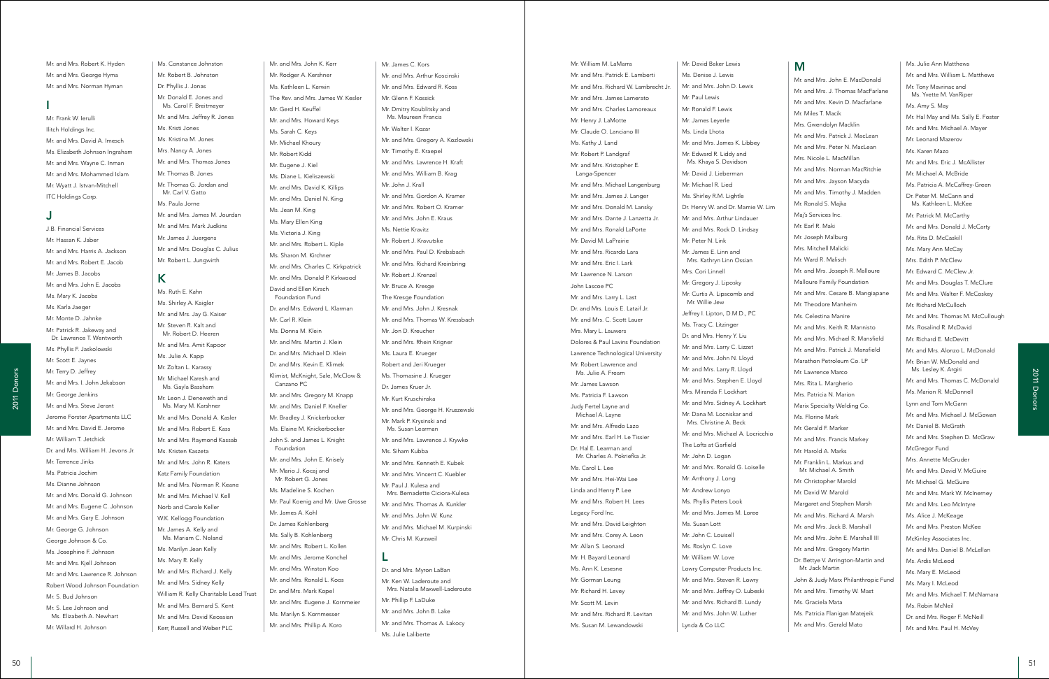Mr. and Mrs. Robert K. Hyden
Mr. and Mrs. George Hyma
Mr. and Mrs. Norman Hyman

## I

Mr. Frank W. Ierulli
Ilitch Holdings Inc.
Mr. and Mrs. David A. Imesch
Ms. Elizabeth Johnson Ingraham
Mr. and Mrs. Wayne C. Inman
Mr. and Mrs. Mohammed Islam
Mr. Wyatt J. Istvan-Mitchell
ITC Holdings Corp.

## J

J.B. Financial Services
Mr. Hassan K. Jaber
Mr. and Mrs. Harris A. Jackson
Mr. and Mrs. Robert E. Jacob
Mr. James B. Jacobs
Mr. and Mrs. John E. Jacobs
Ms. Mary K. Jacobs
Ms. Karla Jaeger
Mr. Monte D. Jahnke
Mr. Patrick R. Jakeway and Dr. Lawrence T. Wentworth
Ms. Phyllis F. Jaskolowski
Mr. Scott E. Jaynes
Mr. Terry D. Jeffrey
Mr. and Mrs. I. John Jekabson
Mr. George Jenkins
Mr. and Mrs. Steve Jerant
Jerome Forster Apartments LLC
Mr. and Mrs. David E. Jerome
Mr. William T. Jetchick
Dr. and Mrs. William H. Jevons Jr.
Mr. Terrence Jinks
Ms. Patricia Jochim
Ms. Dianne Johnson
Mr. and Mrs. Donald G. Johnson
Mr. and Mrs. Eugene C. Johnson
Mr. and Mrs. Gary E. Johnson
Mr. George G. Johnson
George Johnson & Co.
Ms. Josephine F. Johnson
Mr. and Mrs. Kjell Johnson
Mr. and Mrs. Lawrence R. Johnson
Robert Wood Johnson Foundation
Mr. S. Bud Johnson
Mr. S. Lee Johnson and Ms. Elizabeth A. Newhart
Mr. Willard H. Johnson
Ms. Constance Johnston
Mr. Robert B. Johnston
Dr. Phyllis J. Jonas
Mr. Donald E. Jones and Ms. Carol F. Breitmeyer
Mr. and Mrs. Jeffrey R. Jones
Ms. Kristi Jones
Ms. Kristina M. Jones
Mrs. Nancy A. Jones
Mr. and Mrs. Thomas Jones
Mr. Thomas B. Jones
Mr. Thomas G. Jordan and Mr. Carl V. Gatto
Ms. Paula Jorne
Mr. and Mrs. James M. Jourdan
Mr. and Mrs. Mark Judkins
Mr. James J. Juergens
Mr. and Mrs. Douglas C. Julius
Mr. Robert L. Jungwirth

## K

Ms. Ruth E. Kahn
Ms. Shirley A. Kaigler
Mr. and Mrs. Jay G. Kaiser
Mr. Steven R. Kalt and Mr. Robert D. Heeren
Mr. and Mrs. Amit Kapoor
Ms. Julie A. Kapp
Mr. Zoltan L. Karassy
Mr. Michael Karesh and Ms. Gayla Bassham
Mr. Leon J. Deneweth and Ms. Mary M. Karshner
Mr. and Mrs. Donald A. Kasler
Mr. and Mrs. Robert E. Kass
Mr. and Mrs. Raymond Kassab
Ms. Kristen Kaszeta
Mr. and Mrs. John R. Katers
Katz Family Foundation
Mr. and Mrs. Norman R. Keane
Mr. and Mrs. Michael V. Kell
Norb and Carole Keller
W.K. Kellogg Foundation
Mr. James A. Kelly and Ms. Mariam C. Noland
Ms. Marilyn Jean Kelly
Ms. Mary R. Kelly
Mr. and Mrs. Richard J. Kelly
Mr. and Mrs. Sidney Kelly
William R. Kelly Charitable Lead Trust
Mr. and Mrs. Bernard S. Kent
Mr. and Mrs. David Keosaian
Kerr, Russell and Weber PLC
Mr. and Mrs. John K. Kerr
Mr. Rodger A. Kershner
Ms. Kathleen L. Kerwin
The Rev. and Mrs. James W. Kesler
Mr. Gerd H. Keuffel
Mr. and Mrs. Howard Keys
Ms. Sarah C. Keys
Mr. Michael Khoury
Mr. Robert Kidd
Mr. Eugene J. Kiel
Ms. Diane L. Kieliszewski
Mr. and Mrs. David K. Killips
Mr. and Mrs. Daniel N. King
Ms. Jean M. King
Ms. Mary Ellen King
Ms. Victoria J. King
Mr. and Mrs. Robert L. Kiple
Ms. Sharon M. Kirchner
Mr. and Mrs. Charles C. Kirkpatrick
Mr. and Mrs. Donald P. Kirkwood
David and Ellen Kirsch Foundation Fund
Dr. and Mrs. Edward L. Klarman
Mr. Carl R. Klein
Ms. Donna M. Klein
Mr. and Mrs. Martin J. Klein
Dr. and Mrs. Michael D. Klein
Dr. and Mrs. Kevin E. Klimek
Klimist, McKnight, Sale, McClow & Canzano PC
Mr. and Mrs. Gregory M. Knapp
Mr. and Mrs. Daniel F. Kneller
Mr. Bradley J. Knickerbocker
Ms. Elaine M. Knickerbocker
John S. and James L. Knight Foundation
Mr. and Mrs. John E. Knisely
Mr. Mario J. Kocaj and Mr. Robert G. Jones
Ms. Madeline S. Kochen
Mr. Paul Koenig and Mr. Uwe Grosse
Mr. James A. Kohl
Dr. James Kohlenberg
Ms. Sally B. Kohlenberg
Mr. and Mrs. Robert L. Kollen
Mr. and Mrs. Jerome Konchel
Mr. and Mrs. Winston Koo
Mr. and Mrs. Ronald L. Koos
Dr. and Mrs. Mark Kopel
Mr. and Mrs. Eugene J. Kornmeier
Ms. Marilyn S. Kornmesser
Mr. and Mrs. Phillip A. Koro
Mr. James C. Kors
Mr. and Mrs. Arthur Koscinski
Mr. and Mrs. Edward R. Koss
Mr. Glenn F. Kossick
Mr. Dmitry Koublitsky and Ms. Maureen Francis
Mr. Walter I. Kozar
Mr. and Mrs. Gregory A. Kozlowski
Mr. Timothy E. Kraepel
Mr. and Mrs. Lawrence H. Kraft
Mr. and Mrs. William B. Krag
Mr. John J. Krall
Mr. and Mrs. Gordon A. Kramer
Mr. and Mrs. Robert O. Kramer
Mr. and Mrs. John E. Kraus
Ms. Nettie Kravitz
Mr. Robert J. Kravutske
Mr. and Mrs. Paul D. Krebsbach
Mr. and Mrs. Richard Kreinbring
Mr. Robert J. Krenzel
Mr. Bruce A. Kresge
The Kresge Foundation
Mr. and Mrs. John J. Kresnak
Mr. and Mrs. Thomas W. Kressbach
Mr. Jon D. Kreucher
Mr. and Mrs. Rhein Krigner
Ms. Laura E. Krueger
Robert and Jeri Krueger
Ms. Thomasine J. Krueger
Dr. James Kruer Jr.
Mr. Kurt Kruschinska
Mr. and Mrs. George H. Kruszewski
Mr. Mark P. Krysinski and Ms. Susan Learman
Mr. and Mrs. Lawrence J. Krywko
Ms. Siham Kubba
Mr. and Mrs. Kenneth E. Kubek
Mr. and Mrs. Vincent C. Kuebler
Mr. Paul J. Kulesa and Mrs. Bernadette Ciciora-Kulesa
Mr. and Mrs. Thomas A. Kunkler
Mr. and Mrs. John W. Kunz
Mr. and Mrs. Michael M. Kurpinski
Mr. Chris M. Kurzweil

## L

Dr. and Mrs. Myron LaBan
Mr. Ken W. Laderoute and Mrs. Natalia Maxwell-Laderoute
Mr. Phillip F. LaDuke
Mr. and Mrs. John B. Lake
Mr. and Mrs. Thomas A. Lakocy
Ms. Julie Laliberte
Mr. William M. LaMarra
Mr. and Mrs. Patrick E. Lamberti
Mr. and Mrs. Richard W. Lambrecht Jr.
Mr. and Mrs. James Lamerato
Mr. and Mrs. Charles Lamoreaux
Mr. Henry J. LaMotte
Mr. Claude O. Lanciano III
Ms. Kathy J. Land
Mr. Robert P. Landgraf
Mr. and Mrs. Kristopher E. Langa-Spencer
Mr. and Mrs. Michael Langenburg
Mr. and Mrs. James J. Langer
Mr. and Mrs. Donald M. Lansky
Mr. and Mrs. Dante J. Lanzetta Jr.
Mr. and Mrs. Ronald LaPorte
Mr. David M. LaPrairie
Mr. and Mrs. Ricardo Lara
Mr. and Mrs. Eric I. Lark
Mr. Lawrence N. Larson
John Lascoe PC
Mr. and Mrs. Larry L. Last
Dr. and Mrs. Louis E. Lataif Jr.
Mr. and Mrs. C. Scott Lauer
Mrs. Mary L. Lauwers
Dolores & Paul Lavins Foundation
Lawrence Technological University
Mr. Robert Lawrence and Ms. Julie A. Fream
Mr. James Lawson
Ms. Patricia F. Lawson
Judy Fertel Layne and Michael A. Layne
Mr. and Mrs. Alfredo Lazo
Mr. and Mrs. Earl H. Le Tissier
Dr. Hal E. Learman and Mr. Charles A. Pokriefka Jr.
Ms. Carol L. Lee
Mr. and Mrs. Hei-Wai Lee
Linda and Henry P. Lee
Mr. and Mrs. Robert H. Lees
Legacy Ford Inc.
Mr. and Mrs. David Leighton
Mr. and Mrs. Corey A. Leon
Mr. Allan S. Leonard
Mr. H. Bayard Leonard
Ms. Ann K. Lesesne
Mr. Gorman Leung
Mr. Richard H. Levey
Mr. Scott M. Levin
Mr. and Mrs. Richard R. Levitan
Ms. Susan M. Lewandowski
Mr. David Baker Lewis
Ms. Denise J. Lewis
Mr. and Mrs. John D. Lewis
Mr. Paul Lewis
Mr. Ronald F. Lewis
Mr. James Leyerle
Ms. Linda Lhota
Mr. and Mrs. James K. Libbey
Mr. Edward R. Liddy and Ms. Khaya S. Davidson
Mr. David J. Lieberman
Mr. Michael R. Lied
Ms. Shirley R.M. Lightle
Dr. Henry W. and Dr. Mamie W. Lim
Mr. and Mrs. Arthur Lindauer
Mr. and Mrs. Rock D. Lindsay
Mr. Peter N. Link
Mr. James E. Linn and Mrs. Kathryn Linn Ossian
Mrs. Cori Linnell
Mr. Gregory J. Liposky
Mr. Curtis A. Lipscomb and Mr. Willie Jew
Jeffrey I. Lipton, D.M.D., PC
Ms. Tracy C. Litzinger
Dr. and Mrs. Henry Y. Liu
Mr. and Mrs. Larry C. Lizzet
Mr. and Mrs. John N. Lloyd
Mr. and Mrs. Larry R. Lloyd
Mr. and Mrs. Stephen E. Lloyd
Mrs. Miranda F. Lockhart
Mr. and Mrs. Sidney A. Lockhart
Mr. Dana M. Locniskar and Mrs. Christine A. Beck
Mr. and Mrs. Michael A. Locricchio
The Lofts at Garfield
Mr. John D. Logan
Mr. and Mrs. Ronald G. Loiselle
Mr. Anthony J. Long
Mr. Andrew Lonyo
Ms. Phyllis Peters Look
Mr. and Mrs. James M. Loree
Ms. Susan Lott
Mr. John C. Louisell
Ms. Roslyn C. Love
Mr. William W. Love
Lowry Computer Products Inc.
Mr. and Mrs. Steven R. Lowry
Mr. and Mrs. Jeffrey O. Lubeski
Mr. and Mrs. Richard B. Lundy
Mr. and Mrs. John W. Luther
Lynda & Co LLC

## M

Mr. and Mrs. John E. MacDonald
Mr. and Mrs. J. Thomas MacFarlane
Mr. and Mrs. Kevin D. Macfarlane
Mr. Miles T. Macik
Mrs. Gwendolyn Macklin
Mr. and Mrs. Patrick J. MacLean
Mr. and Mrs. Peter N. MacLean
Mrs. Nicole L. MacMillan
Mr. and Mrs. Norman MacRitchie
Mr. and Mrs. Jayson Macyda
Mr. and Mrs. Timothy J. Madden
Mr. Ronald S. Majka
Maj's Services Inc.
Mr. Earl R. Maki
Mr. Joseph Malburg
Mrs. Mitchell Malicki
Mr. Ward R. Malisch
Mr. and Mrs. Joseph R. Malloure
Malloure Family Foundation
Mr. and Mrs. Cesare B. Mangiapane
Mr. Theodore Manheim
Ms. Celestina Manire
Mr. and Mrs. Keith R. Mannisto
Mr. and Mrs. Michael R. Mansfield
Mr. and Mrs. Patrick J. Mansfield
Marathon Petroleum Co. LP
Mr. Lawrence Marco
Mrs. Rita L. Margherio
Mrs. Patricia N. Marion
Marix Specialty Welding Co.
Ms. Florine Mark
Mr. Gerald F. Marker
Mr. and Mrs. Francis Markey
Mr. Harold A. Marks
Mr. Franklin L. Markus and Mr. Michael A. Smith
Mr. Christopher Marold
Mr. David W. Marold
Margaret and Stephen Marsh
Mr. and Mrs. Richard A. Marsh
Mr. and Mrs. Jack B. Marshall
Mr. and Mrs. John E. Marshall III
Mr. and Mrs. Gregory Martin
Dr. Bettye V. Arrington-Martin and Mr. Jack Martin
John & Judy Marx Philanthropic Fund
Mr. and Mrs. Timothy W. Mast
Ms. Graciela Mata
Ms. Patricia Flanigan Matejeik
Mr. and Mrs. Gerald Mato
Ms. Julie Ann Matthews
Mr. and Mrs. William L. Matthews
Mr. Tony Mavrinac and Ms. Yvette M. VanRiper
Ms. Amy S. May
Mr. Hal May and Ms. Sally E. Foster
Mr. and Mrs. Michael A. Mayer
Mr. Leonard Mazerov
Ms. Karen Mazo
Mr. and Mrs. Eric J. McAllister
Mr. Michael A. McBride
Ms. Patricia A. McCaffrey-Green
Dr. Peter M. McCann and Ms. Kathleen L. McKee
Mr. Patrick M. McCarthy
Mr. and Mrs. Donald J. McCarty
Ms. Rita D. McCaskill
Ms. Mary Ann McCay
Mrs. Edith P. McClew
Mr. Edward C. McClew Jr.
Mr. and Mrs. Douglas T. McClure
Mr. and Mrs. Walter F. McCoskey
Mr. Richard McCulloch
Mr. and Mrs. Thomas M. McCullough
Ms. Rosalind R. McDavid
Mr. Richard E. McDevitt
Mr. and Mrs. Alonzo L. McDonald
Mr. Brian W. McDonald and Ms. Lesley K. Argiri
Mr. and Mrs. Thomas C. McDonald
Ms. Marion R. McDonnell
Lynn and Tom McGann
Mr. and Mrs. Michael J. McGowan
Mr. Daniel B. McGrath
Mr. and Mrs. Stephen D. McGraw
McGregor Fund
Mrs. Annette McGruder
Mr. and Mrs. David V. McGuire
Mr. Michael G. McGuire
Mr. and Mrs. Mark W. McInerney
Mr. and Mrs. Leo McIntyre
Ms. Alice J. McKeage
Mr. and Mrs. Preston McKee
McKinley Associates Inc.
Mr. and Mrs. Daniel B. McLellan
Ms. Ardis McLeod
Ms. Mary E. McLeod
Ms. Mary I. McLeod
Mr. and Mrs. Michael T. McNamara
Ms. Robin McNeil
Dr. and Mrs. Roger F. McNeill
Mr. and Mrs. Paul H. McVey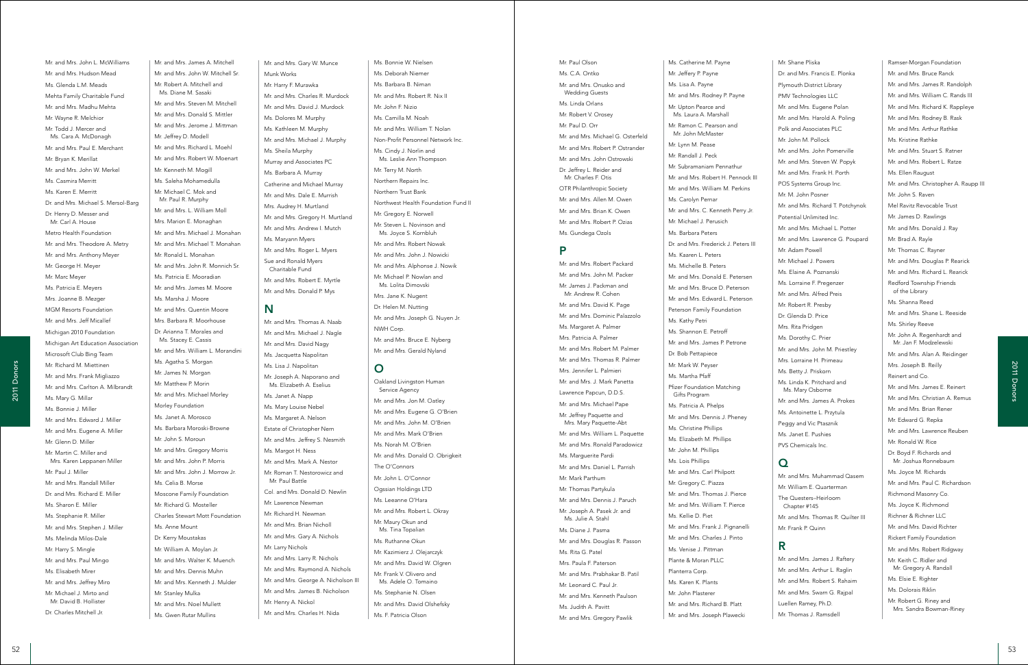Mr. and Mrs. John L. McWilliams
Mr. and Mrs. Hudson Mead
Ms. Glenda L.M. Meads
Mehta Family Charitable Fund
Mr. and Mrs. Madhu Mehta
Mr. Wayne R. Melchior
Mr. Todd J. Mercer and Ms. Cara A. McDonagh
Mr. and Mrs. Paul E. Merchant
Mr. Bryan K. Merillat
Mr. and Mrs. John W. Merkel
Ms. Casmira Merritt
Ms. Karen E. Merritt
Dr. and Mrs. Michael S. Mersol-Barg
Dr. Henry D. Messer and Mr. Carl A. House
Metro Health Foundation
Mr. and Mrs. Theodore A. Metry
Mr. and Mrs. Anthony Meyer
Mr. George H. Meyer
Mr. Marc Meyer
Ms. Patricia E. Meyers
Mrs. Joanne B. Mezger
MGM Resorts Foundation
Mr. and Mrs. Jeff Micallef
Michigan 2010 Foundation
Michigan Art Education Association
Microsoft Club Bing Team
Mr. Richard M. Miettinen
Mr. and Mrs. Frank Migliazzo
Mr. and Mrs. Carlton A. Milbrandt
Ms. Mary G. Millar
Ms. Bonnie J. Miller
Mr. and Mrs. Edward J. Miller
Mr. and Mrs. Eugene A. Miller
Mr. Glenn D. Miller
Mr. Martin C. Miller and Mrs. Karen Leppanen Miller
Mr. Paul J. Miller
Mr. and Mrs. Randall Miller
Dr. and Mrs. Richard E. Miller
Ms. Sharon E. Miller
Ms. Stephanie R. Miller
Mr. and Mrs. Stephen J. Miller
Ms. Melinda Milos-Dale
Mr. Harry S. Mingle
Mr. and Mrs. Paul Mingo
Ms. Elisabeth Mirer
Mr. and Mrs. Jeffrey Miro
Mr. Michael J. Mirto and Mr. David B. Hollister
Dr. Charles Mitchell Jr.
Mr. and Mrs. James A. Mitchell
Mr. and Mrs. John W. Mitchell Sr.
Mr. Robert A. Mitchell and Ms. Diane M. Sasaki
Mr. and Mrs. Steven M. Mitchell
Mr. and Mrs. Donald S. Mittler
Mr. and Mrs. Jerome J. Mittman
Mr. Jeffrey D. Modell
Mr. and Mrs. Richard L. Moehl
Mr. and Mrs. Robert W. Moenart
Mr. Kenneth M. Mogill
Ms. Saleha Mohamedulla
Mr. Michael C. Mok and Mr. Paul R. Murphy
Mr. and Mrs. L. William Moll
Mrs. Marion E. Monaghan
Mr. and Mrs. Michael J. Monahan
Mr. and Mrs. Michael T. Monahan
Mr. Ronald L. Monahan
Mr. and Mrs. John R. Monnich Sr.
Ms. Patricia E. Mooradian
Mr. and Mrs. James M. Moore
Ms. Marsha J. Moore
Mr. and Mrs. Quentin Moore
Mrs. Barbara R. Moorhouse
Dr. Arianna T. Morales and Ms. Stacey E. Cassis
Mr. and Mrs. William L. Morandini
Ms. Agatha S. Morgan
Mr. James N. Morgan
Mr. Matthew P. Morin
Mr. and Mrs. Michael Morley
Morley Foundation
Ms. Janet A. Morosco
Ms. Barbara Moroski-Browne
Mr. John S. Moroun
Mr. and Mrs. Gregory Morris
Mr. and Mrs. John P. Morris
Mr. and Mrs. John J. Morrow Jr.
Ms. Celia B. Morse
Moscone Family Foundation
Mr. Richard G. Mosteller
Charles Stewart Mott Foundation
Ms. Anne Mount
Dr. Kerry Moustakas
Mr. William A. Moylan Jr.
Mr. and Mrs. Walter K. Muench
Mr. and Mrs. Dennis Muhn
Mr. and Mrs. Kenneth J. Mulder
Mr. Stanley Mulka
Mr. and Mrs. Noel Mullett
Ms. Gwen Rutar Mullins
Mr. and Mrs. Gary W. Munce
Munk Works
Mr. Harry F. Murawka
Mr. and Mrs. Charles R. Murdock
Mr. and Mrs. David J. Murdock
Ms. Dolores M. Murphy
Ms. Kathleen M. Murphy
Mr. and Mrs. Michael J. Murphy
Ms. Sheila Murphy
Murray and Associates PC
Ms. Barbara A. Murray
Catherine and Michael Murray
Mr. and Mrs. Dale E. Murrish
Mrs. Audrey H. Murtland
Mr. and Mrs. Gregory H. Murtland
Mr. and Mrs. Andrew I. Mutch
Ms. Maryann Myers
Mr. and Mrs. Roger L. Myers
Sue and Ronald Myers Charitable Fund
Mr. and Mrs. Robert E. Myrtle
Mr. and Mrs. Donald P. Mys

## N

Mr. and Mrs. Thomas A. Naab
Mr. and Mrs. Michael J. Nagle
Mr. and Mrs. David Nagy
Ms. Jacquetta Napolitan
Ms. Lisa J. Napolitan
Mr. Joseph A. Naporano and Ms. Elizabeth A. Eselius
Ms. Janet A. Napp
Ms. Mary Louise Nebel
Ms. Margaret A. Nelson
Estate of Christopher Nern
Mr. and Mrs. Jeffrey S. Nesmith
Ms. Margot H. Ness
Mr. and Mrs. Mark A. Nestor
Mr. Roman T. Nestorowicz and Mr. Paul Battle
Col. and Mrs. Donald D. Newlin
Mr. Lawrence Newman
Mr. Richard H. Newman
Mr. and Mrs. Brian Nicholl
Mr. and Mrs. Gary A. Nichols
Mr. Larry Nichols
Mr. and Mrs. Larry R. Nichols
Mr. and Mrs. Raymond A. Nichols
Mr. and Mrs. George A. Nicholson III
Mr. and Mrs. James B. Nicholson
Mr. Henry A. Nickol
Mr. and Mrs. Charles H. Nida
Ms. Bonnie W. Nielsen
Ms. Deborah Niemer
Ms. Barbara B. Niman
Mr. and Mrs. Robert R. Nix II
Mr. John F. Nizio
Ms. Camilla M. Noah
Mr. and Mrs. William T. Nolan
Non-Profit Personnel Network Inc.
Ms. Cindy J. Norlin and Ms. Leslie Ann Thompson
Mr. Terry M. North
Northern Repairs Inc.
Northern Trust Bank
Northwest Health Foundation Fund II
Mr. Gregory E. Norwell
Mr. Steven L. Novinson and Ms. Joyce S. Kornbluh
Mr. and Mrs. Robert Nowak
Mr. and Mrs. John J. Nowicki
Mr. and Mrs. Alphonse J. Nowik
Mr. Michael P. Nowlan and Ms. Lolita Dimovski
Mrs. Jane K. Nugent
Dr. Helen M. Nutting
Mr. and Mrs. Joseph G. Nuyen Jr.
NWH Corp.
Mr. and Mrs. Bruce E. Nyberg
Mr. and Mrs. Gerald Nyland

## O

Oakland Livingston Human Service Agency
Mr. and Mrs. Jon M. Oatley
Mr. and Mrs. Eugene G. O'Brien
Mr. and Mrs. John M. O'Brien
Mr. and Mrs. Mark O'Brien
Ms. Norah M. O'Brien
Mr. and Mrs. Donald O. Obrigkeit
The O'Connors
Mr. John L. O'Connor
Ogssian Holdings LTD
Ms. Leeanne O'Hara
Mr. and Mrs. Robert L. Okray
Mr. Maury Okun and Ms. Tina Topalian
Ms. Ruthanne Okun
Mr. Kazimierz J. Olejarczyk
Mr. and Mrs. David W. Olgren
Mr. Frank V. Olivero and Ms. Adele O. Tomaino
Ms. Stephanie N. Olsen
Mr. and Mrs. David Olshefsky
Ms. F. Patricia Olson
Mr. Paul Olson
Ms. C.A. Ontko
Mr. and Mrs. Onusko and Wedding Guests
Ms. Linda Orlans
Mr. Robert V. Orosey
Mr. Paul D. Orr
Mr. and Mrs. Michael G. Osterfeld
Mr. and Mrs. Robert P. Ostrander
Mr. and Mrs. John Ostrowski
Dr. Jeffrey L. Reider and Mr. Charles F. Otis
OTR Philanthropic Society
Mr. and Mrs. Allen M. Owen
Mr. and Mrs. Brian K. Owen
Mr. and Mrs. Robert P. Ozias
Ms. Gundega Ozols

## P

Mr. and Mrs. Robert Packard
Mr. and Mrs. John M. Packer
Mr. James J. Packman and Mr. Andrew R. Cohen
Mr. and Mrs. David K. Page
Mr. and Mrs. Dominic Palazzolo
Ms. Margaret A. Palmer
Mrs. Patricia A. Palmer
Mr. and Mrs. Robert M. Palmer
Mr. and Mrs. Thomas R. Palmer
Mrs. Jennifer L. Palmieri
Mr. and Mrs. J. Mark Panetta
Lawrence Papcun, D.D.S.
Mr. and Mrs. Michael Pape
Mr. Jeffrey Paquette and Mrs. Mary Paquette-Abt
Mr. and Mrs. William L. Paquette
Mr. and Mrs. Ronald Paradowicz
Ms. Marguerite Pardi
Mr. and Mrs. Daniel L. Parrish
Mr. Mark Parthum
Mr. Thomas Partykula
Mr. and Mrs. Dennis J. Paruch
Mr. Joseph A. Pasek Jr. and Ms. Julie A. Stahl
Ms. Diane J. Pasma
Mr. and Mrs. Douglas R. Passon
Ms. Rita G. Patel
Mrs. Paula F. Paterson
Mr. and Mrs. Prabhakar B. Patil
Mr. Leonard C. Paul Jr.
Mr. and Mrs. Kenneth Paulson
Ms. Judith A. Pavitt
Mr. and Mrs. Gregory Pawlik
Ms. Catherine M. Payne
Mr. Jeffery P. Payne
Ms. Lisa A. Payne
Mr. and Mrs. Rodney P. Payne
Mr. Upton Pearce and Ms. Laura A. Marshall
Mr. Ramon C. Pearson and Mr. John McMaster
Mr. Lynn M. Pease
Mr. Randall J. Peck
Mr. Subramaniam Pennathur
Mr. and Mrs. Robert H. Pennock III
Mr. and Mrs. William M. Perkins
Ms. Carolyn Pernar
Mr. and Mrs. C. Kenneth Perry Jr.
Mr. Michael J. Perusich
Ms. Barbara Peters
Dr. and Mrs. Frederick J. Peters III
Ms. Kaaren L. Peters
Ms. Michelle B. Peters
Mr. and Mrs. Donald E. Petersen
Mr. and Mrs. Bruce D. Peterson
Mr. and Mrs. Edward L. Peterson
Peterson Family Foundation
Ms. Kathy Petri
Ms. Shannon E. Petroff
Mr. and Mrs. James P. Petrone
Dr. Bob Pettapiece
Mr. Mark W. Peyser
Ms. Martha Pfaff
Pfizer Foundation Matching Gifts Program
Ms. Patricia A. Phelps
Mr. and Mrs. Dennis J. Pheney
Ms. Christine Phillips
Ms. Elizabeth M. Phillips
Mr. John M. Phillips
Ms. Lois Phillips
Mr. and Mrs. Carl Philpott
Mr. Gregory C. Piazza
Mr. and Mrs. Thomas J. Pierce
Mr. and Mrs. William T. Pierce
Ms. Kellie D. Piet
Mr. and Mrs. Frank J. Pignanelli
Mr. and Mrs. Charles J. Pinto
Ms. Venise J. Pittman
Plante & Moran PLLC
Planterra Corp.
Ms. Karen K. Plants
Mr. John Plasterer
Mr. and Mrs. Richard B. Platt
Mr. and Mrs. Joseph Plawecki
Mr. Shane Pliska
Dr. and Mrs. Francis E. Plonka
Plymouth District Library
PMV Technologies LLC
Mr. and Mrs. Eugene Polan
Mr. and Mrs. Harold A. Poling
Polk and Associates PLC
Mr. John M. Pollock
Mr. and Mrs. John Pomerville
Mr. and Mrs. Steven W. Popyk
Mr. and Mrs. Frank H. Porth
POS Systems Group Inc.
Mr. M. John Posner
Mr. and Mrs. Richard T. Potchynok
Potential Unlimited Inc.
Mr. and Mrs. Michael L. Potter
Mr. and Mrs. Lawrence G. Poupard
Mr. Adam Powell
Mr. Michael J. Powers
Ms. Elaine A. Poznanski
Ms. Lorraine F. Pregenzer
Mr. and Mrs. Alfred Preis
Mr. Robert R. Presby
Dr. Glenda D. Price
Mrs. Rita Pridgen
Ms. Dorothy C. Prier
Mr. and Mrs. John M. Priestley
Mrs. Lorraine H. Primeau
Ms. Betty J. Priskorn
Ms. Linda K. Pritchard and Ms. Mary Osborne
Mr. and Mrs. James A. Prokes
Ms. Antoinette L. Przytula
Peggy and Vic Ptasznik
Ms. Janet E. Pushies
PVS Chemicals Inc.

## Q

Mr. and Mrs. Muhammad Qasem
Mr. William E. Quarterman
The Questers–Heirloom Chapter #145
Mr. and Mrs. Thomas R. Quilter III
Mr. Frank P. Quinn

## R

Mr. and Mrs. James J. Raftery
Mr. and Mrs. Arthur L. Raglin
Mr. and Mrs. Robert S. Rahaim
Mr. and Mrs. Swarn G. Rajpal
Luellen Ramey, Ph.D.
Mr. Thomas J. Ramsdell
Ramser-Morgan Foundation
Mr. and Mrs. Bruce Ranck
Mr. and Mrs. James R. Randolph
Mr. and Mrs. William C. Rands III
Mr. and Mrs. Richard K. Rappleye
Mr. and Mrs. Rodney B. Rask
Mr. and Mrs. Arthur Rathke
Ms. Kristine Rathke
Mr. and Mrs. Stuart S. Ratner
Mr. and Mrs. Robert L. Ratze
Ms. Ellen Raugust
Mr. and Mrs. Christopher A. Raupp III
Mr. John S. Raven
Mel Ravitz Revocable Trust
Mr. James D. Rawlings
Mr. and Mrs. Donald J. Ray
Mr. Brad A. Rayle
Mr. Thomas C. Rayner
Mr. and Mrs. Douglas P. Rearick
Mr. and Mrs. Richard L. Rearick
Redford Township Friends of the Library
Ms. Shanna Reed
Mr. and Mrs. Shane L. Reeside
Ms. Shirley Reeve
Mr. John A. Regenhardt and Mr. Jan F. Modzelewski
Mr. and Mrs. Alan A. Reidinger
Mrs. Joseph B. Reilly
Reinert and Co.
Mr. and Mrs. James E. Reinert
Mr. and Mrs. Christian A. Remus
Mr. and Mrs. Brian Rener
Mr. Edward G. Repka
Mr. and Mrs. Lawrence Reuben
Mr. Ronald W. Rice
Dr. Boyd F. Richards and Mr. Joshua Ronnebaum
Ms. Joyce M. Richards
Mr. and Mrs. Paul C. Richardson
Richmond Masonry Co.
Ms. Joyce K. Richmond
Richner & Richner LLC
Mr. and Mrs. David Richter
Rickert Family Foundation
Mr. and Mrs. Robert Ridgway
Mr. Keith C. Ridler and Mr. Gregory A. Randall
Ms. Elsie E. Righter
Ms. Dolorais Riklin
Mr. Robert G. Riney and Mrs. Sandra Bowman-Riney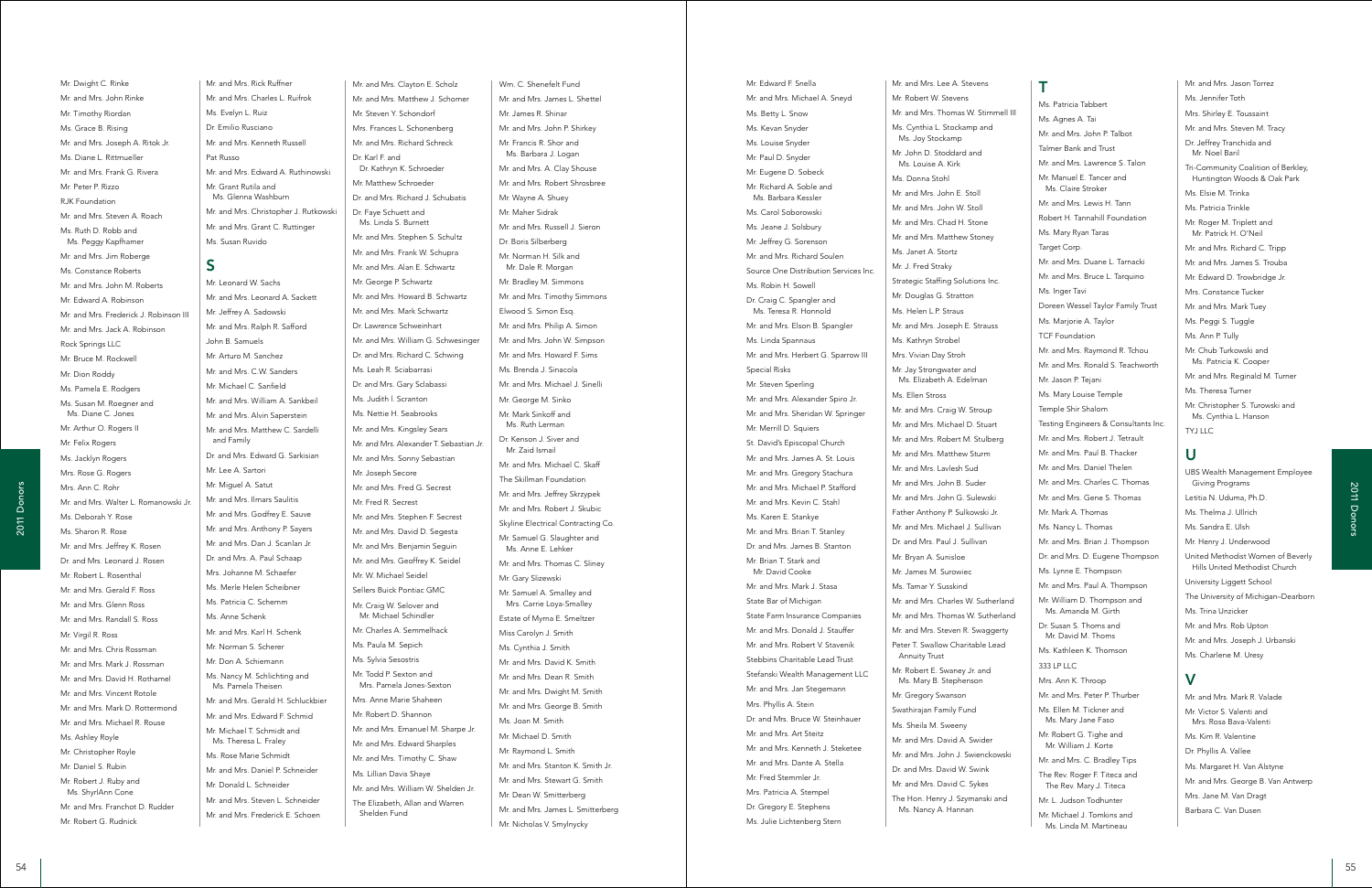Mr. Dwight C. Rinke
Mr. and Mrs. John Rinke
Mr. Timothy Riordan
Ms. Grace B. Rising
Mr. and Mrs. Joseph A. Ritok Jr.
Ms. Diane L. Rittmueller
Mr. and Mrs. Frank G. Rivera
Mr. Peter P. Rizzo
RJK Foundation
Mr. and Mrs. Steven A. Roach
Ms. Ruth D. Robb and Ms. Peggy Kapfhamer
Mr. and Mrs. Jim Roberge
Ms. Constance Roberts
Mr. and Mrs. John M. Roberts
Mr. Edward A. Robinson
Mr. and Mrs. Frederick J. Robinson III
Mr. and Mrs. Jack A. Robinson
Rock Springs LLC
Mr. Bruce M. Rockwell
Mr. Dion Roddy
Ms. Pamela E. Rodgers
Ms. Susan M. Roegner and Ms. Diane C. Jones
Mr. Arthur O. Rogers II
Mr. Felix Rogers
Ms. Jacklyn Rogers
Mrs. Rose G. Rogers
Mrs. Ann C. Rohr
Mr. and Mrs. Walter L. Romanowski Jr.
Ms. Deborah Y. Rose
Ms. Sharon R. Rose
Mr. and Mrs. Jeffrey K. Rosen
Dr. and Mrs. Leonard J. Rosen
Mr. Robert L. Rosenthal
Mr. and Mrs. Gerald F. Ross
Mr. and Mrs. Glenn Ross
Mr. and Mrs. Randall S. Ross
Mr. Virgil R. Ross
Mr. and Mrs. Chris Rossman
Mr. and Mrs. Mark J. Rossman
Mr. and Mrs. David H. Rothamel
Mr. and Mrs. Vincent Rotole
Mr. and Mrs. Mark D. Rottermond
Mr. and Mrs. Michael R. Rouse
Ms. Ashley Royle
Mr. Christopher Royle
Mr. Daniel S. Rubin
Mr. Robert J. Ruby and Ms. ShyrlAnn Cone
Mr. and Mrs. Franchot D. Rudder
Mr. Robert G. Rudnick
Mr. and Mrs. Rick Ruffner
Mr. and Mrs. Charles L. Ruifrok
Ms. Evelyn L. Ruiz
Dr. Emilio Rusciano
Mr. and Mrs. Kenneth Russell
Pat Russo
Mr. and Mrs. Edward A. Ruthinowski
Mr. Grant Rutila and Ms. Glenna Washburn
Mr. and Mrs. Christopher J. Rutkowski
Mr. and Mrs. Grant C. Ruttinger
Ms. Susan Ruvido

## S

Mr. Leonard W. Sachs
Mr. and Mrs. Leonard A. Sackett
Mr. Jeffrey A. Sadowski
Mr. and Mrs. Ralph R. Safford
John B. Samuels
Mr. Arturo M. Sanchez
Mr. and Mrs. C.W. Sanders
Mr. Michael C. Sanfield
Mr. and Mrs. William A. Sankbeil
Mr. and Mrs. Alvin Saperstein
Mr. and Mrs. Matthew C. Sardelli and Family
Dr. and Mrs. Edward G. Sarkisian
Mr. Lee A. Sartori
Mr. Miguel A. Satut
Mr. and Mrs. Ilmars Saulitis
Mr. and Mrs. Godfrey E. Sauve
Mr. and Mrs. Anthony P. Sayers
Mr. and Mrs. Dan J. Scanlan Jr.
Dr. and Mrs. A. Paul Schaap
Mrs. Johanne M. Schaefer
Ms. Merle Helen Scheibner
Ms. Patricia C. Schemm
Ms. Anne Schenk
Mr. and Mrs. Karl H. Schenk
Mr. Norman S. Scherer
Mr. Don A. Schiemann
Ms. Nancy M. Schlichting and Ms. Pamela Theisen
Mr. and Mrs. Gerald H. Schluckbier
Mr. and Mrs. Edward F. Schmid
Mr. Michael T. Schmidt and Ms. Theresa L. Fraley
Ms. Rose Marie Schmidt
Mr. and Mrs. Daniel P. Schneider
Mr. Donald L. Schneider
Mr. and Mrs. Steven L. Schneider
Mr. and Mrs. Frederick E. Schoen
Mr. and Mrs. Clayton E. Scholz
Mr. and Mrs. Matthew J. Schorner
Mr. Steven Y. Schondorf
Mrs. Frances L. Schonenberg
Mr. and Mrs. Richard Schreck
Dr. Karl F. and Dr. Kathryn K. Schroeder
Mr. Matthew Schroeder
Dr. and Mrs. Richard J. Schubatis
Dr. Faye Schuett and Ms. Linda S. Burnett
Mr. and Mrs. Stephen S. Schultz
Mr. and Mrs. Frank W. Schupra
Mr. and Mrs. Alan E. Schwartz
Mr. George P. Schwartz
Mr. and Mrs. Howard B. Schwartz
Mr. and Mrs. Mark Schwartz
Dr. Lawrence Schweinhart
Mr. and Mrs. William G. Schwesinger
Dr. and Mrs. Richard C. Schwing
Ms. Leah R. Sciabarrasi
Dr. and Mrs. Gary Sclabassi
Ms. Judith I. Scranton
Ms. Nettie H. Seabrooks
Mr. and Mrs. Kingsley Sears
Mr. and Mrs. Alexander T. Sebastian Jr.
Mr. and Mrs. Sonny Sebastian
Mr. Joseph Secore
Mr. and Mrs. Fred G. Secrest
Mr. Fred R. Secrest
Mr. and Mrs. Stephen F. Secrest
Mr. and Mrs. David D. Segesta
Mr. and Mrs. Benjamin Seguin
Mr. and Mrs. Geoffrey K. Seidel
Mr. W. Michael Seidel
Sellers Buick Pontiac GMC
Mr. Craig W. Selover and Mr. Michael Schindler
Mr. Charles A. Semmelhack
Ms. Paula M. Sepich
Ms. Sylvia Sesostris
Mr. Todd P. Sexton and Mrs. Pamela Jones-Sexton
Mrs. Anne Marie Shaheen
Mr. Robert D. Shannon
Mr. and Mrs. Emanuel M. Sharpe Jr.
Mr. and Mrs. Edward Sharples
Mr. and Mrs. Timothy C. Shaw
Ms. Lillian Davis Shaye
Mr. and Mrs. William W. Shelden Jr.
The Elizabeth, Allan and Warren Shelden Fund
Wm. C. Shenefelt Fund
Mr. and Mrs. James L. Shettel
Mr. James R. Shinar
Mr. and Mrs. John P. Shirkey
Mr. Francis R. Shor and Ms. Barbara J. Logan
Mr. and Mrs. A. Clay Shouse
Mr. and Mrs. Robert Shrosbree
Mr. Wayne A. Shuey
Mr. Maher Sidrak
Mr. and Mrs. Russell J. Sieron
Dr. Boris Silberberg
Mr. Norman H. Silk and Mr. Dale R. Morgan
Mr. Bradley M. Simmons
Mr. and Mrs. Timothy Simmons
Elwood S. Simon Esq.
Mr. and Mrs. Philip A. Simon
Mr. and Mrs. John W. Simpson
Mr. and Mrs. Howard F. Sims
Ms. Brenda J. Sinacola
Mr. and Mrs. Michael J. Sinelli
Mr. George M. Sinko
Mr. Mark Sinkoff and Ms. Ruth Lerman
Dr. Kenson J. Siver and Mr. Zaid Ismail
Mr. and Mrs. Michael C. Skaff
The Skillman Foundation
Mr. and Mrs. Jeffrey Skrzypek
Mr. and Mrs. Robert J. Skubic
Skyline Electrical Contracting Co.
Mr. Samuel G. Slaughter and Ms. Anne E. Lehker
Mr. and Mrs. Thomas C. Sliney
Mr. Gary Slizewski
Mr. Samuel A. Smalley and Mrs. Carrie Loya-Smalley
Estate of Myrna E. Smeltzer
Miss Carolyn J. Smith
Ms. Cynthia J. Smith
Mr. and Mrs. David K. Smith
Mr. and Mrs. Dean R. Smith
Mr. and Mrs. Dwight M. Smith
Mr. and Mrs. George B. Smith
Ms. Joan M. Smith
Mr. Michael D. Smith
Mr. Raymond L. Smith
Mr. and Mrs. Stanton K. Smith Jr.
Mr. and Mrs. Stewart G. Smith
Mr. Dean W. Smitterberg
Mr. and Mrs. James L. Smitterberg
Mr. Nicholas V. Smylnycky
Mr. Edward F. Snella
Mr. and Mrs. Michael A. Sneyd
Ms. Betty L. Snow
Ms. Kevan Snyder
Ms. Louise Snyder
Mr. Paul D. Snyder
Mr. Eugene D. Sobeck
Mr. Richard A. Soble and Ms. Barbara Kessler
Ms. Carol Soborowski
Ms. Jeane J. Solsbury
Mr. Jeffrey G. Sorenson
Mr. and Mrs. Richard Soulen
Source One Distribution Services Inc.
Ms. Robin H. Sowell
Dr. Craig C. Spangler and Ms. Teresa R. Honnold
Mr. and Mrs. Elson B. Spangler
Ms. Linda Spannaus
Mr. and Mrs. Herbert G. Sparrow III
Special Risks
Mr. Steven Sperling
Mr. and Mrs. Alexander Spiro Jr.
Mr. and Mrs. Sheridan W. Springer
Mr. Merrill D. Squiers
St. David's Episcopal Church
Mr. and Mrs. James A. St. Louis
Mr. and Mrs. Gregory Stachura
Mr. and Mrs. Michael P. Stafford
Mr. and Mrs. Kevin C. Stahl
Ms. Karen E. Stankye
Mr. and Mrs. Brian T. Stanley
Dr. and Mrs. James B. Stanton
Mr. Brian T. Stark and Mr. David Cooke
Mr. and Mrs. Mark J. Stasa
State Bar of Michigan
State Farm Insurance Companies
Mr. and Mrs. Donald J. Stauffer
Mr. and Mrs. Robert V. Stavenik
Stebbins Charitable Lead Trust
Stefanski Wealth Management LLC
Mr. and Mrs. Jan Stegemann
Mrs. Phyllis A. Stein
Dr. and Mrs. Bruce W. Steinhauer
Mr. and Mrs. Art Steitz
Mr. and Mrs. Kenneth J. Steketee
Mr. and Mrs. Dante A. Stella
Mr. Fred Stemmler Jr.
Mrs. Patricia A. Stempel
Dr. Gregory E. Stephens
Ms. Julie Lichtenberg Stern
Mr. and Mrs. Lee A. Stevens
Mr. Robert W. Stevens
Mr. and Mrs. Thomas W. Stimmell III
Ms. Cynthia L. Stockamp and Ms. Joy Stockamp
Mr. John D. Stoddard and Ms. Louise A. Kirk
Ms. Donna Stohl
Mr. and Mrs. John E. Stoll
Mr. and Mrs. John W. Stoll
Mr. and Mrs. Chad H. Stone
Mr. and Mrs. Matthew Stoney
Ms. Janet A. Stortz
Mr. J. Fred Straky
Strategic Staffing Solutions Inc.
Mr. Douglas G. Stratton
Ms. Helen L.P. Straus
Mr. and Mrs. Joseph E. Strauss
Ms. Kathryn Strobel
Mrs. Vivian Day Stroh
Mr. Jay Strongwater and Ms. Elizabeth A. Edelman
Ms. Ellen Stross
Mr. and Mrs. Craig W. Stroup
Mr. and Mrs. Michael D. Stuart
Mr. and Mrs. Robert M. Stulberg
Mr. and Mrs. Matthew Sturm
Mr. and Mrs. Lavlesh Sud
Mr. and Mrs. John B. Suder
Mr. and Mrs. John G. Sulewski
Father Anthony P. Sulkowski Jr.
Mr. and Mrs. Michael J. Sullivan
Dr. and Mrs. Paul J. Sullivan
Mr. Bryan A. Sunisloe
Mr. James M. Surowiec
Ms. Tamar Y. Susskind
Mr. and Mrs. Charles W. Sutherland
Mr. and Mrs. Thomas W. Sutherland
Mr. and Mrs. Steven R. Swaggerty
Peter T. Swallow Charitable Lead Annuity Trust
Mr. Robert E. Swaney Jr. and Ms. Mary B. Stephenson
Mr. Gregory Swanson
Swathirajan Family Fund
Ms. Sheila M. Sweeny
Mr. and Mrs. David A. Swider
Mr. and Mrs. John J. Swienckowski
Dr. and Mrs. David W. Swink
Mr. and Mrs. David C. Sykes
The Hon. Henry J. Szymanski and Ms. Nancy A. Hannan

## T

Ms. Patricia Tabbert
Ms. Agnes A. Tai
Mr. and Mrs. John P. Talbot
Talmer Bank and Trust
Mr. and Mrs. Lawrence S. Talon
Mr. Manuel E. Tancer and Ms. Claire Stroker
Mr. and Mrs. Lewis H. Tann
Robert H. Tannahill Foundation
Ms. Mary Ryan Taras
Target Corp.
Mr. and Mrs. Duane L. Tarnacki
Mr. and Mrs. Bruce L. Tarquino
Ms. Inger Tavi
Doreen Wessel Taylor Family Trust
Ms. Marjorie A. Taylor
TCF Foundation
Mr. and Mrs. Raymond R. Tchou
Mr. and Mrs. Ronald S. Teachworth
Mr. Jason P. Tejani
Ms. Mary Louise Temple
Temple Shir Shalom
Testing Engineers & Consultants Inc.
Mr. and Mrs. Robert J. Tetrault
Mr. and Mrs. Paul B. Thacker
Mr. and Mrs. Daniel Thelen
Mr. and Mrs. Charles C. Thomas
Mr. and Mrs. Gene S. Thomas
Mr. Mark A. Thomas
Ms. Nancy L. Thomas
Mr. and Mrs. Brian J. Thompson
Dr. and Mrs. D. Eugene Thompson
Ms. Lynne E. Thompson
Mr. and Mrs. Paul A. Thompson
Mr. William D. Thompson and Ms. Amanda M. Girth
Dr. Susan S. Thoms and Mr. David M. Thoms
Ms. Kathleen K. Thomson
333 LP LLC
Mrs. Ann K. Throop
Mr. and Mrs. Peter P. Thurber
Ms. Ellen M. Tickner and Ms. Mary Jane Faso
Mr. Robert G. Tighe and Mr. William J. Korte
Mr. and Mrs. C. Bradley Tips
The Rev. Roger F. Titeca and The Rev. Mary J. Titeca
Mr. L. Judson Todhunter
Mr. Michael J. Tomkins and Ms. Linda M. Martineau
Mr. and Mrs. Jason Torrez
Ms. Jennifer Toth
Mrs. Shirley E. Toussaint
Mr. and Mrs. Steven M. Tracy
Dr. Jeffrey Tranchida and Mr. Noel Baril
Tri-Community Coalition of Berkley, Huntington Woods & Oak Park
Ms. Elsie M. Trinka
Ms. Patricia Trinkle
Mr. Roger M. Triplett and Mr. Patrick H. O'Neil
Mr. and Mrs. Richard C. Tripp
Mr. and Mrs. James S. Trouba
Mr. Edward D. Trowbridge Jr.
Mrs. Constance Tucker
Mr. and Mrs. Mark Tuey
Ms. Peggi S. Tuggle
Ms. Ann P. Tully
Mr. Chub Turkowski and Ms. Patricia K. Cooper
Mr. and Mrs. Reginald M. Turner
Ms. Theresa Turner
Mr. Christopher S. Turowski and Ms. Cynthia L. Hanson
TYJ LLC

## U

UBS Wealth Management Employee Giving Programs
Letitia N. Uduma, Ph.D.
Ms. Thelma J. Ullrich
Ms. Sandra E. Ulsh
Mr. Henry J. Underwood
United Methodist Women of Beverly Hills United Methodist Church
University Liggett School
The University of Michigan–Dearborn
Ms. Trina Unzicker
Mr. and Mrs. Rob Upton
Mr. and Mrs. Joseph J. Urbanski
Ms. Charlene M. Uresy

## V

Mr. and Mrs. Mark R. Valade
Mr. Victor S. Valenti and Mrs. Rosa Bava-Valenti
Ms. Kim R. Valentine
Dr. Phyllis A. Vallee
Ms. Margaret H. Van Alstyne
Mr. and Mrs. George B. Van Antwerp
Mrs. Jane M. Van Dragt
Barbara C. Van Dusen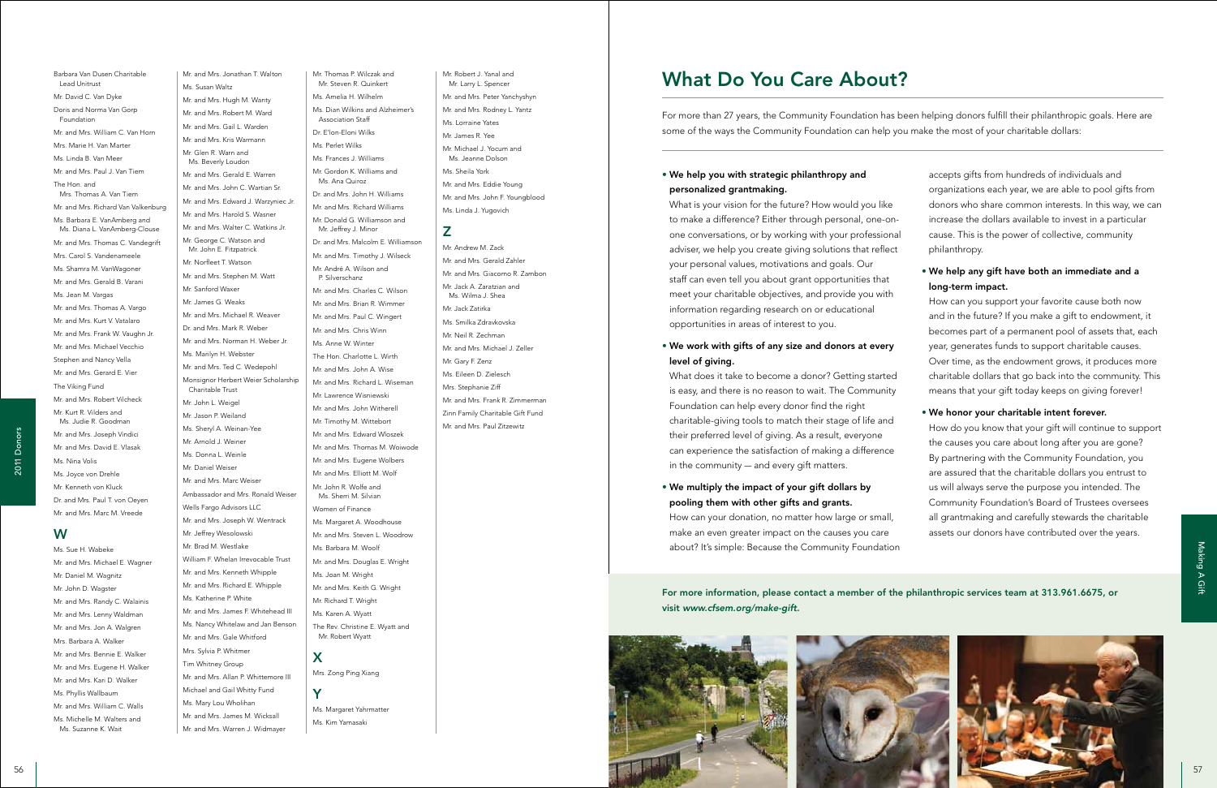Barbara Van Dusen Charitable Lead Unitrust
Mr. David C. Van Dyke
Doris and Norma Van Gorp Foundation
Mr. and Mrs. William C. Van Horn
Mrs. Marie H. Van Marter
Ms. Linda B. Van Meer
Mr. and Mrs. Paul J. Van Tiem
The Hon. and Mrs. Thomas A. Van Tiem
Mr. and Mrs. Richard Van Valkenburg
Ms. Barbara E. VanAmberg and Ms. Diana L. VanAmberg-Clouse
Mr. and Mrs. Thomas C. Vandegrift
Mrs. Carol S. Vandenameele
Ms. Shamra M. VanWagoner
Mr. and Mrs. Gerald B. Varani
Ms. Jean M. Vargas
Mr. and Mrs. Thomas A. Vargo
Mr. and Mrs. Kurt V. Vatalaro
Mr. and Mrs. Frank W. Vaughn Jr.
Mr. and Mrs. Michael Vecchio
Stephen and Nancy Vella
Mr. and Mrs. Gerard E. Vier
The Viking Fund
Mr. and Mrs. Robert Vilcheck
Mr. Kurt R. Vilders and Ms. Judie R. Goodman
Mr. and Mrs. Joseph Vindici
Mr. and Mrs. David E. Vlasak
Ms. Nina Volis
Ms. Joyce von Drehle
Mr. Kenneth von Kluck
Dr. and Mrs. Paul T. von Oeyen
Mr. and Mrs. Marc M. Vreede

## W

Ms. Sue H. Wabeke
Mr. and Mrs. Michael E. Wagner
Mr. Daniel M. Wagnitz
Mr. John D. Wagster
Mr. and Mrs. Randy C. Walainis
Mr. and Mrs. Lenny Waldman
Mr. and Mrs. Jon A. Walgren
Mrs. Barbara A. Walker
Mr. and Mrs. Bennie E. Walker
Mr. and Mrs. Eugene H. Walker
Mr. and Mrs. Kari D. Walker
Ms. Phyllis Wallbaum
Mr. and Mrs. William C. Walls
Ms. Michelle M. Walters and Ms. Suzanne K. Wait
Mr. and Mrs. Jonathan T. Walton
Ms. Susan Waltz
Mr. and Mrs. Hugh M. Wanty
Mr. and Mrs. Robert M. Ward
Mr. and Mrs. Gail L. Warden
Mr. and Mrs. Kris Warmann
Mr. Glen R. Warn and Ms. Beverly Loudon
Mr. and Mrs. Gerald E. Warren
Mr. and Mrs. John C. Wartian Sr.
Mr. and Mrs. Edward J. Warzyniec Jr.
Mr. and Mrs. Harold S. Wasner
Mr. and Mrs. Walter C. Watkins Jr.
Mr. George C. Watson and Mr. John E. Fitzpatrick
Mr. Norfleet T. Watson
Mr. and Mrs. Stephen M. Watt
Mr. Sanford Waxer
Mr. James G. Weaks
Mr. and Mrs. Michael R. Weaver
Dr. and Mrs. Mark R. Weber
Mr. and Mrs. Norman H. Weber Jr.
Ms. Marilyn H. Webster
Mr. and Mrs. Ted C. Wedepohl
Monsignor Herbert Weier Scholarship Charitable Trust
Mr. John L. Weigel
Mr. Jason P. Weiland
Ms. Sheryl A. Weinan-Yee
Mr. Arnold J. Weiner
Ms. Donna L. Weinle
Mr. Daniel Weiser
Mr. and Mrs. Marc Weiser
Ambassador and Mrs. Ronald Weiser
Wells Fargo Advisors LLC
Mr. and Mrs. Joseph W. Wentrack
Mr. Jeffrey Wesolowski
Mr. Brad M. Westlake
William F. Whelan Irrevocable Trust
Mr. and Mrs. Kenneth Whipple
Mr. and Mrs. Richard E. Whipple
Ms. Katherine P. White
Mr. and Mrs. James F. Whitehead III
Ms. Nancy Whitelaw and Jan Benson
Mr. and Mrs. Gale Whitford
Mrs. Sylvia P. Whitmer
Tim Whitney Group
Mr. and Mrs. Allan P. Whittemore III
Michael and Gail Whitty Fund
Ms. Mary Lou Wholihan
Mr. and Mrs. James M. Wicksall
Mr. and Mrs. Warren J. Widmayer
Mr. Thomas P. Wilczak and Mr. Steven R. Quinkert
Ms. Amelia H. Wilhelm
Ms. Dian Wilkins and Alzheimer's Association Staff
Dr. E'lon-Eloni Wilks
Ms. Perlet Wilks
Ms. Frances J. Williams
Mr. Gordon K. Williams and Ms. Ana Quiroz
Dr. and Mrs. John H. Williams
Mr. and Mrs. Richard Williams
Mr. Donald G. Williamson and Mr. Jeffrey J. Minor
Dr. and Mrs. Malcolm E. Williamson
Mr. and Mrs. Timothy J. Wilseck
Mr. André A. Wilson and P. Silverschanz
Mr. and Mrs. Charles C. Wilson
Mr. and Mrs. Brian R. Wimmer
Mr. and Mrs. Paul C. Wingert
Mr. and Mrs. Chris Winn
Ms. Anne W. Winter
The Hon. Charlotte L. Wirth
Mr. and Mrs. John A. Wise
Mr. and Mrs. Richard L. Wiseman
Mr. Lawrence Wisniewski
Mr. and Mrs. John Witherell
Mr. Timothy M. Wittebort
Mr. and Mrs. Edward Wloszek
Mr. and Mrs. Thomas M. Woiwode
Mr. and Mrs. Eugene Wolbers
Mr. and Mrs. Elliott M. Wolf
Mr. John R. Wolfe and Ms. Sherri M. Silvian
Women of Finance
Ms. Margaret A. Woodhouse
Mr. and Mrs. Steven L. Woodrow
Ms. Barbara M. Woolf
Mr. and Mrs. Douglas E. Wright
Ms. Joan M. Wright
Mr. and Mrs. Keith G. Wright
Mr. Richard T. Wright
Ms. Karen A. Wyatt
The Rev. Christine E. Wyatt and Mr. Robert Wyatt

## X

Mrs. Zong Ping Xiang

## Y

Ms. Margaret Yahrmatter
Ms. Kim Yamasaki
Mr. Robert J. Yanal and Mr. Larry L. Spencer
Mr. and Mrs. Peter Yanchyshyn
Mr. and Mrs. Rodney L. Yantz
Ms. Lorraine Yates
Mr. James R. Yee
Mr. Michael J. Yocum and Ms. Jeanne Dolson
Ms. Sheila York
Mr. and Mrs. Eddie Young
Mr. and Mrs. John F. Youngblood
Ms. Linda J. Yugovich

## Z

Mr. Andrew M. Zack
Mr. and Mrs. Gerald Zahler
Mr. and Mrs. Giacomo R. Zambon
Mr. Jack A. Zaratzian and Ms. Wilma J. Shea
Mr. Jack Zatirka
Ms. Smilka Zdravkovska
Mr. Neil R. Zechman
Mr. and Mrs. Michael J. Zeller
Mr. Gary F. Zenz
Ms. Eileen D. Zielesch
Mrs. Stephanie Ziff
Mr. and Mrs. Frank R. Zimmerman
Zinn Family Charitable Gift Fund
Mr. and Mrs. Paul Zitzewitz

# What Do You Care About?

For more than 27 years, the Community Foundation has been helping donors fulfill their philanthropic goals. Here are some of the ways the Community Foundation can help you make the most of your charitable dollars:

- **We help you with strategic philanthropy and personalized grantmaking.**
  What is your vision for the future? How would you like to make a difference? Either through personal, one-on-one conversations, or by working with your professional adviser, we help you create giving solutions that reflect your personal values, motivations and goals. Our staff can even tell you about grant opportunities that meet your charitable objectives, and provide you with information regarding research on or educational opportunities in areas of interest to you.

- **We work with gifts of any size and donors at every level of giving.**
  What does it take to become a donor? Getting started is easy, and there is no reason to wait. The Community Foundation can help every donor find the right charitable-giving tools to match their stage of life and their preferred level of giving. As a result, everyone can experience the satisfaction of making a difference in the community — and every gift matters.

- **We multiply the impact of your gift dollars by pooling them with other gifts and grants.**
  How can your donation, no matter how large or small, make an even greater impact on the causes you care about? It's simple: Because the Community Foundation accepts gifts from hundreds of individuals and organizations each year, we are able to pool gifts from donors who share common interests. In this way, we can increase the dollars available to invest in a particular cause. This is the power of collective, community philanthropy.

- **We help any gift have both an immediate and a long-term impact.**
  How can you support your favorite cause both now and in the future? If you make a gift to endowment, it becomes part of a permanent pool of assets that, each year, generates funds to support charitable causes. Over time, as the endowment grows, it produces more charitable dollars that go back into the community. This means that your gift today keeps on giving forever!

- **We honor your charitable intent forever.**
  How do you know that your gift will continue to support the causes you care about long after you are gone? By partnering with the Community Foundation, you are assured that the charitable dollars you entrust to us will always serve the purpose you intended. The Community Foundation's Board of Trustees oversees all grantmaking and carefully stewards the charitable assets our donors have contributed over the years.

**For more information, please contact a member of the philanthropic services team at 313.961.6675, or visit *www.cfsem.org/make-gift*.**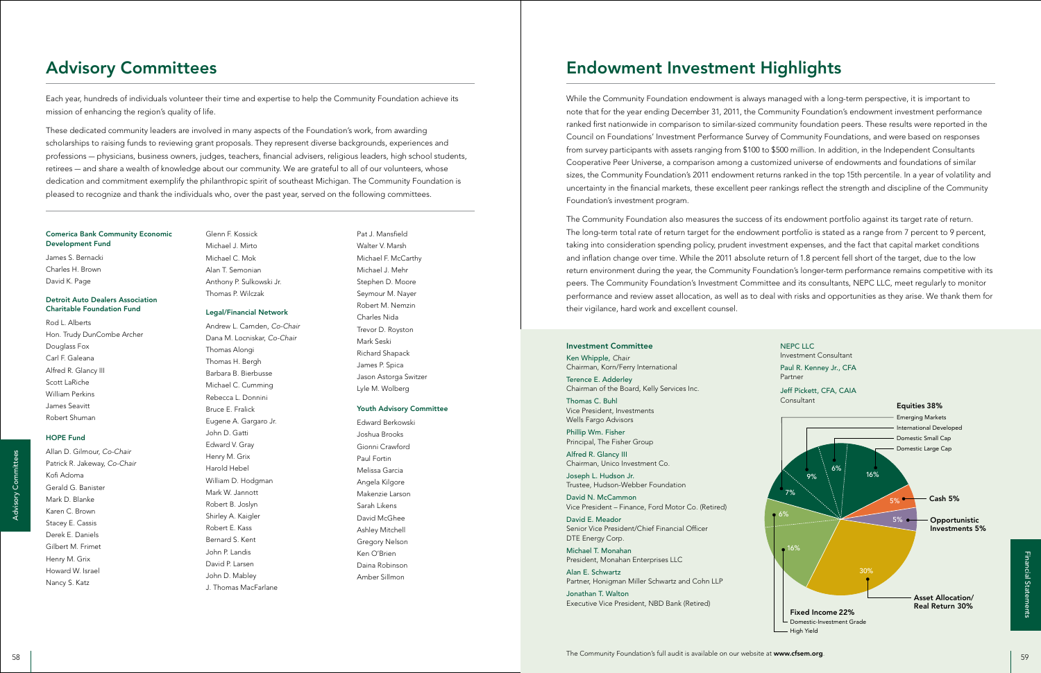# Advisory Committees

Each year, hundreds of individuals volunteer their time and expertise to help the Community Foundation achieve its mission of enhancing the region's quality of life.

These dedicated community leaders are involved in many aspects of the Foundation's work, from awarding scholarships to raising funds to reviewing grant proposals. They represent diverse backgrounds, experiences and professions — physicians, business owners, judges, teachers, financial advisers, religious leaders, high school students, retirees — and share a wealth of knowledge about our community. We are grateful to all of our volunteers, whose dedication and commitment exemplify the philanthropic spirit of southeast Michigan. The Community Foundation is pleased to recognize and thank the individuals who, over the past year, served on the following committees.

### Comerica Bank Community Economic Development Fund

James S. Bernacki
Charles H. Brown
David K. Page

### Detroit Auto Dealers Association Charitable Foundation Fund

Rod L. Alberts
Hon. Trudy DunCombe Archer
Douglass Fox
Carl F. Galeana
Alfred R. Glancy III
Scott LaRiche
William Perkins
James Seavitt
Robert Shuman

### HOPE Fund

Allan D. Gilmour, *Co-Chair*
Patrick R. Jakeway, *Co-Chair*
Kofi Adoma
Gerald G. Banister
Mark D. Blanke
Karen C. Brown
Stacey E. Cassis
Derek E. Daniels
Gilbert M. Frimet
Henry M. Grix
Howard W. Israel
Nancy S. Katz
Glenn F. Kossick
Michael J. Mirto
Michael C. Mok
Alan T. Semonian
Anthony P. Sulkowski Jr.
Thomas P. Wilczak

### Legal/Financial Network

Andrew L. Camden, *Co-Chair*
Dana M. Locniskar, *Co-Chair*
Thomas Alongi
Thomas H. Bergh
Barbara B. Bierbusse
Michael C. Cumming
Rebecca L. Donnini
Bruce E. Fralick
Eugene A. Gargaro Jr.
John D. Gatti
Edward V. Gray
Henry M. Grix
Harold Hebel
William D. Hodgman
Mark W. Jannott
Robert B. Joslyn
Shirley A. Kaigler
Robert E. Kass
Bernard S. Kent
John P. Landis
David P. Larsen
John D. Mabley
J. Thomas MacFarlane
Pat J. Mansfield
Walter V. Marsh
Michael F. McCarthy
Michael J. Mehr
Stephen D. Moore
Seymour M. Nayer
Robert M. Nemzin
Charles Nida
Trevor D. Royston
Mark Seski
Richard Shapack
James P. Spica
Jason Astorga Switzer
Lyle M. Wolberg

### Youth Advisory Committee

Edward Berkowski
Joshua Brooks
Gionni Crawford
Paul Fortin
Melissa Garcia
Angela Kilgore
Makenzie Larson
Sarah Likens
David McGhee
Ashley Mitchell
Gregory Nelson
Ken O'Brien
Daina Robinson
Amber Sillmon

# Endowment Investment Highlights

While the Community Foundation endowment is always managed with a long-term perspective, it is important to note that for the year ending December 31, 2011, the Community Foundation's endowment investment performance ranked first nationwide in comparison to similar-sized community foundation peers. These results were reported in the Council on Foundations' Investment Performance Survey of Community Foundations, and were based on responses from survey participants with assets ranging from $100 to $500 million. In addition, in the Independent Consultants Cooperative Peer Universe, a comparison among a customized universe of endowments and foundations of similar sizes, the Community Foundation's 2011 endowment returns ranked in the top 15th percentile. In a year of volatility and uncertainty in the financial markets, these excellent peer rankings reflect the strength and discipline of the Community Foundation's investment program.

The Community Foundation also measures the success of its endowment portfolio against its target rate of return. The long-term total rate of return target for the endowment portfolio is stated as a range from 7 percent to 9 percent, taking into consideration spending policy, prudent investment expenses, and the fact that capital market conditions and inflation change over time. While the 2011 absolute return of 1.8 percent fell short of the target, due to the low return environment during the year, the Community Foundation's longer-term performance remains competitive with its peers. The Community Foundation's Investment Committee and its consultants, NEPC LLC, meet regularly to monitor performance and review asset allocation, as well as to deal with risks and opportunities as they arise. We thank them for their vigilance, hard work and excellent counsel.

### Investment Committee

Ken Whipple, *Chair*
Chairman, Korn/Ferry International

Terence E. Adderley
Chairman of the Board, Kelly Services Inc.

Thomas C. Buhl
Vice President, Investments
Wells Fargo Advisors

Phillip Wm. Fisher
Principal, The Fisher Group

Alfred R. Glancy III
Chairman, Unico Investment Co.

Joseph L. Hudson Jr.
Trustee, Hudson-Webber Foundation

David N. McCammon
Vice President – Finance, Ford Motor Co. (Retired)

David E. Meador
Senior Vice President/Chief Financial Officer
DTE Energy Corp.

Michael T. Monahan
President, Monahan Enterprises LLC

Alan E. Schwartz
Partner, Honigman Miller Schwartz and Cohn LLP

Jonathan T. Walton
Executive Vice President, NBD Bank (Retired)

### NEPC LLC

Investment Consultant

Paul R. Kenney Jr., CFA
Partner

Jeff Pickett, CFA, CAIA
Consultant

**Equities 38%**
- Emerging Markets 7%
- International Developed 9%
- Domestic Small Cap 6%
- Domestic Large Cap 16%

**Cash 5%**

**Opportunistic Investments 5%**

**Asset Allocation/ Real Return 30%**

**Fixed Income 22%**
- Domestic-Investment Grade 16%
- High Yield 6%

The Community Foundation's full audit is available on our website at **www.cfsem.org**.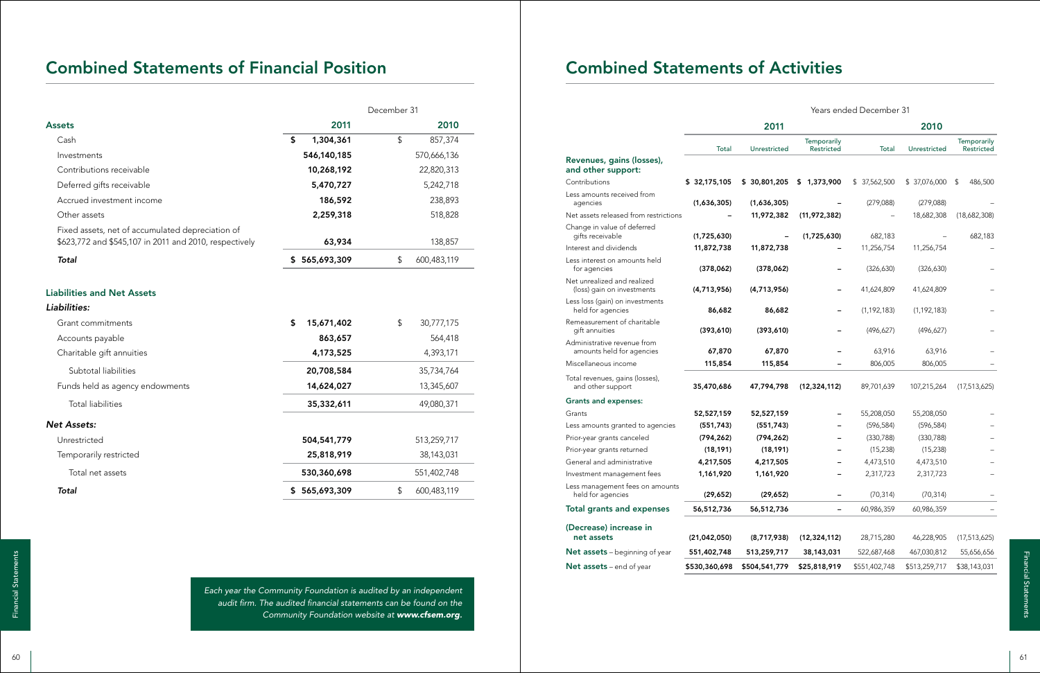# Combined Statements of Financial Position

| | December 31 | |
|---|---|---|
| **Assets** | **2011** | **2010** |
| Cash | **$ 1,304,361** | $ 857,374 |
| Investments | **546,140,185** | 570,666,136 |
| Contributions receivable | **10,268,192** | 22,820,313 |
| Deferred gifts receivable | **5,470,727** | 5,242,718 |
| Accrued investment income | **186,592** | 238,893 |
| Other assets | **2,259,318** | 518,828 |
| Fixed assets, net of accumulated depreciation of $623,772 and $545,107 in 2011 and 2010, respectively | **63,934** | 138,857 |
| ***Total*** | **$ 565,693,309** | $ 600,483,119 |

| **Liabilities and Net Assets** | **2011** | **2010** |
|---|---|---|
| ***Liabilities:*** | | |
| Grant commitments | **$ 15,671,402** | $ 30,777,175 |
| Accounts payable | **863,657** | 564,418 |
| Charitable gift annuities | **4,173,525** | 4,393,171 |
| Subtotal liabilities | **20,708,584** | 35,734,764 |
| Funds held as agency endowments | **14,624,027** | 13,345,607 |
| Total liabilities | **35,332,611** | 49,080,371 |
| ***Net Assets:*** | | |
| Unrestricted | **504,541,779** | 513,259,717 |
| Temporarily restricted | **25,818,919** | 38,143,031 |
| Total net assets | **530,360,698** | 551,402,748 |
| ***Total*** | **$ 565,693,309** | $ 600,483,119 |

*Each year the Community Foundation is audited by an independent audit firm. The audited financial statements can be found on the Community Foundation website at **www.cfsem.org**.*

# Combined Statements of Activities

| | Years ended December 31 | | | | | |
|---|---|---|---|---|---|---|
| | **2011** | | | **2010** | | |
| | Total | Unrestricted | Temporarily Restricted | Total | Unrestricted | Temporarily Restricted |
| **Revenues, gains (losses), and other support:** | | | | | | |
| Contributions | **$ 32,175,105** | **$ 30,801,205** | **$ 1,373,900** | $ 37,562,500 | $ 37,076,000 | $ 486,500 |
| Less amounts received from agencies | **(1,636,305)** | **(1,636,305)** | **–** | (279,088) | (279,088) | – |
| Net assets released from restrictions | **–** | **11,972,382** | **(11,972,382)** | – | 18,682,308 | (18,682,308) |
| Change in value of deferred gifts receivable | **(1,725,630)** | **–** | **(1,725,630)** | 682,183 | – | 682,183 |
| Interest and dividends | **11,872,738** | **11,872,738** | **–** | 11,256,754 | 11,256,754 | – |
| Less interest on amounts held for agencies | **(378,062)** | **(378,062)** | **–** | (326,630) | (326,630) | – |
| Net unrealized and realized (loss) gain on investments | **(4,713,956)** | **(4,713,956)** | **–** | 41,624,809 | 41,624,809 | – |
| Less loss (gain) on investments held for agencies | **86,682** | **86,682** | **–** | (1,192,183) | (1,192,183) | – |
| Remeasurement of charitable gift annuities | **(393,610)** | **(393,610)** | **–** | (496,627) | (496,627) | – |
| Administrative revenue from amounts held for agencies | **67,870** | **67,870** | **–** | 63,916 | 63,916 | – |
| Miscellaneous income | **115,854** | **115,854** | **–** | 806,005 | 806,005 | – |
| Total revenues, gains (losses), and other support | **35,470,686** | **47,794,798** | **(12,324,112)** | 89,701,639 | 107,215,264 | (17,513,625) |
| **Grants and expenses:** | | | | | | |
| Grants | **52,527,159** | **52,527,159** | **–** | 55,208,050 | 55,208,050 | – |
| Less amounts granted to agencies | **(551,743)** | **(551,743)** | **–** | (596,584) | (596,584) | – |
| Prior-year grants canceled | **(794,262)** | **(794,262)** | **–** | (330,788) | (330,788) | – |
| Prior-year grants returned | **(18,191)** | **(18,191)** | **–** | (15,238) | (15,238) | – |
| General and administrative | **4,217,505** | **4,217,505** | **–** | 4,473,510 | 4,473,510 | – |
| Investment management fees | **1,161,920** | **1,161,920** | **–** | 2,317,723 | 2,317,723 | – |
| Less management fees on amounts held for agencies | **(29,652)** | **(29,652)** | **–** | (70,314) | (70,314) | – |
| **Total grants and expenses** | **56,512,736** | **56,512,736** | **–** | 60,986,359 | 60,986,359 | – |
| **(Decrease) increase in net assets** | **(21,042,050)** | **(8,717,938)** | **(12,324,112)** | 28,715,280 | 46,228,905 | (17,513,625) |
| **Net assets** – beginning of year | **551,402,748** | **513,259,717** | **38,143,031** | 522,687,468 | 467,030,812 | 55,656,656 |
| **Net assets** – end of year | **$530,360,698** | **$504,541,779** | **$25,818,919** | $551,402,748 | $513,259,717 | $38,143,031 |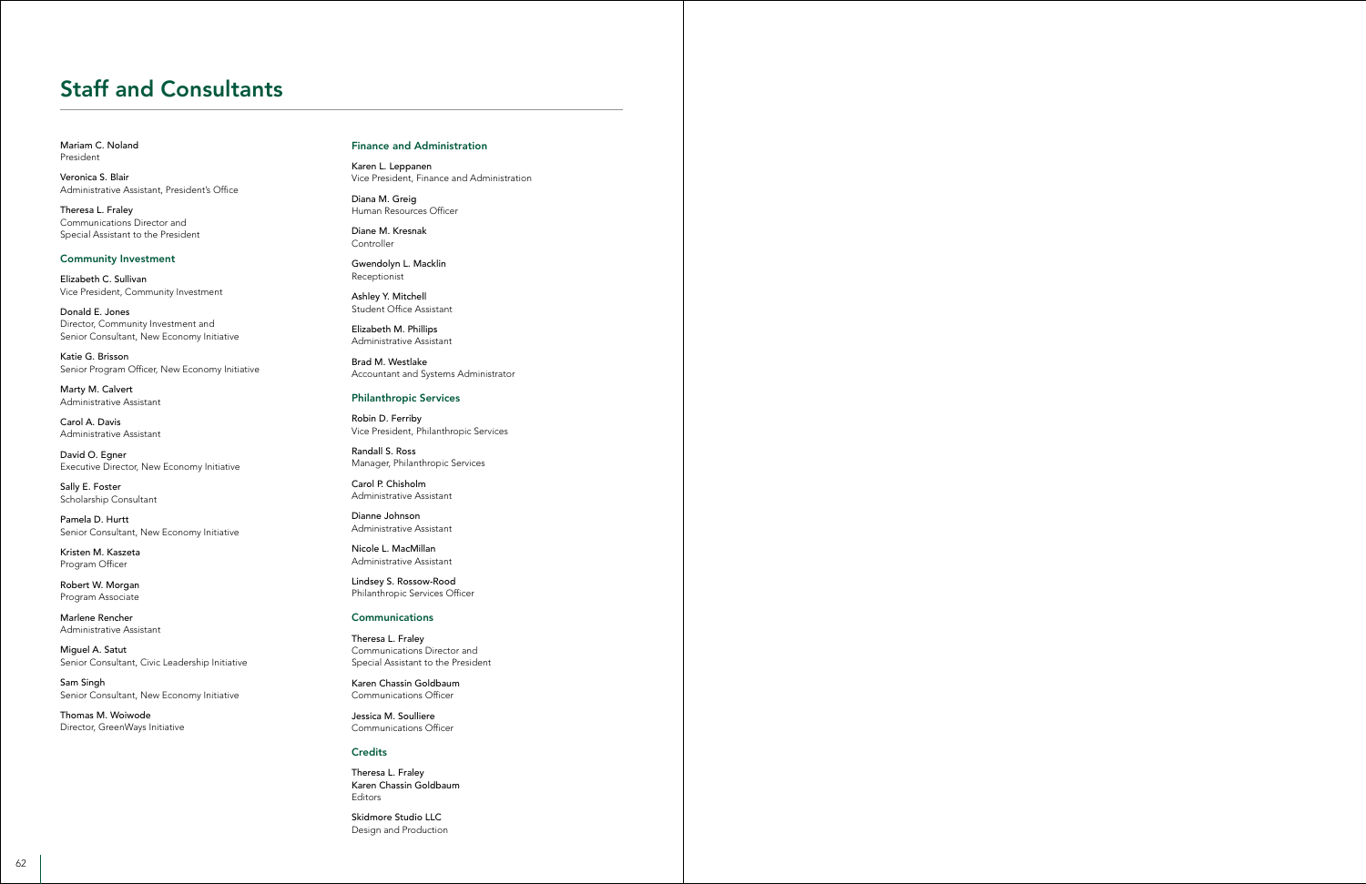# Staff and Consultants

Mariam C. Noland
President

Veronica S. Blair
Administrative Assistant, President's Office

Theresa L. Fraley
Communications Director and
Special Assistant to the President

## Community Investment

Elizabeth C. Sullivan
Vice President, Community Investment

Donald E. Jones
Director, Community Investment and
Senior Consultant, New Economy Initiative

Katie G. Brisson
Senior Program Officer, New Economy Initiative

Marty M. Calvert
Administrative Assistant

Carol A. Davis
Administrative Assistant

David O. Egner
Executive Director, New Economy Initiative

Sally E. Foster
Scholarship Consultant

Pamela D. Hurtt
Senior Consultant, New Economy Initiative

Kristen M. Kaszeta
Program Officer

Robert W. Morgan
Program Associate

Marlene Rencher
Administrative Assistant

Miguel A. Satut
Senior Consultant, Civic Leadership Initiative

Sam Singh
Senior Consultant, New Economy Initiative

Thomas M. Woiwode
Director, GreenWays Initiative

## Finance and Administration

Karen L. Leppanen
Vice President, Finance and Administration

Diana M. Greig
Human Resources Officer

Diane M. Kresnak
Controller

Gwendolyn L. Macklin
Receptionist

Ashley Y. Mitchell
Student Office Assistant

Elizabeth M. Phillips
Administrative Assistant

Brad M. Westlake
Accountant and Systems Administrator

## Philanthropic Services

Robin D. Ferriby
Vice President, Philanthropic Services

Randall S. Ross
Manager, Philanthropic Services

Carol P. Chisholm
Administrative Assistant

Dianne Johnson
Administrative Assistant

Nicole L. MacMillan
Administrative Assistant

Lindsey S. Rossow-Rood
Philanthropic Services Officer

## Communications

Theresa L. Fraley
Communications Director and
Special Assistant to the President

Karen Chassin Goldbaum
Communications Officer

Jessica M. Soulliere
Communications Officer

## Credits

Theresa L. Fraley
Karen Chassin Goldbaum
Editors

Skidmore Studio LLC
Design and Production